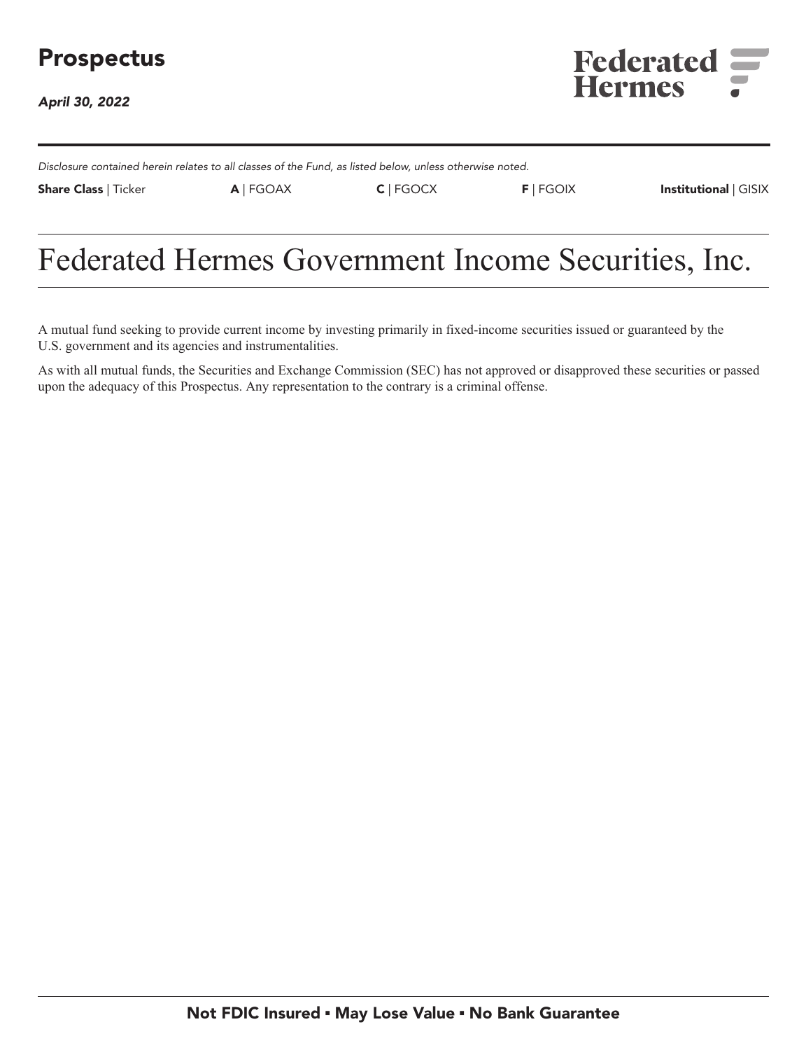# Prospectus

*April 30, 2022*

**Federated Hermes**

---

*Disclosure contained herein relates to all classes of the Fund, as listed below, unless otherwise noted.*

| **Share Class** \| Ticker | **A** \| FGOAX | **C** \| FGOCX | **F** \| FGOIX | **Institutional** \| GISIX |
|---|---|---|---|---|

# Federated Hermes Government Income Securities, Inc.

A mutual fund seeking to provide current income by investing primarily in fixed-income securities issued or guaranteed by the U.S. government and its agencies and instrumentalities.

As with all mutual funds, the Securities and Exchange Commission (SEC) has not approved or disapproved these securities or passed upon the adequacy of this Prospectus. Any representation to the contrary is a criminal offense.

**Not FDIC Insured ▪ May Lose Value ▪ No Bank Guarantee**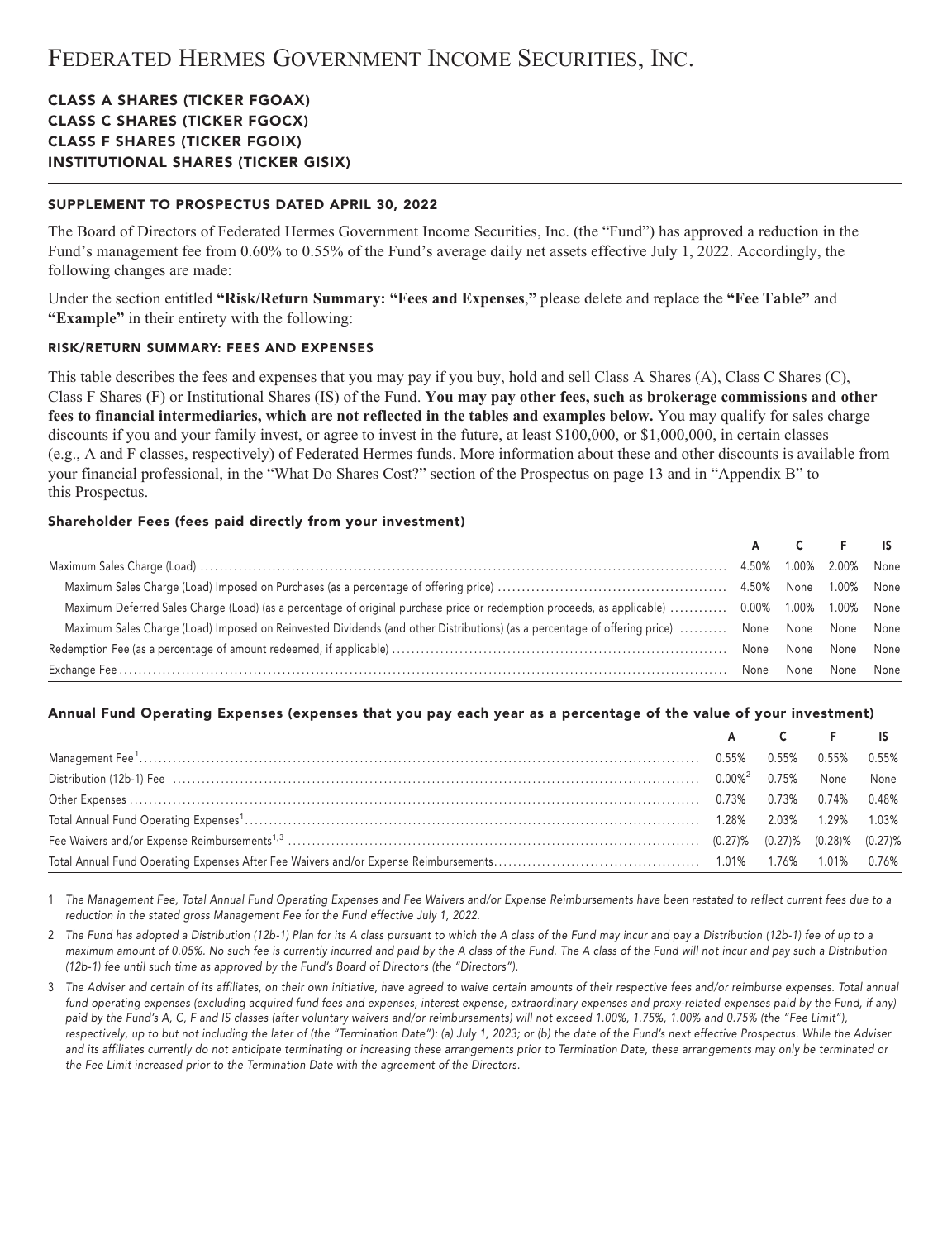# Federated Hermes Government Income Securities, Inc.

**CLASS A SHARES (TICKER FGOAX)**
**CLASS C SHARES (TICKER FGOCX)**
**CLASS F SHARES (TICKER FGOIX)**
**INSTITUTIONAL SHARES (TICKER GISIX)**

## SUPPLEMENT TO PROSPECTUS DATED APRIL 30, 2022

The Board of Directors of Federated Hermes Government Income Securities, Inc. (the "Fund") has approved a reduction in the Fund's management fee from 0.60% to 0.55% of the Fund's average daily net assets effective July 1, 2022. Accordingly, the following changes are made:

Under the section entitled **"Risk/Return Summary: "Fees and Expenses**,**"** please delete and replace the **"Fee Table"** and **"Example"** in their entirety with the following:

### RISK/RETURN SUMMARY: FEES AND EXPENSES

This table describes the fees and expenses that you may pay if you buy, hold and sell Class A Shares (A), Class C Shares (C), Class F Shares (F) or Institutional Shares (IS) of the Fund. **You may pay other fees, such as brokerage commissions and other fees to financial intermediaries, which are not reflected in the tables and examples below.** You may qualify for sales charge discounts if you and your family invest, or agree to invest in the future, at least $100,000, or $1,000,000, in certain classes (e.g., A and F classes, respectively) of Federated Hermes funds. More information about these and other discounts is available from your financial professional, in the "What Do Shares Cost?" section of the Prospectus on page 13 and in "Appendix B" to this Prospectus.

#### Shareholder Fees (fees paid directly from your investment)

| | A | C | F | IS |
|---|---|---|---|---|
| Maximum Sales Charge (Load) | 4.50% | 1.00% | 2.00% | None |
| Maximum Sales Charge (Load) Imposed on Purchases (as a percentage of offering price) | 4.50% | None | 1.00% | None |
| Maximum Deferred Sales Charge (Load) (as a percentage of original purchase price or redemption proceeds, as applicable) | 0.00% | 1.00% | 1.00% | None |
| Maximum Sales Charge (Load) Imposed on Reinvested Dividends (and other Distributions) (as a percentage of offering price) | None | None | None | None |
| Redemption Fee (as a percentage of amount redeemed, if applicable) | None | None | None | None |
| Exchange Fee | None | None | None | None |

#### Annual Fund Operating Expenses (expenses that you pay each year as a percentage of the value of your investment)

| | A | C | F | IS |
|---|---|---|---|---|
| Management Fee[1] | 0.55% | 0.55% | 0.55% | 0.55% |
| Distribution (12b-1) Fee | 0.00%[2] | 0.75% | None | None |
| Other Expenses | 0.73% | 0.73% | 0.74% | 0.48% |
| Total Annual Fund Operating Expenses[1] | 1.28% | 2.03% | 1.29% | 1.03% |
| Fee Waivers and/or Expense Reimbursements[1,3] | (0.27)% | (0.27)% | (0.28)% | (0.27)% |
| Total Annual Fund Operating Expenses After Fee Waivers and/or Expense Reimbursements | 1.01% | 1.76% | 1.01% | 0.76% |

1 *The Management Fee, Total Annual Fund Operating Expenses and Fee Waivers and/or Expense Reimbursements have been restated to reflect current fees due to a reduction in the stated gross Management Fee for the Fund effective July 1, 2022.*

2 *The Fund has adopted a Distribution (12b-1) Plan for its A class pursuant to which the A class of the Fund may incur and pay a Distribution (12b-1) fee of up to a maximum amount of 0.05%. No such fee is currently incurred and paid by the A class of the Fund. The A class of the Fund will not incur and pay such a Distribution (12b-1) fee until such time as approved by the Fund's Board of Directors (the "Directors").*

3 *The Adviser and certain of its affiliates, on their own initiative, have agreed to waive certain amounts of their respective fees and/or reimburse expenses. Total annual fund operating expenses (excluding acquired fund fees and expenses, interest expense, extraordinary expenses and proxy-related expenses paid by the Fund, if any) paid by the Fund's A, C, F and IS classes (after voluntary waivers and/or reimbursements) will not exceed 1.00%, 1.75%, 1.00% and 0.75% (the "Fee Limit"), respectively, up to but not including the later of (the "Termination Date"): (a) July 1, 2023; or (b) the date of the Fund's next effective Prospectus. While the Adviser and its affiliates currently do not anticipate terminating or increasing these arrangements prior to Termination Date, these arrangements may only be terminated or the Fee Limit increased prior to the Termination Date with the agreement of the Directors.*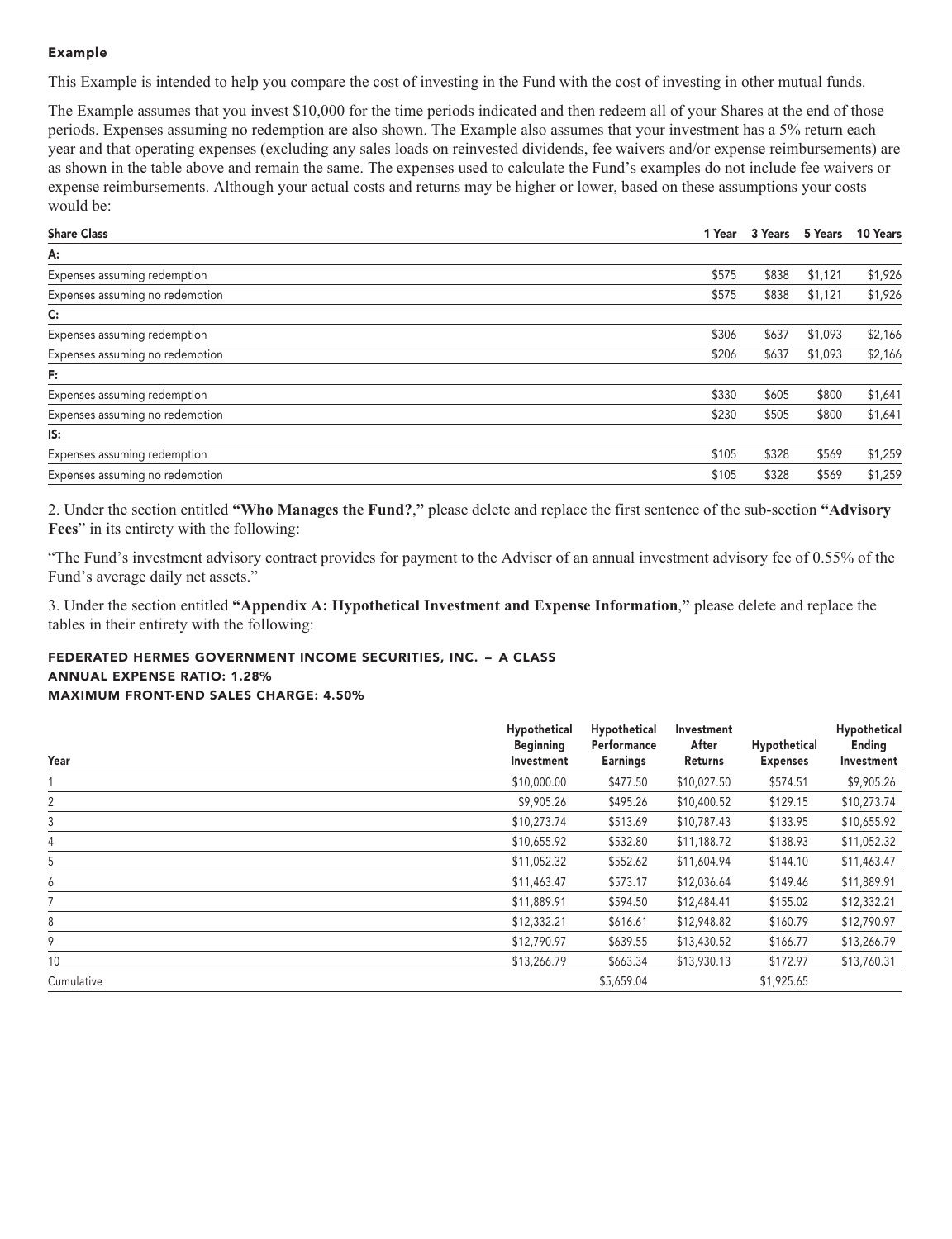#### Example

This Example is intended to help you compare the cost of investing in the Fund with the cost of investing in other mutual funds.

The Example assumes that you invest $10,000 for the time periods indicated and then redeem all of your Shares at the end of those periods. Expenses assuming no redemption are also shown. The Example also assumes that your investment has a 5% return each year and that operating expenses (excluding any sales loads on reinvested dividends, fee waivers and/or expense reimbursements) are as shown in the table above and remain the same. The expenses used to calculate the Fund's examples do not include fee waivers or expense reimbursements. Although your actual costs and returns may be higher or lower, based on these assumptions your costs would be:

| Share Class | 1 Year | 3 Years | 5 Years | 10 Years |
|---|---|---|---|---|
| **A:** | | | | |
| Expenses assuming redemption | $575 | $838 | $1,121 | $1,926 |
| Expenses assuming no redemption | $575 | $838 | $1,121 | $1,926 |
| **C:** | | | | |
| Expenses assuming redemption | $306 | $637 | $1,093 | $2,166 |
| Expenses assuming no redemption | $206 | $637 | $1,093 | $2,166 |
| **F:** | | | | |
| Expenses assuming redemption | $330 | $605 | $800 | $1,641 |
| Expenses assuming no redemption | $230 | $505 | $800 | $1,641 |
| **IS:** | | | | |
| Expenses assuming redemption | $105 | $328 | $569 | $1,259 |
| Expenses assuming no redemption | $105 | $328 | $569 | $1,259 |

2. Under the section entitled **"Who Manages the Fund?,"** please delete and replace the first sentence of the sub-section **"Advisory Fees"** in its entirety with the following:

"The Fund's investment advisory contract provides for payment to the Adviser of an annual investment advisory fee of 0.55% of the Fund's average daily net assets."

3. Under the section entitled **"Appendix A: Hypothetical Investment and Expense Information,"** please delete and replace the tables in their entirety with the following:

#### FEDERATED HERMES GOVERNMENT INCOME SECURITIES, INC. – A CLASS
#### ANNUAL EXPENSE RATIO: 1.28%
#### MAXIMUM FRONT-END SALES CHARGE: 4.50%

| Year | Hypothetical Beginning Investment | Hypothetical Performance Earnings | Investment After Returns | Hypothetical Expenses | Hypothetical Ending Investment |
|---|---|---|---|---|---|
| 1 | $10,000.00 | $477.50 | $10,027.50 | $574.51 | $9,905.26 |
| 2 | $9,905.26 | $495.26 | $10,400.52 | $129.15 | $10,273.74 |
| 3 | $10,273.74 | $513.69 | $10,787.43 | $133.95 | $10,655.92 |
| 4 | $10,655.92 | $532.80 | $11,188.72 | $138.93 | $11,052.32 |
| 5 | $11,052.32 | $552.62 | $11,604.94 | $144.10 | $11,463.47 |
| 6 | $11,463.47 | $573.17 | $12,036.64 | $149.46 | $11,889.91 |
| 7 | $11,889.91 | $594.50 | $12,484.41 | $155.02 | $12,332.21 |
| 8 | $12,332.21 | $616.61 | $12,948.82 | $160.79 | $12,790.97 |
| 9 | $12,790.97 | $639.55 | $13,430.52 | $166.77 | $13,266.79 |
| 10 | $13,266.79 | $663.34 | $13,930.13 | $172.97 | $13,760.31 |
| Cumulative | | $5,659.04 | | $1,925.65 | |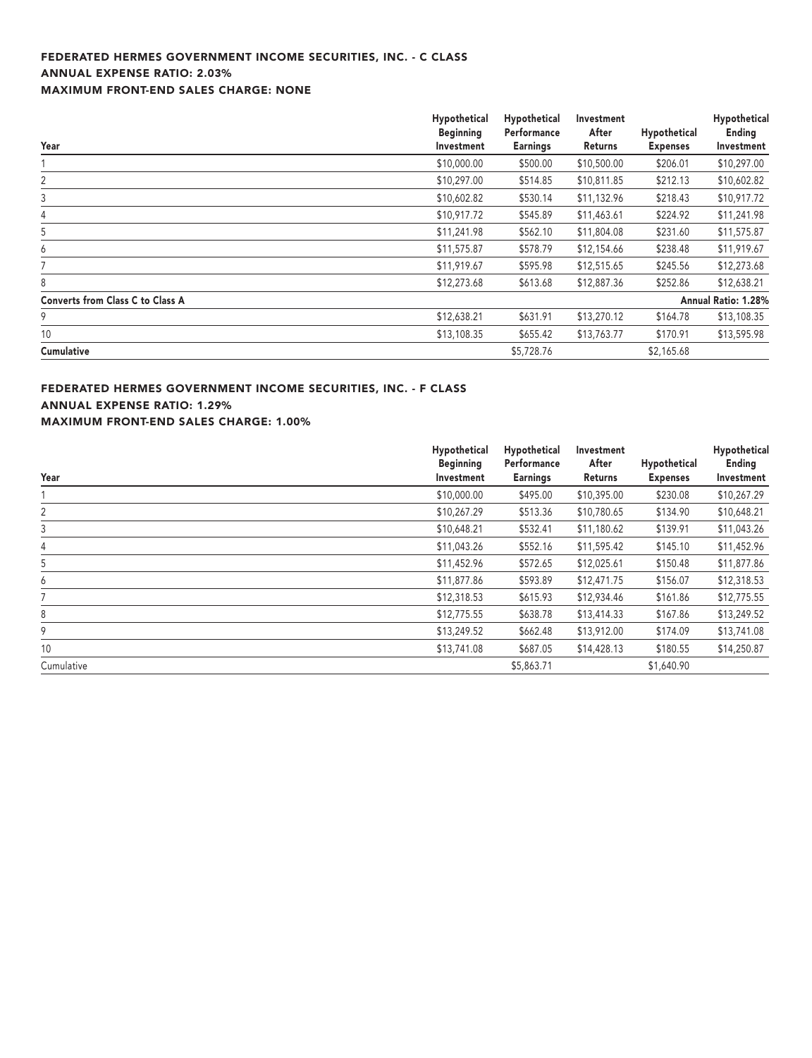**FEDERATED HERMES GOVERNMENT INCOME SECURITIES, INC. - C CLASS**
**ANNUAL EXPENSE RATIO: 2.03%**
**MAXIMUM FRONT-END SALES CHARGE: NONE**

| Year | Hypothetical Beginning Investment | Hypothetical Performance Earnings | Investment After Returns | Hypothetical Expenses | Hypothetical Ending Investment |
|---|---|---|---|---|---|
| 1 | $10,000.00 | $500.00 | $10,500.00 | $206.01 | $10,297.00 |
| 2 | $10,297.00 | $514.85 | $10,811.85 | $212.13 | $10,602.82 |
| 3 | $10,602.82 | $530.14 | $11,132.96 | $218.43 | $10,917.72 |
| 4 | $10,917.72 | $545.89 | $11,463.61 | $224.92 | $11,241.98 |
| 5 | $11,241.98 | $562.10 | $11,804.08 | $231.60 | $11,575.87 |
| 6 | $11,575.87 | $578.79 | $12,154.66 | $238.48 | $11,919.67 |
| 7 | $11,919.67 | $595.98 | $12,515.65 | $245.56 | $12,273.68 |
| 8 | $12,273.68 | $613.68 | $12,887.36 | $252.86 | $12,638.21 |
| **Converts from Class C to Class A** | | | | | **Annual Ratio: 1.28%** |
| 9 | $12,638.21 | $631.91 | $13,270.12 | $164.78 | $13,108.35 |
| 10 | $13,108.35 | $655.42 | $13,763.77 | $170.91 | $13,595.98 |
| **Cumulative** | | $5,728.76 | | $2,165.68 | |

**FEDERATED HERMES GOVERNMENT INCOME SECURITIES, INC. - F CLASS**
**ANNUAL EXPENSE RATIO: 1.29%**
**MAXIMUM FRONT-END SALES CHARGE: 1.00%**

| Year | Hypothetical Beginning Investment | Hypothetical Performance Earnings | Investment After Returns | Hypothetical Expenses | Hypothetical Ending Investment |
|---|---|---|---|---|---|
| 1 | $10,000.00 | $495.00 | $10,395.00 | $230.08 | $10,267.29 |
| 2 | $10,267.29 | $513.36 | $10,780.65 | $134.90 | $10,648.21 |
| 3 | $10,648.21 | $532.41 | $11,180.62 | $139.91 | $11,043.26 |
| 4 | $11,043.26 | $552.16 | $11,595.42 | $145.10 | $11,452.96 |
| 5 | $11,452.96 | $572.65 | $12,025.61 | $150.48 | $11,877.86 |
| 6 | $11,877.86 | $593.89 | $12,471.75 | $156.07 | $12,318.53 |
| 7 | $12,318.53 | $615.93 | $12,934.46 | $161.86 | $12,775.55 |
| 8 | $12,775.55 | $638.78 | $13,414.33 | $167.86 | $13,249.52 |
| 9 | $13,249.52 | $662.48 | $13,912.00 | $174.09 | $13,741.08 |
| 10 | $13,741.08 | $687.05 | $14,428.13 | $180.55 | $14,250.87 |
| Cumulative | | $5,863.71 | | $1,640.90 | |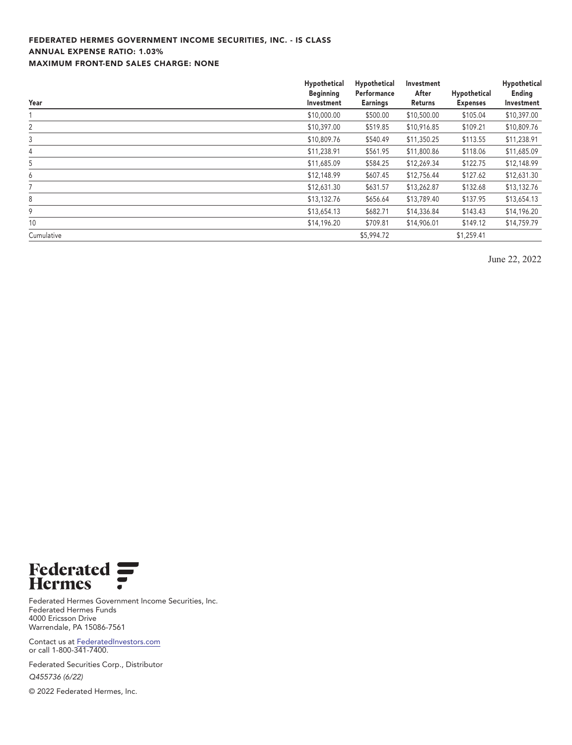**FEDERATED HERMES GOVERNMENT INCOME SECURITIES, INC. - IS CLASS**
**ANNUAL EXPENSE RATIO: 1.03%**
**MAXIMUM FRONT-END SALES CHARGE: NONE**

| Year | Hypothetical Beginning Investment | Hypothetical Performance Earnings | Investment After Returns | Hypothetical Expenses | Hypothetical Ending Investment |
|---|---|---|---|---|---|
| 1 | $10,000.00 | $500.00 | $10,500.00 | $105.04 | $10,397.00 |
| 2 | $10,397.00 | $519.85 | $10,916.85 | $109.21 | $10,809.76 |
| 3 | $10,809.76 | $540.49 | $11,350.25 | $113.55 | $11,238.91 |
| 4 | $11,238.91 | $561.95 | $11,800.86 | $118.06 | $11,685.09 |
| 5 | $11,685.09 | $584.25 | $12,269.34 | $122.75 | $12,148.99 |
| 6 | $12,148.99 | $607.45 | $12,756.44 | $127.62 | $12,631.30 |
| 7 | $12,631.30 | $631.57 | $13,262.87 | $132.68 | $13,132.76 |
| 8 | $13,132.76 | $656.64 | $13,789.40 | $137.95 | $13,654.13 |
| 9 | $13,654.13 | $682.71 | $14,336.84 | $143.43 | $14,196.20 |
| 10 | $14,196.20 | $709.81 | $14,906.01 | $149.12 | $14,759.79 |
| Cumulative | | $5,994.72 | | $1,259.41 | |

June 22, 2022

**Federated Hermes**

Federated Hermes Government Income Securities, Inc.
Federated Hermes Funds
4000 Ericsson Drive
Warrendale, PA 15086-7561

Contact us at FederatedInvestors.com
or call 1-800-341-7400.

Federated Securities Corp., Distributor

*Q455736 (6/22)*

© 2022 Federated Hermes, Inc.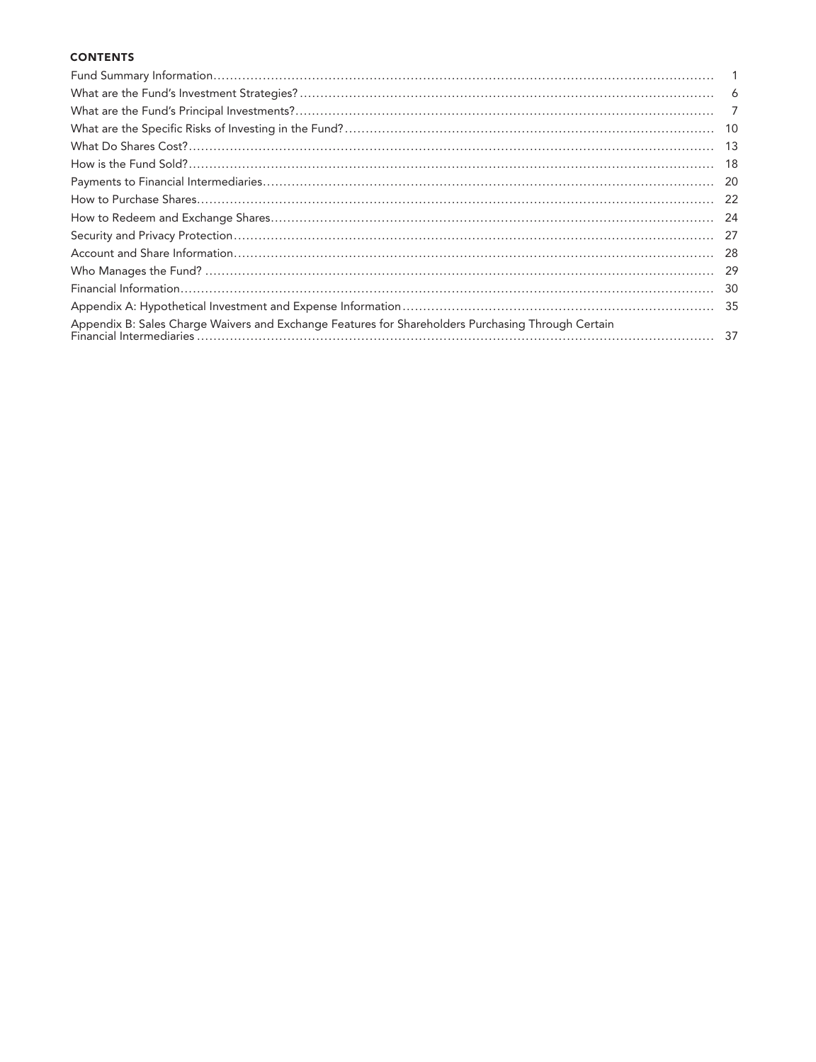## CONTENTS

| | |
|---|---|
| Fund Summary Information | 1 |
| What are the Fund's Investment Strategies? | 6 |
| What are the Fund's Principal Investments? | 7 |
| What are the Specific Risks of Investing in the Fund? | 10 |
| What Do Shares Cost? | 13 |
| How is the Fund Sold? | 18 |
| Payments to Financial Intermediaries | 20 |
| How to Purchase Shares | 22 |
| How to Redeem and Exchange Shares | 24 |
| Security and Privacy Protection | 27 |
| Account and Share Information | 28 |
| Who Manages the Fund? | 29 |
| Financial Information | 30 |
| Appendix A: Hypothetical Investment and Expense Information | 35 |
| Appendix B: Sales Charge Waivers and Exchange Features for Shareholders Purchasing Through Certain Financial Intermediaries | 37 |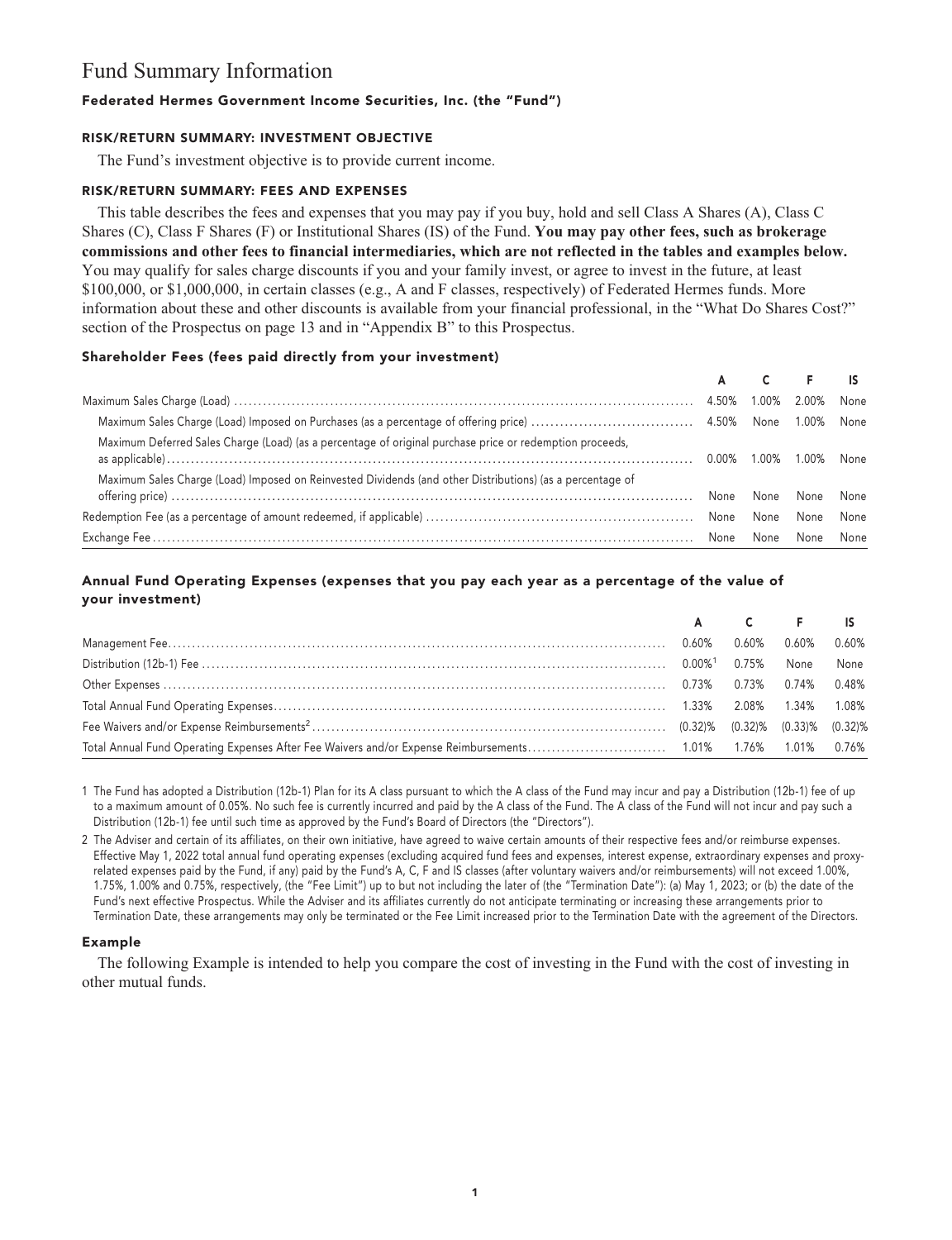# Fund Summary Information

### Federated Hermes Government Income Securities, Inc. (the "Fund")

#### RISK/RETURN SUMMARY: INVESTMENT OBJECTIVE

The Fund's investment objective is to provide current income.

#### RISK/RETURN SUMMARY: FEES AND EXPENSES

This table describes the fees and expenses that you may pay if you buy, hold and sell Class A Shares (A), Class C Shares (C), Class F Shares (F) or Institutional Shares (IS) of the Fund. **You may pay other fees, such as brokerage commissions and other fees to financial intermediaries, which are not reflected in the tables and examples below.** You may qualify for sales charge discounts if you and your family invest, or agree to invest in the future, at least \$100,000, or \$1,000,000, in certain classes (e.g., A and F classes, respectively) of Federated Hermes funds. More information about these and other discounts is available from your financial professional, in the "What Do Shares Cost?" section of the Prospectus on page 13 and in "Appendix B" to this Prospectus.

#### Shareholder Fees (fees paid directly from your investment)

| | A | C | F | IS |
|---|---|---|---|---|
| Maximum Sales Charge (Load) | 4.50% | 1.00% | 2.00% | None |
| Maximum Sales Charge (Load) Imposed on Purchases (as a percentage of offering price) | 4.50% | None | 1.00% | None |
| Maximum Deferred Sales Charge (Load) (as a percentage of original purchase price or redemption proceeds, as applicable) | 0.00% | 1.00% | 1.00% | None |
| Maximum Sales Charge (Load) Imposed on Reinvested Dividends (and other Distributions) (as a percentage of offering price) | None | None | None | None |
| Redemption Fee (as a percentage of amount redeemed, if applicable) | None | None | None | None |
| Exchange Fee | None | None | None | None |

#### Annual Fund Operating Expenses (expenses that you pay each year as a percentage of the value of your investment)

| | A | C | F | IS |
|---|---|---|---|---|
| Management Fee | 0.60% | 0.60% | 0.60% | 0.60% |
| Distribution (12b-1) Fee | 0.00%[1] | 0.75% | None | None |
| Other Expenses | 0.73% | 0.73% | 0.74% | 0.48% |
| Total Annual Fund Operating Expenses | 1.33% | 2.08% | 1.34% | 1.08% |
| Fee Waivers and/or Expense Reimbursements[2] | (0.32)% | (0.32)% | (0.33)% | (0.32)% |
| Total Annual Fund Operating Expenses After Fee Waivers and/or Expense Reimbursements | 1.01% | 1.76% | 1.01% | 0.76% |

1 The Fund has adopted a Distribution (12b-1) Plan for its A class pursuant to which the A class of the Fund may incur and pay a Distribution (12b-1) fee of up to a maximum amount of 0.05%. No such fee is currently incurred and paid by the A class of the Fund. The A class of the Fund will not incur and pay such a Distribution (12b-1) fee until such time as approved by the Fund's Board of Directors (the "Directors").

2 The Adviser and certain of its affiliates, on their own initiative, have agreed to waive certain amounts of their respective fees and/or reimburse expenses. Effective May 1, 2022 total annual fund operating expenses (excluding acquired fund fees and expenses, interest expense, extraordinary expenses and proxy-related expenses paid by the Fund, if any) paid by the Fund's A, C, F and IS classes (after voluntary waivers and/or reimbursements) will not exceed 1.00%, 1.75%, 1.00% and 0.75%, respectively, (the "Fee Limit") up to but not including the later of (the "Termination Date"): (a) May 1, 2023; or (b) the date of the Fund's next effective Prospectus. While the Adviser and its affiliates currently do not anticipate terminating or increasing these arrangements prior to Termination Date, these arrangements may only be terminated or the Fee Limit increased prior to the Termination Date with the agreement of the Directors.

#### Example

The following Example is intended to help you compare the cost of investing in the Fund with the cost of investing in other mutual funds.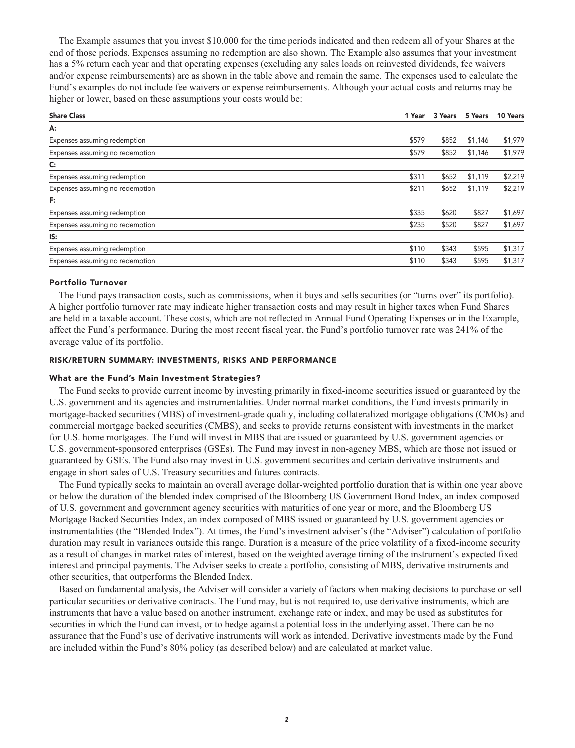The Example assumes that you invest $10,000 for the time periods indicated and then redeem all of your Shares at the end of those periods. Expenses assuming no redemption are also shown. The Example also assumes that your investment has a 5% return each year and that operating expenses (excluding any sales loads on reinvested dividends, fee waivers and/or expense reimbursements) are as shown in the table above and remain the same. The expenses used to calculate the Fund's examples do not include fee waivers or expense reimbursements. Although your actual costs and returns may be higher or lower, based on these assumptions your costs would be:

| Share Class | 1 Year | 3 Years | 5 Years | 10 Years |
|---|---|---|---|---|
| **A:** | | | | |
| Expenses assuming redemption | $579 | $852 | $1,146 | $1,979 |
| Expenses assuming no redemption | $579 | $852 | $1,146 | $1,979 |
| **C:** | | | | |
| Expenses assuming redemption | $311 | $652 | $1,119 | $2,219 |
| Expenses assuming no redemption | $211 | $652 | $1,119 | $2,219 |
| **F:** | | | | |
| Expenses assuming redemption | $335 | $620 | $827 | $1,697 |
| Expenses assuming no redemption | $235 | $520 | $827 | $1,697 |
| **IS:** | | | | |
| Expenses assuming redemption | $110 | $343 | $595 | $1,317 |
| Expenses assuming no redemption | $110 | $343 | $595 | $1,317 |

### Portfolio Turnover

The Fund pays transaction costs, such as commissions, when it buys and sells securities (or "turns over" its portfolio). A higher portfolio turnover rate may indicate higher transaction costs and may result in higher taxes when Fund Shares are held in a taxable account. These costs, which are not reflected in Annual Fund Operating Expenses or in the Example, affect the Fund's performance. During the most recent fiscal year, the Fund's portfolio turnover rate was 241% of the average value of its portfolio.

## RISK/RETURN SUMMARY: INVESTMENTS, RISKS AND PERFORMANCE

### What are the Fund's Main Investment Strategies?

The Fund seeks to provide current income by investing primarily in fixed-income securities issued or guaranteed by the U.S. government and its agencies and instrumentalities. Under normal market conditions, the Fund invests primarily in mortgage-backed securities (MBS) of investment-grade quality, including collateralized mortgage obligations (CMOs) and commercial mortgage backed securities (CMBS), and seeks to provide returns consistent with investments in the market for U.S. home mortgages. The Fund will invest in MBS that are issued or guaranteed by U.S. government agencies or U.S. government-sponsored enterprises (GSEs). The Fund may invest in non-agency MBS, which are those not issued or guaranteed by GSEs. The Fund also may invest in U.S. government securities and certain derivative instruments and engage in short sales of U.S. Treasury securities and futures contracts.

The Fund typically seeks to maintain an overall average dollar-weighted portfolio duration that is within one year above or below the duration of the blended index comprised of the Bloomberg US Government Bond Index, an index composed of U.S. government and government agency securities with maturities of one year or more, and the Bloomberg US Mortgage Backed Securities Index, an index composed of MBS issued or guaranteed by U.S. government agencies or instrumentalities (the "Blended Index"). At times, the Fund's investment adviser's (the "Adviser") calculation of portfolio duration may result in variances outside this range. Duration is a measure of the price volatility of a fixed-income security as a result of changes in market rates of interest, based on the weighted average timing of the instrument's expected fixed interest and principal payments. The Adviser seeks to create a portfolio, consisting of MBS, derivative instruments and other securities, that outperforms the Blended Index.

Based on fundamental analysis, the Adviser will consider a variety of factors when making decisions to purchase or sell particular securities or derivative contracts. The Fund may, but is not required to, use derivative instruments, which are instruments that have a value based on another instrument, exchange rate or index, and may be used as substitutes for securities in which the Fund can invest, or to hedge against a potential loss in the underlying asset. There can be no assurance that the Fund's use of derivative instruments will work as intended. Derivative investments made by the Fund are included within the Fund's 80% policy (as described below) and are calculated at market value.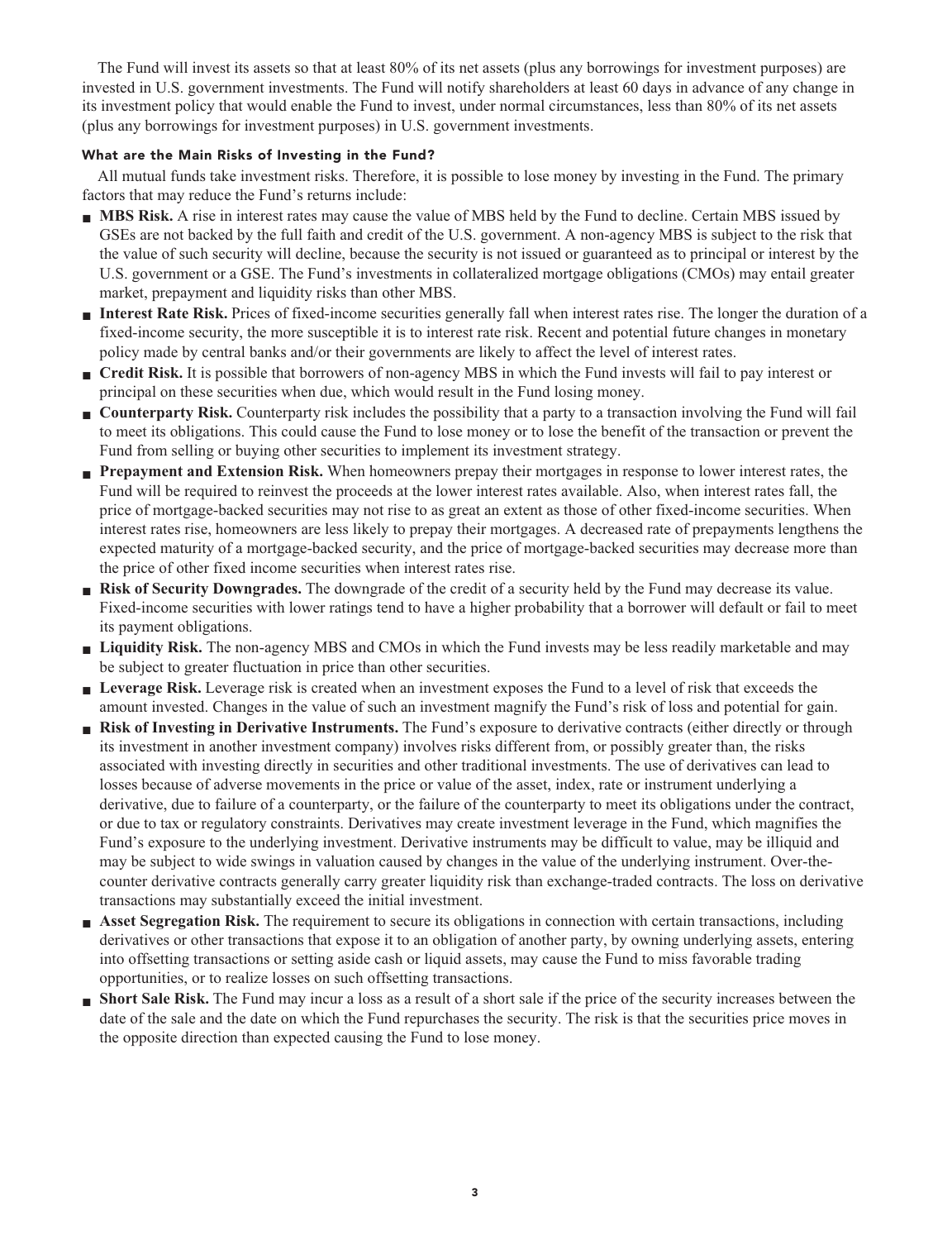The Fund will invest its assets so that at least 80% of its net assets (plus any borrowings for investment purposes) are invested in U.S. government investments. The Fund will notify shareholders at least 60 days in advance of any change in its investment policy that would enable the Fund to invest, under normal circumstances, less than 80% of its net assets (plus any borrowings for investment purposes) in U.S. government investments.

### What are the Main Risks of Investing in the Fund?

All mutual funds take investment risks. Therefore, it is possible to lose money by investing in the Fund. The primary factors that may reduce the Fund's returns include:

- **MBS Risk.** A rise in interest rates may cause the value of MBS held by the Fund to decline. Certain MBS issued by GSEs are not backed by the full faith and credit of the U.S. government. A non-agency MBS is subject to the risk that the value of such security will decline, because the security is not issued or guaranteed as to principal or interest by the U.S. government or a GSE. The Fund's investments in collateralized mortgage obligations (CMOs) may entail greater market, prepayment and liquidity risks than other MBS.
- **Interest Rate Risk.** Prices of fixed-income securities generally fall when interest rates rise. The longer the duration of a fixed-income security, the more susceptible it is to interest rate risk. Recent and potential future changes in monetary policy made by central banks and/or their governments are likely to affect the level of interest rates.
- **Credit Risk.** It is possible that borrowers of non-agency MBS in which the Fund invests will fail to pay interest or principal on these securities when due, which would result in the Fund losing money.
- **Counterparty Risk.** Counterparty risk includes the possibility that a party to a transaction involving the Fund will fail to meet its obligations. This could cause the Fund to lose money or to lose the benefit of the transaction or prevent the Fund from selling or buying other securities to implement its investment strategy.
- **Prepayment and Extension Risk.** When homeowners prepay their mortgages in response to lower interest rates, the Fund will be required to reinvest the proceeds at the lower interest rates available. Also, when interest rates fall, the price of mortgage-backed securities may not rise to as great an extent as those of other fixed-income securities. When interest rates rise, homeowners are less likely to prepay their mortgages. A decreased rate of prepayments lengthens the expected maturity of a mortgage-backed security, and the price of mortgage-backed securities may decrease more than the price of other fixed income securities when interest rates rise.
- **Risk of Security Downgrades.** The downgrade of the credit of a security held by the Fund may decrease its value. Fixed-income securities with lower ratings tend to have a higher probability that a borrower will default or fail to meet its payment obligations.
- **Liquidity Risk.** The non-agency MBS and CMOs in which the Fund invests may be less readily marketable and may be subject to greater fluctuation in price than other securities.
- **Leverage Risk.** Leverage risk is created when an investment exposes the Fund to a level of risk that exceeds the amount invested. Changes in the value of such an investment magnify the Fund's risk of loss and potential for gain.
- **Risk of Investing in Derivative Instruments.** The Fund's exposure to derivative contracts (either directly or through its investment in another investment company) involves risks different from, or possibly greater than, the risks associated with investing directly in securities and other traditional investments. The use of derivatives can lead to losses because of adverse movements in the price or value of the asset, index, rate or instrument underlying a derivative, due to failure of a counterparty, or the failure of the counterparty to meet its obligations under the contract, or due to tax or regulatory constraints. Derivatives may create investment leverage in the Fund, which magnifies the Fund's exposure to the underlying investment. Derivative instruments may be difficult to value, may be illiquid and may be subject to wide swings in valuation caused by changes in the value of the underlying instrument. Over-the-counter derivative contracts generally carry greater liquidity risk than exchange-traded contracts. The loss on derivative transactions may substantially exceed the initial investment.
- **Asset Segregation Risk.** The requirement to secure its obligations in connection with certain transactions, including derivatives or other transactions that expose it to an obligation of another party, by owning underlying assets, entering into offsetting transactions or setting aside cash or liquid assets, may cause the Fund to miss favorable trading opportunities, or to realize losses on such offsetting transactions.
- **Short Sale Risk.** The Fund may incur a loss as a result of a short sale if the price of the security increases between the date of the sale and the date on which the Fund repurchases the security. The risk is that the securities price moves in the opposite direction than expected causing the Fund to lose money.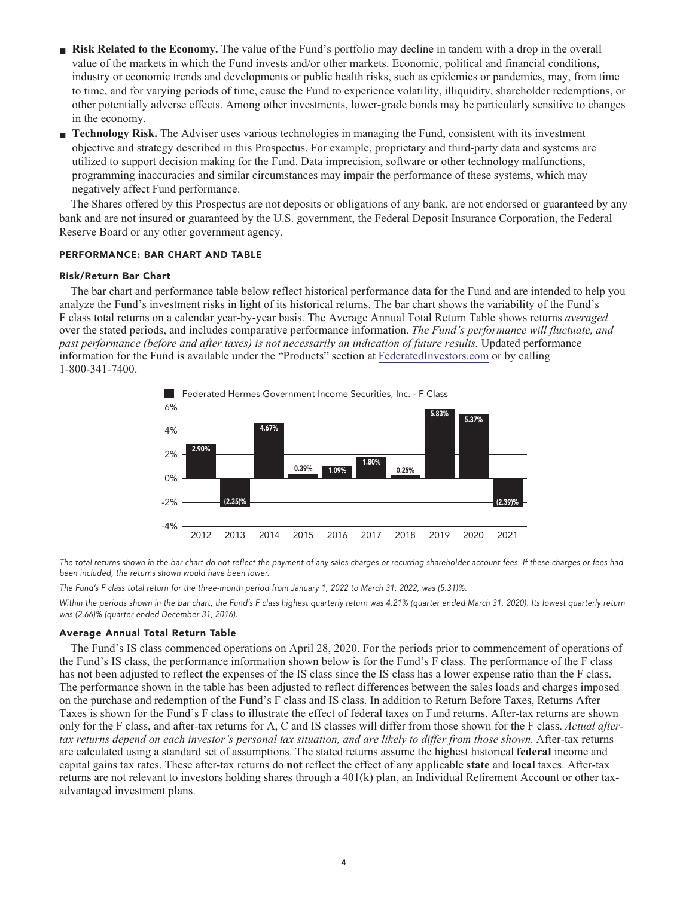- **Risk Related to the Economy.** The value of the Fund's portfolio may decline in tandem with a drop in the overall value of the markets in which the Fund invests and/or other markets. Economic, political and financial conditions, industry or economic trends and developments or public health risks, such as epidemics or pandemics, may, from time to time, and for varying periods of time, cause the Fund to experience volatility, illiquidity, shareholder redemptions, or other potentially adverse effects. Among other investments, lower-grade bonds may be particularly sensitive to changes in the economy.
- **Technology Risk.** The Adviser uses various technologies in managing the Fund, consistent with its investment objective and strategy described in this Prospectus. For example, proprietary and third-party data and systems are utilized to support decision making for the Fund. Data imprecision, software or other technology malfunctions, programming inaccuracies and similar circumstances may impair the performance of these systems, which may negatively affect Fund performance.

The Shares offered by this Prospectus are not deposits or obligations of any bank, are not endorsed or guaranteed by any bank and are not insured or guaranteed by the U.S. government, the Federal Deposit Insurance Corporation, the Federal Reserve Board or any other government agency.

## PERFORMANCE: BAR CHART AND TABLE

### Risk/Return Bar Chart

The bar chart and performance table below reflect historical performance data for the Fund and are intended to help you analyze the Fund's investment risks in light of its historical returns. The bar chart shows the variability of the Fund's F class total returns on a calendar year-by-year basis. The Average Annual Total Return Table shows returns *averaged* over the stated periods, and includes comparative performance information. *The Fund's performance will fluctuate, and past performance (before and after taxes) is not necessarily an indication of future results.* Updated performance information for the Fund is available under the "Products" section at FederatedInvestors.com or by calling 1-800-341-7400.

Federated Hermes Government Income Securities, Inc. - F Class

| 2012 | 2013 | 2014 | 2015 | 2016 | 2017 | 2018 | 2019 | 2020 | 2021 |
|---|---|---|---|---|---|---|---|---|---|
| 2.90% | (2.35)% | 4.67% | 0.39% | 1.09% | 1.80% | 0.25% | 5.83% | 5.37% | (2.39)% |

*The total returns shown in the bar chart do not reflect the payment of any sales charges or recurring shareholder account fees. If these charges or fees had been included, the returns shown would have been lower.*

*The Fund's F class total return for the three-month period from January 1, 2022 to March 31, 2022, was (5.31)%.*

*Within the periods shown in the bar chart, the Fund's F class highest quarterly return was 4.21% (quarter ended March 31, 2020). Its lowest quarterly return was (2.66)% (quarter ended December 31, 2016).*

### Average Annual Total Return Table

The Fund's IS class commenced operations on April 28, 2020. For the periods prior to commencement of operations of the Fund's IS class, the performance information shown below is for the Fund's F class. The performance of the F class has not been adjusted to reflect the expenses of the IS class since the IS class has a lower expense ratio than the F class. The performance shown in the table has been adjusted to reflect differences between the sales loads and charges imposed on the purchase and redemption of the Fund's F class and IS class. In addition to Return Before Taxes, Returns After Taxes is shown for the Fund's F class to illustrate the effect of federal taxes on Fund returns. After-tax returns are shown only for the F class, and after-tax returns for A, C and IS classes will differ from those shown for the F class. *Actual after-tax returns depend on each investor's personal tax situation, and are likely to differ from those shown.* After-tax returns are calculated using a standard set of assumptions. The stated returns assume the highest historical **federal** income and capital gains tax rates. These after-tax returns do **not** reflect the effect of any applicable **state** and **local** taxes. After-tax returns are not relevant to investors holding shares through a 401(k) plan, an Individual Retirement Account or other tax-advantaged investment plans.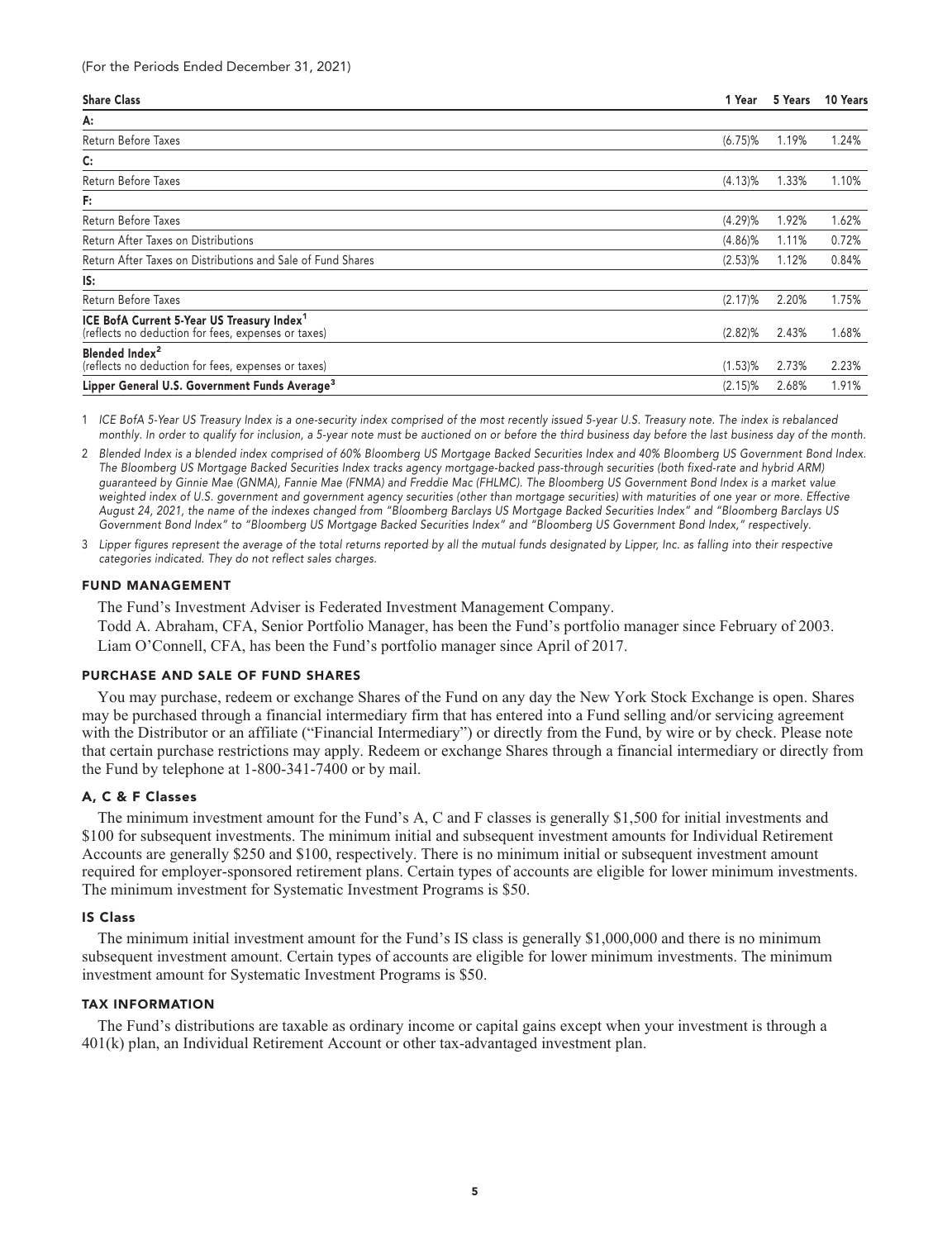(For the Periods Ended December 31, 2021)

| Share Class | 1 Year | 5 Years | 10 Years |
|---|---|---|---|
| **A:** | | | |
| Return Before Taxes | (6.75)% | 1.19% | 1.24% |
| **C:** | | | |
| Return Before Taxes | (4.13)% | 1.33% | 1.10% |
| **F:** | | | |
| Return Before Taxes | (4.29)% | 1.92% | 1.62% |
| Return After Taxes on Distributions | (4.86)% | 1.11% | 0.72% |
| Return After Taxes on Distributions and Sale of Fund Shares | (2.53)% | 1.12% | 0.84% |
| **IS:** | | | |
| Return Before Taxes | (2.17)% | 2.20% | 1.75% |
| **ICE BofA Current 5-Year US Treasury Index[1]** (reflects no deduction for fees, expenses or taxes) | (2.82)% | 2.43% | 1.68% |
| **Blended Index[2]** (reflects no deduction for fees, expenses or taxes) | (1.53)% | 2.73% | 2.23% |
| **Lipper General U.S. Government Funds Average[3]** | (2.15)% | 2.68% | 1.91% |

1 *ICE BofA 5-Year US Treasury Index is a one-security index comprised of the most recently issued 5-year U.S. Treasury note. The index is rebalanced monthly. In order to qualify for inclusion, a 5-year note must be auctioned on or before the third business day before the last business day of the month.*

2 *Blended Index is a blended index comprised of 60% Bloomberg US Mortgage Backed Securities Index and 40% Bloomberg US Government Bond Index. The Bloomberg US Mortgage Backed Securities Index tracks agency mortgage-backed pass-through securities (both fixed-rate and hybrid ARM) guaranteed by Ginnie Mae (GNMA), Fannie Mae (FNMA) and Freddie Mac (FHLMC). The Bloomberg US Government Bond Index is a market value weighted index of U.S. government and government agency securities (other than mortgage securities) with maturities of one year or more. Effective August 24, 2021, the name of the indexes changed from "Bloomberg Barclays US Mortgage Backed Securities Index" and "Bloomberg Barclays US Government Bond Index" to "Bloomberg US Mortgage Backed Securities Index" and "Bloomberg US Government Bond Index," respectively.*

3 *Lipper figures represent the average of the total returns reported by all the mutual funds designated by Lipper, Inc. as falling into their respective categories indicated. They do not reflect sales charges.*

## FUND MANAGEMENT

The Fund's Investment Adviser is Federated Investment Management Company.

Todd A. Abraham, CFA, Senior Portfolio Manager, has been the Fund's portfolio manager since February of 2003.

Liam O'Connell, CFA, has been the Fund's portfolio manager since April of 2017.

## PURCHASE AND SALE OF FUND SHARES

You may purchase, redeem or exchange Shares of the Fund on any day the New York Stock Exchange is open. Shares may be purchased through a financial intermediary firm that has entered into a Fund selling and/or servicing agreement with the Distributor or an affiliate ("Financial Intermediary") or directly from the Fund, by wire or by check. Please note that certain purchase restrictions may apply. Redeem or exchange Shares through a financial intermediary or directly from the Fund by telephone at 1-800-341-7400 or by mail.

### A, C & F Classes

The minimum investment amount for the Fund's A, C and F classes is generally $1,500 for initial investments and $100 for subsequent investments. The minimum initial and subsequent investment amounts for Individual Retirement Accounts are generally $250 and $100, respectively. There is no minimum initial or subsequent investment amount required for employer-sponsored retirement plans. Certain types of accounts are eligible for lower minimum investments. The minimum investment for Systematic Investment Programs is $50.

### IS Class

The minimum initial investment amount for the Fund's IS class is generally $1,000,000 and there is no minimum subsequent investment amount. Certain types of accounts are eligible for lower minimum investments. The minimum investment amount for Systematic Investment Programs is $50.

## TAX INFORMATION

The Fund's distributions are taxable as ordinary income or capital gains except when your investment is through a 401(k) plan, an Individual Retirement Account or other tax-advantaged investment plan.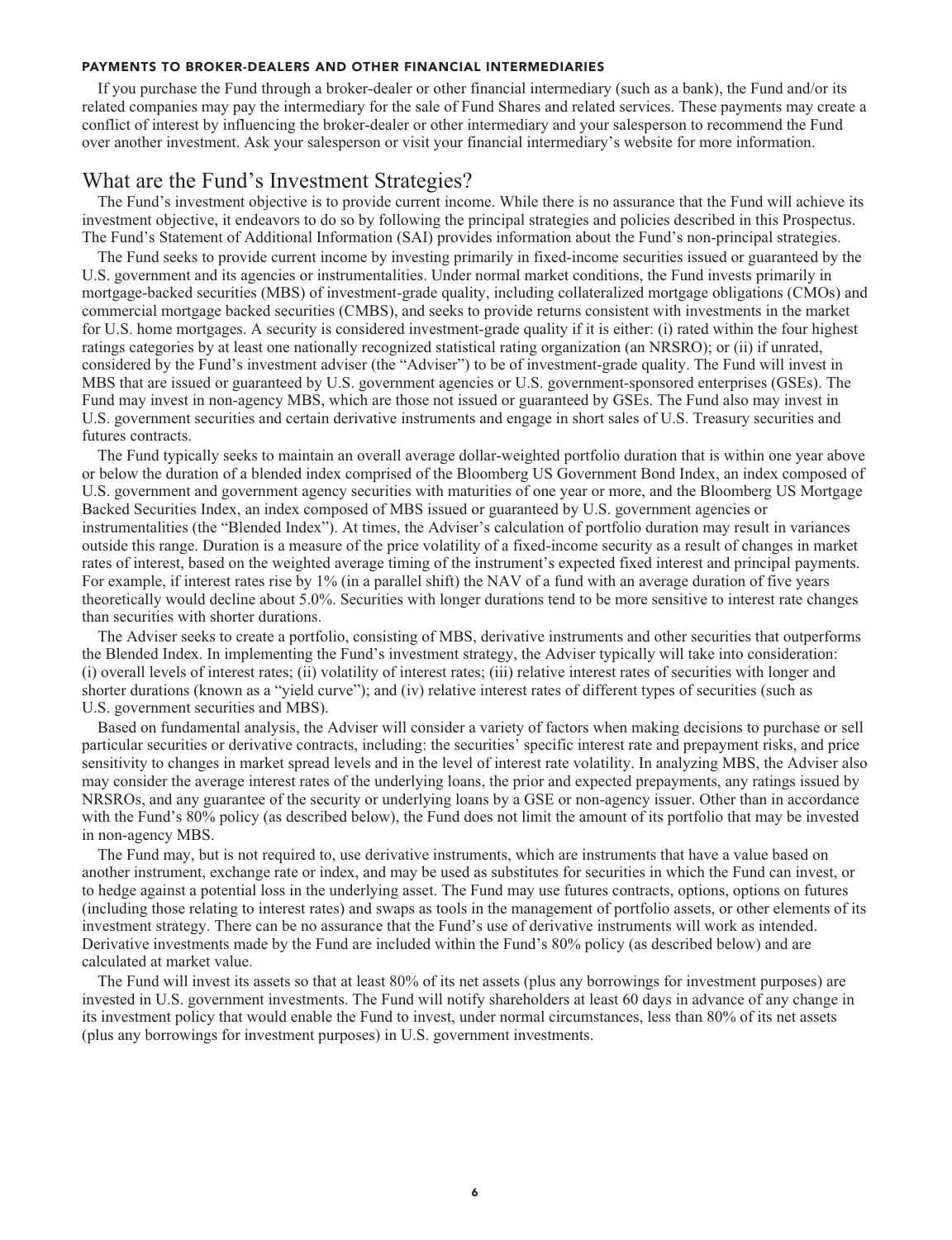### PAYMENTS TO BROKER-DEALERS AND OTHER FINANCIAL INTERMEDIARIES

If you purchase the Fund through a broker-dealer or other financial intermediary (such as a bank), the Fund and/or its related companies may pay the intermediary for the sale of Fund Shares and related services. These payments may create a conflict of interest by influencing the broker-dealer or other intermediary and your salesperson to recommend the Fund over another investment. Ask your salesperson or visit your financial intermediary's website for more information.

## What are the Fund's Investment Strategies?

The Fund's investment objective is to provide current income. While there is no assurance that the Fund will achieve its investment objective, it endeavors to do so by following the principal strategies and policies described in this Prospectus. The Fund's Statement of Additional Information (SAI) provides information about the Fund's non-principal strategies.

The Fund seeks to provide current income by investing primarily in fixed-income securities issued or guaranteed by the U.S. government and its agencies or instrumentalities. Under normal market conditions, the Fund invests primarily in mortgage-backed securities (MBS) of investment-grade quality, including collateralized mortgage obligations (CMOs) and commercial mortgage backed securities (CMBS), and seeks to provide returns consistent with investments in the market for U.S. home mortgages. A security is considered investment-grade quality if it is either: (i) rated within the four highest ratings categories by at least one nationally recognized statistical rating organization (an NRSRO); or (ii) if unrated, considered by the Fund's investment adviser (the "Adviser") to be of investment-grade quality. The Fund will invest in MBS that are issued or guaranteed by U.S. government agencies or U.S. government-sponsored enterprises (GSEs). The Fund may invest in non-agency MBS, which are those not issued or guaranteed by GSEs. The Fund also may invest in U.S. government securities and certain derivative instruments and engage in short sales of U.S. Treasury securities and futures contracts.

The Fund typically seeks to maintain an overall average dollar-weighted portfolio duration that is within one year above or below the duration of a blended index comprised of the Bloomberg US Government Bond Index, an index composed of U.S. government and government agency securities with maturities of one year or more, and the Bloomberg US Mortgage Backed Securities Index, an index composed of MBS issued or guaranteed by U.S. government agencies or instrumentalities (the "Blended Index"). At times, the Adviser's calculation of portfolio duration may result in variances outside this range. Duration is a measure of the price volatility of a fixed-income security as a result of changes in market rates of interest, based on the weighted average timing of the instrument's expected fixed interest and principal payments. For example, if interest rates rise by 1% (in a parallel shift) the NAV of a fund with an average duration of five years theoretically would decline about 5.0%. Securities with longer durations tend to be more sensitive to interest rate changes than securities with shorter durations.

The Adviser seeks to create a portfolio, consisting of MBS, derivative instruments and other securities that outperforms the Blended Index. In implementing the Fund's investment strategy, the Adviser typically will take into consideration: (i) overall levels of interest rates; (ii) volatility of interest rates; (iii) relative interest rates of securities with longer and shorter durations (known as a "yield curve"); and (iv) relative interest rates of different types of securities (such as U.S. government securities and MBS).

Based on fundamental analysis, the Adviser will consider a variety of factors when making decisions to purchase or sell particular securities or derivative contracts, including: the securities' specific interest rate and prepayment risks, and price sensitivity to changes in market spread levels and in the level of interest rate volatility. In analyzing MBS, the Adviser also may consider the average interest rates of the underlying loans, the prior and expected prepayments, any ratings issued by NRSROs, and any guarantee of the security or underlying loans by a GSE or non-agency issuer. Other than in accordance with the Fund's 80% policy (as described below), the Fund does not limit the amount of its portfolio that may be invested in non-agency MBS.

The Fund may, but is not required to, use derivative instruments, which are instruments that have a value based on another instrument, exchange rate or index, and may be used as substitutes for securities in which the Fund can invest, or to hedge against a potential loss in the underlying asset. The Fund may use futures contracts, options, options on futures (including those relating to interest rates) and swaps as tools in the management of portfolio assets, or other elements of its investment strategy. There can be no assurance that the Fund's use of derivative instruments will work as intended. Derivative investments made by the Fund are included within the Fund's 80% policy (as described below) and are calculated at market value.

The Fund will invest its assets so that at least 80% of its net assets (plus any borrowings for investment purposes) are invested in U.S. government investments. The Fund will notify shareholders at least 60 days in advance of any change in its investment policy that would enable the Fund to invest, under normal circumstances, less than 80% of its net assets (plus any borrowings for investment purposes) in U.S. government investments.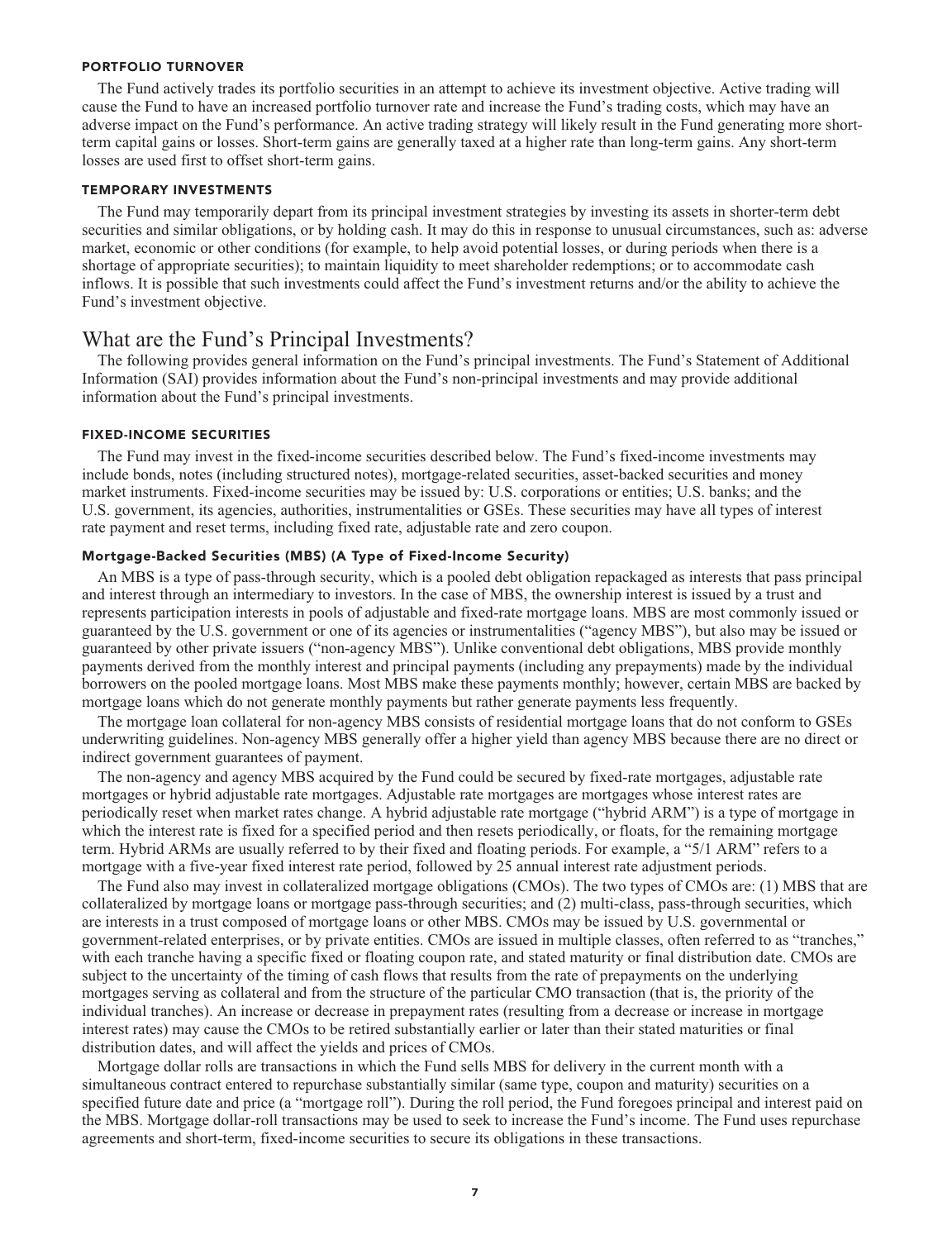#### PORTFOLIO TURNOVER

The Fund actively trades its portfolio securities in an attempt to achieve its investment objective. Active trading will cause the Fund to have an increased portfolio turnover rate and increase the Fund's trading costs, which may have an adverse impact on the Fund's performance. An active trading strategy will likely result in the Fund generating more short-term capital gains or losses. Short-term gains are generally taxed at a higher rate than long-term gains. Any short-term losses are used first to offset short-term gains.

#### TEMPORARY INVESTMENTS

The Fund may temporarily depart from its principal investment strategies by investing its assets in shorter-term debt securities and similar obligations, or by holding cash. It may do this in response to unusual circumstances, such as: adverse market, economic or other conditions (for example, to help avoid potential losses, or during periods when there is a shortage of appropriate securities); to maintain liquidity to meet shareholder redemptions; or to accommodate cash inflows. It is possible that such investments could affect the Fund's investment returns and/or the ability to achieve the Fund's investment objective.

## What are the Fund's Principal Investments?

The following provides general information on the Fund's principal investments. The Fund's Statement of Additional Information (SAI) provides information about the Fund's non-principal investments and may provide additional information about the Fund's principal investments.

#### FIXED-INCOME SECURITIES

The Fund may invest in the fixed-income securities described below. The Fund's fixed-income investments may include bonds, notes (including structured notes), mortgage-related securities, asset-backed securities and money market instruments. Fixed-income securities may be issued by: U.S. corporations or entities; U.S. banks; and the U.S. government, its agencies, authorities, instrumentalities or GSEs. These securities may have all types of interest rate payment and reset terms, including fixed rate, adjustable rate and zero coupon.

##### Mortgage-Backed Securities (MBS) (A Type of Fixed-Income Security)

An MBS is a type of pass-through security, which is a pooled debt obligation repackaged as interests that pass principal and interest through an intermediary to investors. In the case of MBS, the ownership interest is issued by a trust and represents participation interests in pools of adjustable and fixed-rate mortgage loans. MBS are most commonly issued or guaranteed by the U.S. government or one of its agencies or instrumentalities ("agency MBS"), but also may be issued or guaranteed by other private issuers ("non-agency MBS"). Unlike conventional debt obligations, MBS provide monthly payments derived from the monthly interest and principal payments (including any prepayments) made by the individual borrowers on the pooled mortgage loans. Most MBS make these payments monthly; however, certain MBS are backed by mortgage loans which do not generate monthly payments but rather generate payments less frequently.

The mortgage loan collateral for non-agency MBS consists of residential mortgage loans that do not conform to GSEs underwriting guidelines. Non-agency MBS generally offer a higher yield than agency MBS because there are no direct or indirect government guarantees of payment.

The non-agency and agency MBS acquired by the Fund could be secured by fixed-rate mortgages, adjustable rate mortgages or hybrid adjustable rate mortgages. Adjustable rate mortgages are mortgages whose interest rates are periodically reset when market rates change. A hybrid adjustable rate mortgage ("hybrid ARM") is a type of mortgage in which the interest rate is fixed for a specified period and then resets periodically, or floats, for the remaining mortgage term. Hybrid ARMs are usually referred to by their fixed and floating periods. For example, a "5/1 ARM" refers to a mortgage with a five-year fixed interest rate period, followed by 25 annual interest rate adjustment periods.

The Fund also may invest in collateralized mortgage obligations (CMOs). The two types of CMOs are: (1) MBS that are collateralized by mortgage loans or mortgage pass-through securities; and (2) multi-class, pass-through securities, which are interests in a trust composed of mortgage loans or other MBS. CMOs may be issued by U.S. governmental or government-related enterprises, or by private entities. CMOs are issued in multiple classes, often referred to as "tranches," with each tranche having a specific fixed or floating coupon rate, and stated maturity or final distribution date. CMOs are subject to the uncertainty of the timing of cash flows that results from the rate of prepayments on the underlying mortgages serving as collateral and from the structure of the particular CMO transaction (that is, the priority of the individual tranches). An increase or decrease in prepayment rates (resulting from a decrease or increase in mortgage interest rates) may cause the CMOs to be retired substantially earlier or later than their stated maturities or final distribution dates, and will affect the yields and prices of CMOs.

Mortgage dollar rolls are transactions in which the Fund sells MBS for delivery in the current month with a simultaneous contract entered to repurchase substantially similar (same type, coupon and maturity) securities on a specified future date and price (a "mortgage roll"). During the roll period, the Fund foregoes principal and interest paid on the MBS. Mortgage dollar-roll transactions may be used to seek to increase the Fund's income. The Fund uses repurchase agreements and short-term, fixed-income securities to secure its obligations in these transactions.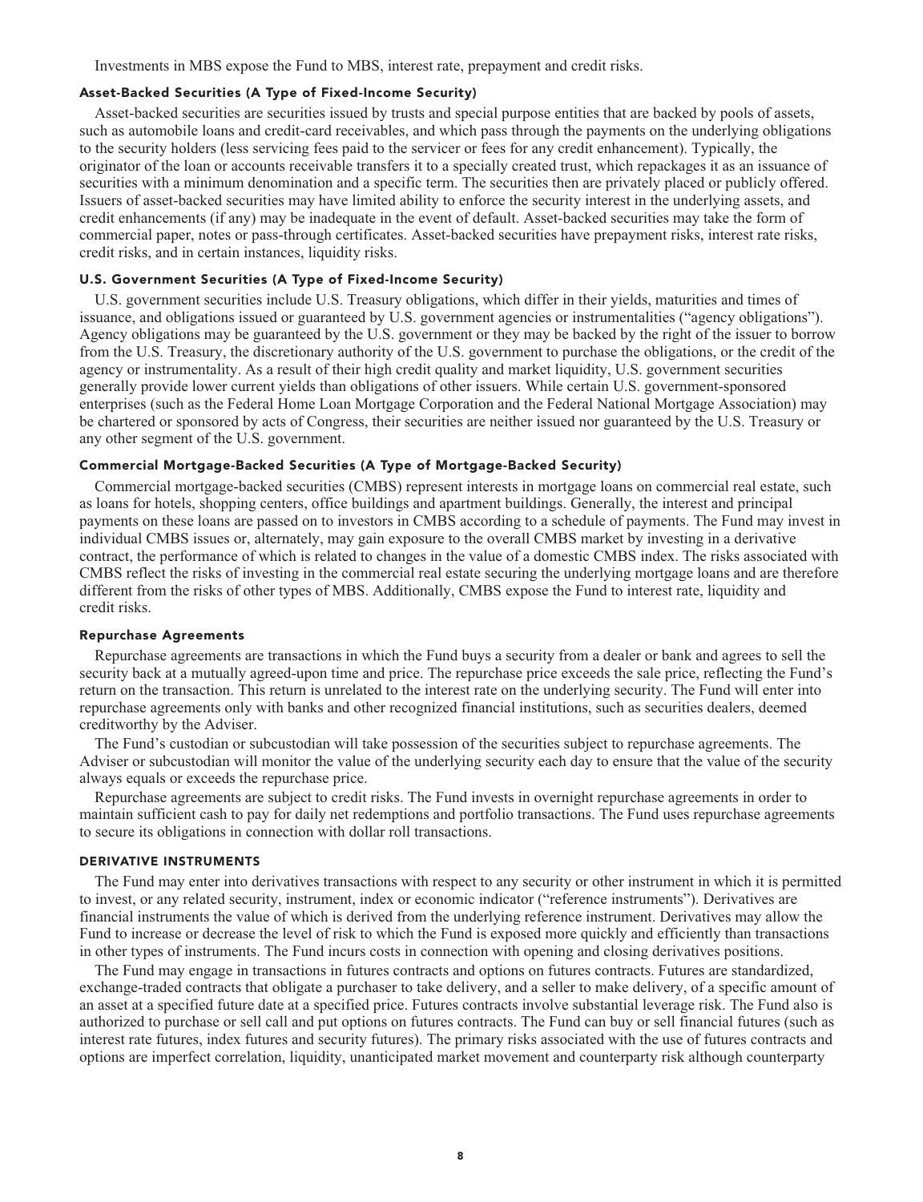Investments in MBS expose the Fund to MBS, interest rate, prepayment and credit risks.

#### Asset-Backed Securities (A Type of Fixed-Income Security)

Asset-backed securities are securities issued by trusts and special purpose entities that are backed by pools of assets, such as automobile loans and credit-card receivables, and which pass through the payments on the underlying obligations to the security holders (less servicing fees paid to the servicer or fees for any credit enhancement). Typically, the originator of the loan or accounts receivable transfers it to a specially created trust, which repackages it as an issuance of securities with a minimum denomination and a specific term. The securities then are privately placed or publicly offered. Issuers of asset-backed securities may have limited ability to enforce the security interest in the underlying assets, and credit enhancements (if any) may be inadequate in the event of default. Asset-backed securities may take the form of commercial paper, notes or pass-through certificates. Asset-backed securities have prepayment risks, interest rate risks, credit risks, and in certain instances, liquidity risks.

#### U.S. Government Securities (A Type of Fixed-Income Security)

U.S. government securities include U.S. Treasury obligations, which differ in their yields, maturities and times of issuance, and obligations issued or guaranteed by U.S. government agencies or instrumentalities ("agency obligations"). Agency obligations may be guaranteed by the U.S. government or they may be backed by the right of the issuer to borrow from the U.S. Treasury, the discretionary authority of the U.S. government to purchase the obligations, or the credit of the agency or instrumentality. As a result of their high credit quality and market liquidity, U.S. government securities generally provide lower current yields than obligations of other issuers. While certain U.S. government-sponsored enterprises (such as the Federal Home Loan Mortgage Corporation and the Federal National Mortgage Association) may be chartered or sponsored by acts of Congress, their securities are neither issued nor guaranteed by the U.S. Treasury or any other segment of the U.S. government.

#### Commercial Mortgage-Backed Securities (A Type of Mortgage-Backed Security)

Commercial mortgage-backed securities (CMBS) represent interests in mortgage loans on commercial real estate, such as loans for hotels, shopping centers, office buildings and apartment buildings. Generally, the interest and principal payments on these loans are passed on to investors in CMBS according to a schedule of payments. The Fund may invest in individual CMBS issues or, alternately, may gain exposure to the overall CMBS market by investing in a derivative contract, the performance of which is related to changes in the value of a domestic CMBS index. The risks associated with CMBS reflect the risks of investing in the commercial real estate securing the underlying mortgage loans and are therefore different from the risks of other types of MBS. Additionally, CMBS expose the Fund to interest rate, liquidity and credit risks.

#### Repurchase Agreements

Repurchase agreements are transactions in which the Fund buys a security from a dealer or bank and agrees to sell the security back at a mutually agreed-upon time and price. The repurchase price exceeds the sale price, reflecting the Fund's return on the transaction. This return is unrelated to the interest rate on the underlying security. The Fund will enter into repurchase agreements only with banks and other recognized financial institutions, such as securities dealers, deemed creditworthy by the Adviser.

The Fund's custodian or subcustodian will take possession of the securities subject to repurchase agreements. The Adviser or subcustodian will monitor the value of the underlying security each day to ensure that the value of the security always equals or exceeds the repurchase price.

Repurchase agreements are subject to credit risks. The Fund invests in overnight repurchase agreements in order to maintain sufficient cash to pay for daily net redemptions and portfolio transactions. The Fund uses repurchase agreements to secure its obligations in connection with dollar roll transactions.

### DERIVATIVE INSTRUMENTS

The Fund may enter into derivatives transactions with respect to any security or other instrument in which it is permitted to invest, or any related security, instrument, index or economic indicator ("reference instruments"). Derivatives are financial instruments the value of which is derived from the underlying reference instrument. Derivatives may allow the Fund to increase or decrease the level of risk to which the Fund is exposed more quickly and efficiently than transactions in other types of instruments. The Fund incurs costs in connection with opening and closing derivatives positions.

The Fund may engage in transactions in futures contracts and options on futures contracts. Futures are standardized, exchange-traded contracts that obligate a purchaser to take delivery, and a seller to make delivery, of a specific amount of an asset at a specified future date at a specified price. Futures contracts involve substantial leverage risk. The Fund also is authorized to purchase or sell call and put options on futures contracts. The Fund can buy or sell financial futures (such as interest rate futures, index futures and security futures). The primary risks associated with the use of futures contracts and options are imperfect correlation, liquidity, unanticipated market movement and counterparty risk although counterparty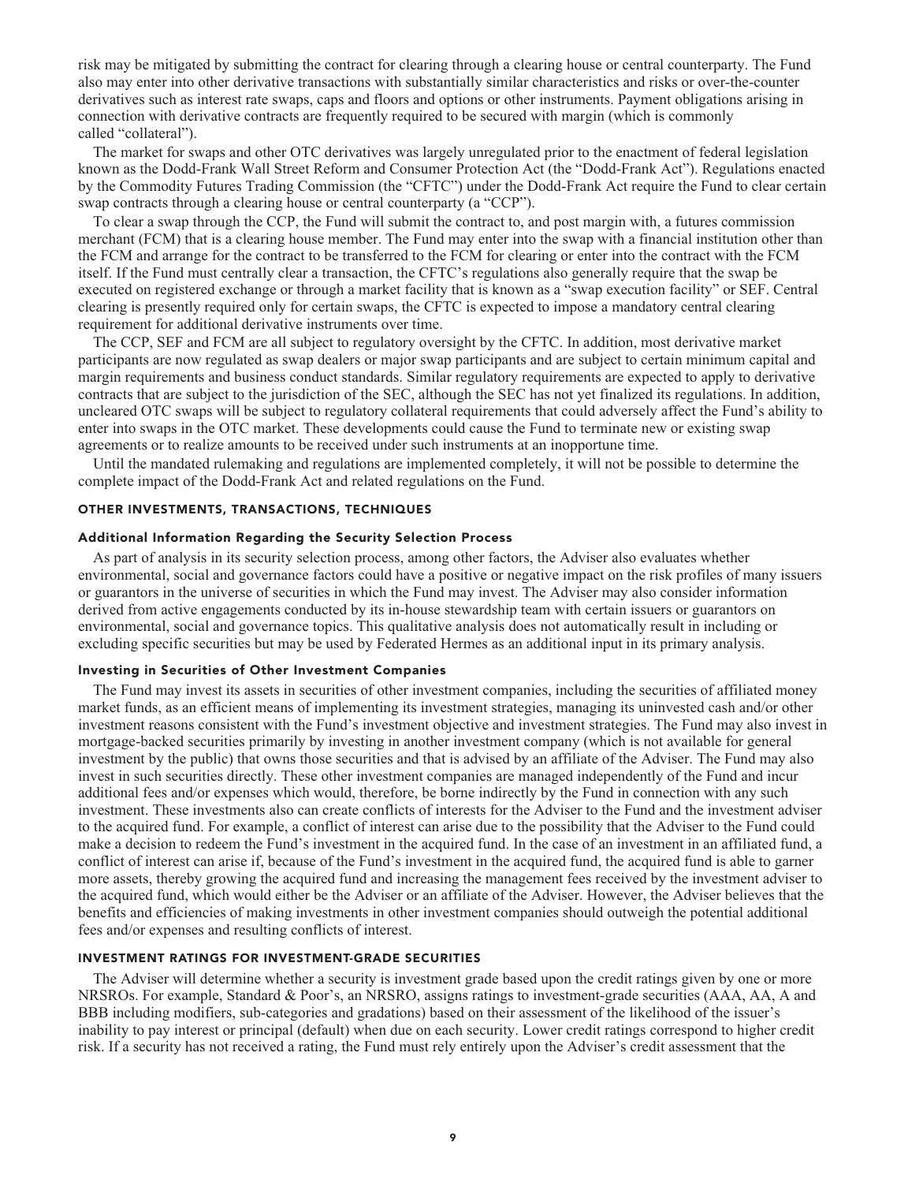risk may be mitigated by submitting the contract for clearing through a clearing house or central counterparty. The Fund also may enter into other derivative transactions with substantially similar characteristics and risks or over-the-counter derivatives such as interest rate swaps, caps and floors and options or other instruments. Payment obligations arising in connection with derivative contracts are frequently required to be secured with margin (which is commonly called "collateral").

The market for swaps and other OTC derivatives was largely unregulated prior to the enactment of federal legislation known as the Dodd-Frank Wall Street Reform and Consumer Protection Act (the "Dodd-Frank Act"). Regulations enacted by the Commodity Futures Trading Commission (the "CFTC") under the Dodd-Frank Act require the Fund to clear certain swap contracts through a clearing house or central counterparty (a "CCP").

To clear a swap through the CCP, the Fund will submit the contract to, and post margin with, a futures commission merchant (FCM) that is a clearing house member. The Fund may enter into the swap with a financial institution other than the FCM and arrange for the contract to be transferred to the FCM for clearing or enter into the contract with the FCM itself. If the Fund must centrally clear a transaction, the CFTC's regulations also generally require that the swap be executed on registered exchange or through a market facility that is known as a "swap execution facility" or SEF. Central clearing is presently required only for certain swaps, the CFTC is expected to impose a mandatory central clearing requirement for additional derivative instruments over time.

The CCP, SEF and FCM are all subject to regulatory oversight by the CFTC. In addition, most derivative market participants are now regulated as swap dealers or major swap participants and are subject to certain minimum capital and margin requirements and business conduct standards. Similar regulatory requirements are expected to apply to derivative contracts that are subject to the jurisdiction of the SEC, although the SEC has not yet finalized its regulations. In addition, uncleared OTC swaps will be subject to regulatory collateral requirements that could adversely affect the Fund's ability to enter into swaps in the OTC market. These developments could cause the Fund to terminate new or existing swap agreements or to realize amounts to be received under such instruments at an inopportune time.

Until the mandated rulemaking and regulations are implemented completely, it will not be possible to determine the complete impact of the Dodd-Frank Act and related regulations on the Fund.

## OTHER INVESTMENTS, TRANSACTIONS, TECHNIQUES

### Additional Information Regarding the Security Selection Process

As part of analysis in its security selection process, among other factors, the Adviser also evaluates whether environmental, social and governance factors could have a positive or negative impact on the risk profiles of many issuers or guarantors in the universe of securities in which the Fund may invest. The Adviser may also consider information derived from active engagements conducted by its in-house stewardship team with certain issuers or guarantors on environmental, social and governance topics. This qualitative analysis does not automatically result in including or excluding specific securities but may be used by Federated Hermes as an additional input in its primary analysis.

### Investing in Securities of Other Investment Companies

The Fund may invest its assets in securities of other investment companies, including the securities of affiliated money market funds, as an efficient means of implementing its investment strategies, managing its uninvested cash and/or other investment reasons consistent with the Fund's investment objective and investment strategies. The Fund may also invest in mortgage-backed securities primarily by investing in another investment company (which is not available for general investment by the public) that owns those securities and that is advised by an affiliate of the Adviser. The Fund may also invest in such securities directly. These other investment companies are managed independently of the Fund and incur additional fees and/or expenses which would, therefore, be borne indirectly by the Fund in connection with any such investment. These investments also can create conflicts of interests for the Adviser to the Fund and the investment adviser to the acquired fund. For example, a conflict of interest can arise due to the possibility that the Adviser to the Fund could make a decision to redeem the Fund's investment in the acquired fund. In the case of an investment in an affiliated fund, a conflict of interest can arise if, because of the Fund's investment in the acquired fund, the acquired fund is able to garner more assets, thereby growing the acquired fund and increasing the management fees received by the investment adviser to the acquired fund, which would either be the Adviser or an affiliate of the Adviser. However, the Adviser believes that the benefits and efficiencies of making investments in other investment companies should outweigh the potential additional fees and/or expenses and resulting conflicts of interest.

## INVESTMENT RATINGS FOR INVESTMENT-GRADE SECURITIES

The Adviser will determine whether a security is investment grade based upon the credit ratings given by one or more NRSROs. For example, Standard & Poor's, an NRSRO, assigns ratings to investment-grade securities (AAA, AA, A and BBB including modifiers, sub-categories and gradations) based on their assessment of the likelihood of the issuer's inability to pay interest or principal (default) when due on each security. Lower credit ratings correspond to higher credit risk. If a security has not received a rating, the Fund must rely entirely upon the Adviser's credit assessment that the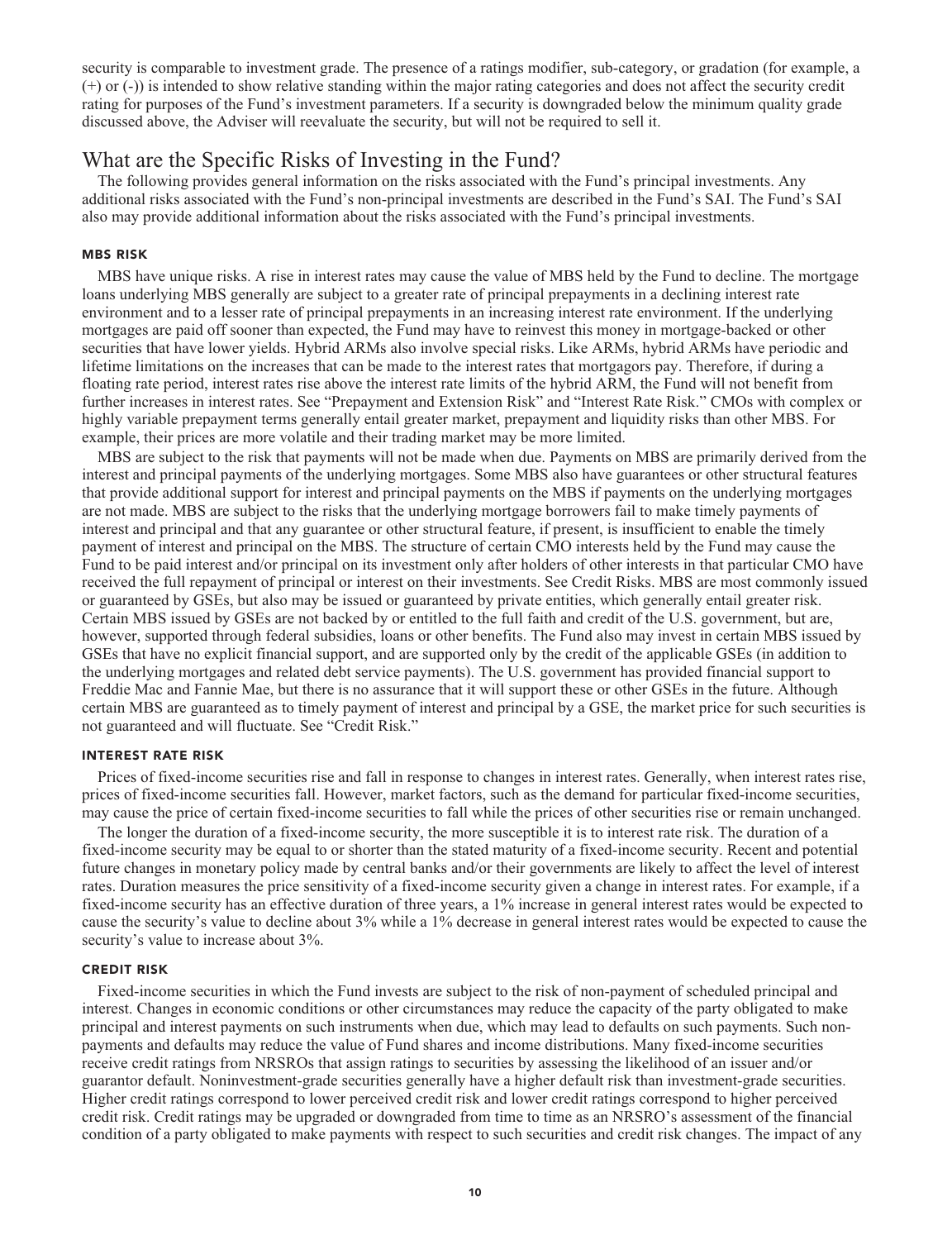security is comparable to investment grade. The presence of a ratings modifier, sub-category, or gradation (for example, a (+) or (-)) is intended to show relative standing within the major rating categories and does not affect the security credit rating for purposes of the Fund's investment parameters. If a security is downgraded below the minimum quality grade discussed above, the Adviser will reevaluate the security, but will not be required to sell it.

## What are the Specific Risks of Investing in the Fund?

The following provides general information on the risks associated with the Fund's principal investments. Any additional risks associated with the Fund's non-principal investments are described in the Fund's SAI. The Fund's SAI also may provide additional information about the risks associated with the Fund's principal investments.

### MBS RISK

MBS have unique risks. A rise in interest rates may cause the value of MBS held by the Fund to decline. The mortgage loans underlying MBS generally are subject to a greater rate of principal prepayments in a declining interest rate environment and to a lesser rate of principal prepayments in an increasing interest rate environment. If the underlying mortgages are paid off sooner than expected, the Fund may have to reinvest this money in mortgage-backed or other securities that have lower yields. Hybrid ARMs also involve special risks. Like ARMs, hybrid ARMs have periodic and lifetime limitations on the increases that can be made to the interest rates that mortgagors pay. Therefore, if during a floating rate period, interest rates rise above the interest rate limits of the hybrid ARM, the Fund will not benefit from further increases in interest rates. See "Prepayment and Extension Risk" and "Interest Rate Risk." CMOs with complex or highly variable prepayment terms generally entail greater market, prepayment and liquidity risks than other MBS. For example, their prices are more volatile and their trading market may be more limited.

MBS are subject to the risk that payments will not be made when due. Payments on MBS are primarily derived from the interest and principal payments of the underlying mortgages. Some MBS also have guarantees or other structural features that provide additional support for interest and principal payments on the MBS if payments on the underlying mortgages are not made. MBS are subject to the risks that the underlying mortgage borrowers fail to make timely payments of interest and principal and that any guarantee or other structural feature, if present, is insufficient to enable the timely payment of interest and principal on the MBS. The structure of certain CMO interests held by the Fund may cause the Fund to be paid interest and/or principal on its investment only after holders of other interests in that particular CMO have received the full repayment of principal or interest on their investments. See Credit Risks. MBS are most commonly issued or guaranteed by GSEs, but also may be issued or guaranteed by private entities, which generally entail greater risk. Certain MBS issued by GSEs are not backed by or entitled to the full faith and credit of the U.S. government, but are, however, supported through federal subsidies, loans or other benefits. The Fund also may invest in certain MBS issued by GSEs that have no explicit financial support, and are supported only by the credit of the applicable GSEs (in addition to the underlying mortgages and related debt service payments). The U.S. government has provided financial support to Freddie Mac and Fannie Mae, but there is no assurance that it will support these or other GSEs in the future. Although certain MBS are guaranteed as to timely payment of interest and principal by a GSE, the market price for such securities is not guaranteed and will fluctuate. See "Credit Risk."

### INTEREST RATE RISK

Prices of fixed-income securities rise and fall in response to changes in interest rates. Generally, when interest rates rise, prices of fixed-income securities fall. However, market factors, such as the demand for particular fixed-income securities, may cause the price of certain fixed-income securities to fall while the prices of other securities rise or remain unchanged.

The longer the duration of a fixed-income security, the more susceptible it is to interest rate risk. The duration of a fixed-income security may be equal to or shorter than the stated maturity of a fixed-income security. Recent and potential future changes in monetary policy made by central banks and/or their governments are likely to affect the level of interest rates. Duration measures the price sensitivity of a fixed-income security given a change in interest rates. For example, if a fixed-income security has an effective duration of three years, a 1% increase in general interest rates would be expected to cause the security's value to decline about 3% while a 1% decrease in general interest rates would be expected to cause the security's value to increase about 3%.

### CREDIT RISK

Fixed-income securities in which the Fund invests are subject to the risk of non-payment of scheduled principal and interest. Changes in economic conditions or other circumstances may reduce the capacity of the party obligated to make principal and interest payments on such instruments when due, which may lead to defaults on such payments. Such non-payments and defaults may reduce the value of Fund shares and income distributions. Many fixed-income securities receive credit ratings from NRSROs that assign ratings to securities by assessing the likelihood of an issuer and/or guarantor default. Noninvestment-grade securities generally have a higher default risk than investment-grade securities. Higher credit ratings correspond to lower perceived credit risk and lower credit ratings correspond to higher perceived credit risk. Credit ratings may be upgraded or downgraded from time to time as an NRSRO's assessment of the financial condition of a party obligated to make payments with respect to such securities and credit risk changes. The impact of any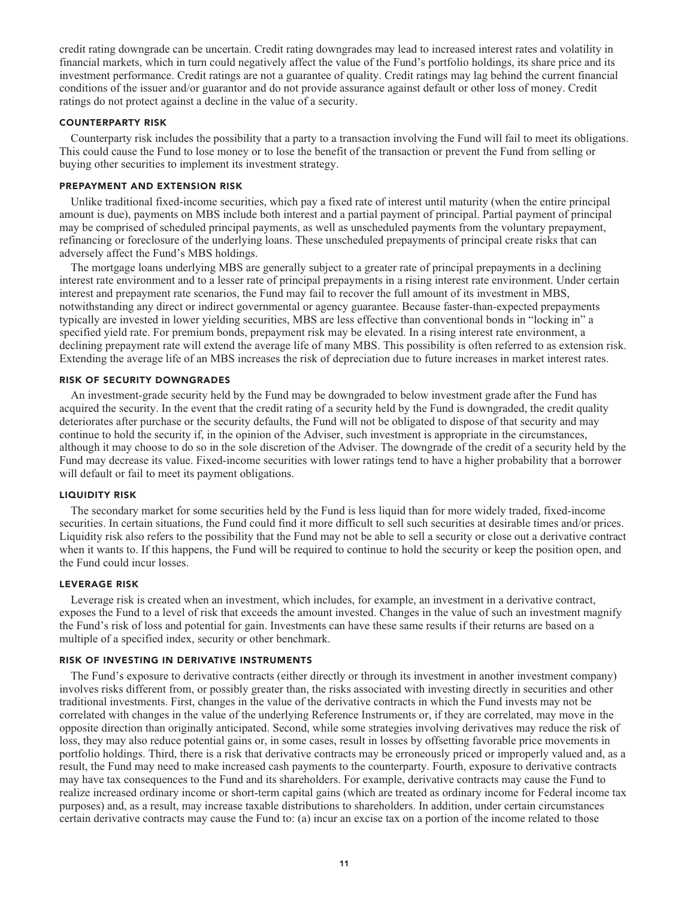credit rating downgrade can be uncertain. Credit rating downgrades may lead to increased interest rates and volatility in financial markets, which in turn could negatively affect the value of the Fund's portfolio holdings, its share price and its investment performance. Credit ratings are not a guarantee of quality. Credit ratings may lag behind the current financial conditions of the issuer and/or guarantor and do not provide assurance against default or other loss of money. Credit ratings do not protect against a decline in the value of a security.

### COUNTERPARTY RISK

Counterparty risk includes the possibility that a party to a transaction involving the Fund will fail to meet its obligations. This could cause the Fund to lose money or to lose the benefit of the transaction or prevent the Fund from selling or buying other securities to implement its investment strategy.

### PREPAYMENT AND EXTENSION RISK

Unlike traditional fixed-income securities, which pay a fixed rate of interest until maturity (when the entire principal amount is due), payments on MBS include both interest and a partial payment of principal. Partial payment of principal may be comprised of scheduled principal payments, as well as unscheduled payments from the voluntary prepayment, refinancing or foreclosure of the underlying loans. These unscheduled prepayments of principal create risks that can adversely affect the Fund's MBS holdings.

The mortgage loans underlying MBS are generally subject to a greater rate of principal prepayments in a declining interest rate environment and to a lesser rate of principal prepayments in a rising interest rate environment. Under certain interest and prepayment rate scenarios, the Fund may fail to recover the full amount of its investment in MBS, notwithstanding any direct or indirect governmental or agency guarantee. Because faster-than-expected prepayments typically are invested in lower yielding securities, MBS are less effective than conventional bonds in "locking in" a specified yield rate. For premium bonds, prepayment risk may be elevated. In a rising interest rate environment, a declining prepayment rate will extend the average life of many MBS. This possibility is often referred to as extension risk. Extending the average life of an MBS increases the risk of depreciation due to future increases in market interest rates.

### RISK OF SECURITY DOWNGRADES

An investment-grade security held by the Fund may be downgraded to below investment grade after the Fund has acquired the security. In the event that the credit rating of a security held by the Fund is downgraded, the credit quality deteriorates after purchase or the security defaults, the Fund will not be obligated to dispose of that security and may continue to hold the security if, in the opinion of the Adviser, such investment is appropriate in the circumstances, although it may choose to do so in the sole discretion of the Adviser. The downgrade of the credit of a security held by the Fund may decrease its value. Fixed-income securities with lower ratings tend to have a higher probability that a borrower will default or fail to meet its payment obligations.

### LIQUIDITY RISK

The secondary market for some securities held by the Fund is less liquid than for more widely traded, fixed-income securities. In certain situations, the Fund could find it more difficult to sell such securities at desirable times and/or prices. Liquidity risk also refers to the possibility that the Fund may not be able to sell a security or close out a derivative contract when it wants to. If this happens, the Fund will be required to continue to hold the security or keep the position open, and the Fund could incur losses.

### LEVERAGE RISK

Leverage risk is created when an investment, which includes, for example, an investment in a derivative contract, exposes the Fund to a level of risk that exceeds the amount invested. Changes in the value of such an investment magnify the Fund's risk of loss and potential for gain. Investments can have these same results if their returns are based on a multiple of a specified index, security or other benchmark.

### RISK OF INVESTING IN DERIVATIVE INSTRUMENTS

The Fund's exposure to derivative contracts (either directly or through its investment in another investment company) involves risks different from, or possibly greater than, the risks associated with investing directly in securities and other traditional investments. First, changes in the value of the derivative contracts in which the Fund invests may not be correlated with changes in the value of the underlying Reference Instruments or, if they are correlated, may move in the opposite direction than originally anticipated. Second, while some strategies involving derivatives may reduce the risk of loss, they may also reduce potential gains or, in some cases, result in losses by offsetting favorable price movements in portfolio holdings. Third, there is a risk that derivative contracts may be erroneously priced or improperly valued and, as a result, the Fund may need to make increased cash payments to the counterparty. Fourth, exposure to derivative contracts may have tax consequences to the Fund and its shareholders. For example, derivative contracts may cause the Fund to realize increased ordinary income or short-term capital gains (which are treated as ordinary income for Federal income tax purposes) and, as a result, may increase taxable distributions to shareholders. In addition, under certain circumstances certain derivative contracts may cause the Fund to: (a) incur an excise tax on a portion of the income related to those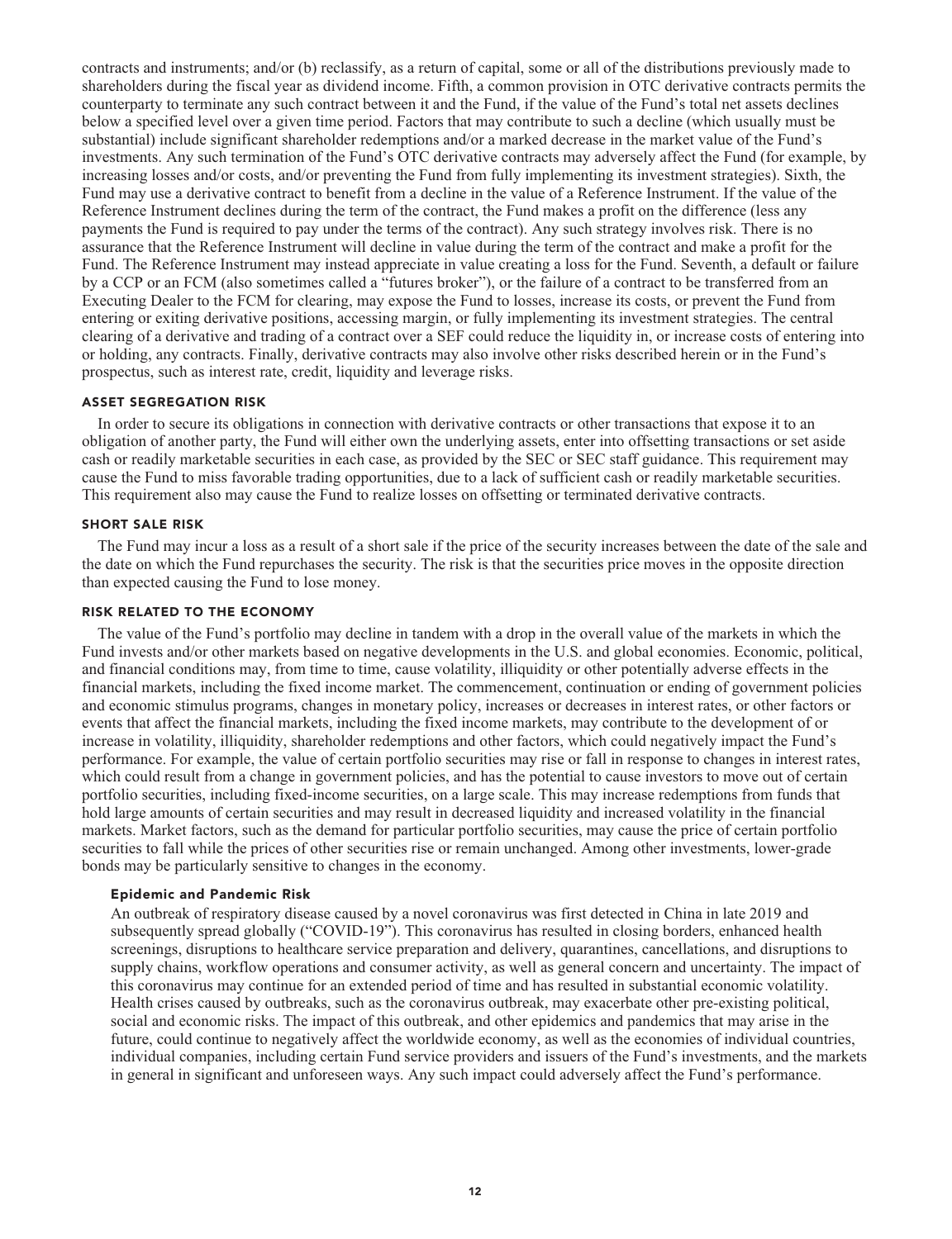contracts and instruments; and/or (b) reclassify, as a return of capital, some or all of the distributions previously made to shareholders during the fiscal year as dividend income. Fifth, a common provision in OTC derivative contracts permits the counterparty to terminate any such contract between it and the Fund, if the value of the Fund's total net assets declines below a specified level over a given time period. Factors that may contribute to such a decline (which usually must be substantial) include significant shareholder redemptions and/or a marked decrease in the market value of the Fund's investments. Any such termination of the Fund's OTC derivative contracts may adversely affect the Fund (for example, by increasing losses and/or costs, and/or preventing the Fund from fully implementing its investment strategies). Sixth, the Fund may use a derivative contract to benefit from a decline in the value of a Reference Instrument. If the value of the Reference Instrument declines during the term of the contract, the Fund makes a profit on the difference (less any payments the Fund is required to pay under the terms of the contract). Any such strategy involves risk. There is no assurance that the Reference Instrument will decline in value during the term of the contract and make a profit for the Fund. The Reference Instrument may instead appreciate in value creating a loss for the Fund. Seventh, a default or failure by a CCP or an FCM (also sometimes called a "futures broker"), or the failure of a contract to be transferred from an Executing Dealer to the FCM for clearing, may expose the Fund to losses, increase its costs, or prevent the Fund from entering or exiting derivative positions, accessing margin, or fully implementing its investment strategies. The central clearing of a derivative and trading of a contract over a SEF could reduce the liquidity in, or increase costs of entering into or holding, any contracts. Finally, derivative contracts may also involve other risks described herein or in the Fund's prospectus, such as interest rate, credit, liquidity and leverage risks.

### ASSET SEGREGATION RISK

In order to secure its obligations in connection with derivative contracts or other transactions that expose it to an obligation of another party, the Fund will either own the underlying assets, enter into offsetting transactions or set aside cash or readily marketable securities in each case, as provided by the SEC or SEC staff guidance. This requirement may cause the Fund to miss favorable trading opportunities, due to a lack of sufficient cash or readily marketable securities. This requirement also may cause the Fund to realize losses on offsetting or terminated derivative contracts.

### SHORT SALE RISK

The Fund may incur a loss as a result of a short sale if the price of the security increases between the date of the sale and the date on which the Fund repurchases the security. The risk is that the securities price moves in the opposite direction than expected causing the Fund to lose money.

### RISK RELATED TO THE ECONOMY

The value of the Fund's portfolio may decline in tandem with a drop in the overall value of the markets in which the Fund invests and/or other markets based on negative developments in the U.S. and global economies. Economic, political, and financial conditions may, from time to time, cause volatility, illiquidity or other potentially adverse effects in the financial markets, including the fixed income market. The commencement, continuation or ending of government policies and economic stimulus programs, changes in monetary policy, increases or decreases in interest rates, or other factors or events that affect the financial markets, including the fixed income markets, may contribute to the development of or increase in volatility, illiquidity, shareholder redemptions and other factors, which could negatively impact the Fund's performance. For example, the value of certain portfolio securities may rise or fall in response to changes in interest rates, which could result from a change in government policies, and has the potential to cause investors to move out of certain portfolio securities, including fixed-income securities, on a large scale. This may increase redemptions from funds that hold large amounts of certain securities and may result in decreased liquidity and increased volatility in the financial markets. Market factors, such as the demand for particular portfolio securities, may cause the price of certain portfolio securities to fall while the prices of other securities rise or remain unchanged. Among other investments, lower-grade bonds may be particularly sensitive to changes in the economy.

#### Epidemic and Pandemic Risk

An outbreak of respiratory disease caused by a novel coronavirus was first detected in China in late 2019 and subsequently spread globally ("COVID-19"). This coronavirus has resulted in closing borders, enhanced health screenings, disruptions to healthcare service preparation and delivery, quarantines, cancellations, and disruptions to supply chains, workflow operations and consumer activity, as well as general concern and uncertainty. The impact of this coronavirus may continue for an extended period of time and has resulted in substantial economic volatility. Health crises caused by outbreaks, such as the coronavirus outbreak, may exacerbate other pre-existing political, social and economic risks. The impact of this outbreak, and other epidemics and pandemics that may arise in the future, could continue to negatively affect the worldwide economy, as well as the economies of individual countries, individual companies, including certain Fund service providers and issuers of the Fund's investments, and the markets in general in significant and unforeseen ways. Any such impact could adversely affect the Fund's performance.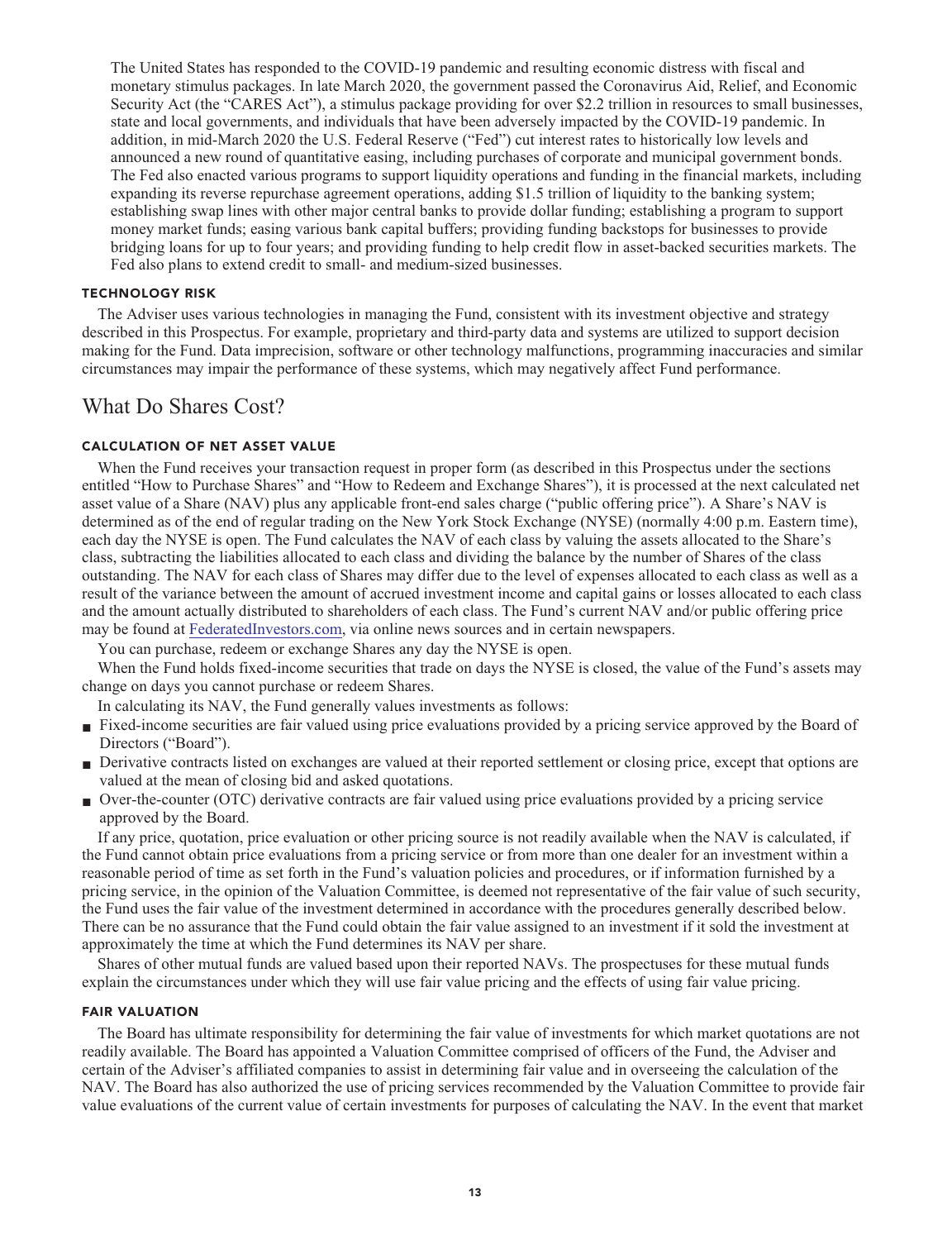The United States has responded to the COVID-19 pandemic and resulting economic distress with fiscal and monetary stimulus packages. In late March 2020, the government passed the Coronavirus Aid, Relief, and Economic Security Act (the "CARES Act"), a stimulus package providing for over $2.2 trillion in resources to small businesses, state and local governments, and individuals that have been adversely impacted by the COVID-19 pandemic. In addition, in mid-March 2020 the U.S. Federal Reserve ("Fed") cut interest rates to historically low levels and announced a new round of quantitative easing, including purchases of corporate and municipal government bonds. The Fed also enacted various programs to support liquidity operations and funding in the financial markets, including expanding its reverse repurchase agreement operations, adding $1.5 trillion of liquidity to the banking system; establishing swap lines with other major central banks to provide dollar funding; establishing a program to support money market funds; easing various bank capital buffers; providing funding backstops for businesses to provide bridging loans for up to four years; and providing funding to help credit flow in asset-backed securities markets. The Fed also plans to extend credit to small- and medium-sized businesses.

#### TECHNOLOGY RISK

The Adviser uses various technologies in managing the Fund, consistent with its investment objective and strategy described in this Prospectus. For example, proprietary and third-party data and systems are utilized to support decision making for the Fund. Data imprecision, software or other technology malfunctions, programming inaccuracies and similar circumstances may impair the performance of these systems, which may negatively affect Fund performance.

## What Do Shares Cost?

#### CALCULATION OF NET ASSET VALUE

When the Fund receives your transaction request in proper form (as described in this Prospectus under the sections entitled "How to Purchase Shares" and "How to Redeem and Exchange Shares"), it is processed at the next calculated net asset value of a Share (NAV) plus any applicable front-end sales charge ("public offering price"). A Share's NAV is determined as of the end of regular trading on the New York Stock Exchange (NYSE) (normally 4:00 p.m. Eastern time), each day the NYSE is open. The Fund calculates the NAV of each class by valuing the assets allocated to the Share's class, subtracting the liabilities allocated to each class and dividing the balance by the number of Shares of the class outstanding. The NAV for each class of Shares may differ due to the level of expenses allocated to each class as well as a result of the variance between the amount of accrued investment income and capital gains or losses allocated to each class and the amount actually distributed to shareholders of each class. The Fund's current NAV and/or public offering price may be found at FederatedInvestors.com, via online news sources and in certain newspapers.

You can purchase, redeem or exchange Shares any day the NYSE is open.

When the Fund holds fixed-income securities that trade on days the NYSE is closed, the value of the Fund's assets may change on days you cannot purchase or redeem Shares.

In calculating its NAV, the Fund generally values investments as follows:

- Fixed-income securities are fair valued using price evaluations provided by a pricing service approved by the Board of Directors ("Board").
- Derivative contracts listed on exchanges are valued at their reported settlement or closing price, except that options are valued at the mean of closing bid and asked quotations.
- Over-the-counter (OTC) derivative contracts are fair valued using price evaluations provided by a pricing service approved by the Board.

If any price, quotation, price evaluation or other pricing source is not readily available when the NAV is calculated, if the Fund cannot obtain price evaluations from a pricing service or from more than one dealer for an investment within a reasonable period of time as set forth in the Fund's valuation policies and procedures, or if information furnished by a pricing service, in the opinion of the Valuation Committee, is deemed not representative of the fair value of such security, the Fund uses the fair value of the investment determined in accordance with the procedures generally described below. There can be no assurance that the Fund could obtain the fair value assigned to an investment if it sold the investment at approximately the time at which the Fund determines its NAV per share.

Shares of other mutual funds are valued based upon their reported NAVs. The prospectuses for these mutual funds explain the circumstances under which they will use fair value pricing and the effects of using fair value pricing.

#### FAIR VALUATION

The Board has ultimate responsibility for determining the fair value of investments for which market quotations are not readily available. The Board has appointed a Valuation Committee comprised of officers of the Fund, the Adviser and certain of the Adviser's affiliated companies to assist in determining fair value and in overseeing the calculation of the NAV. The Board has also authorized the use of pricing services recommended by the Valuation Committee to provide fair value evaluations of the current value of certain investments for purposes of calculating the NAV. In the event that market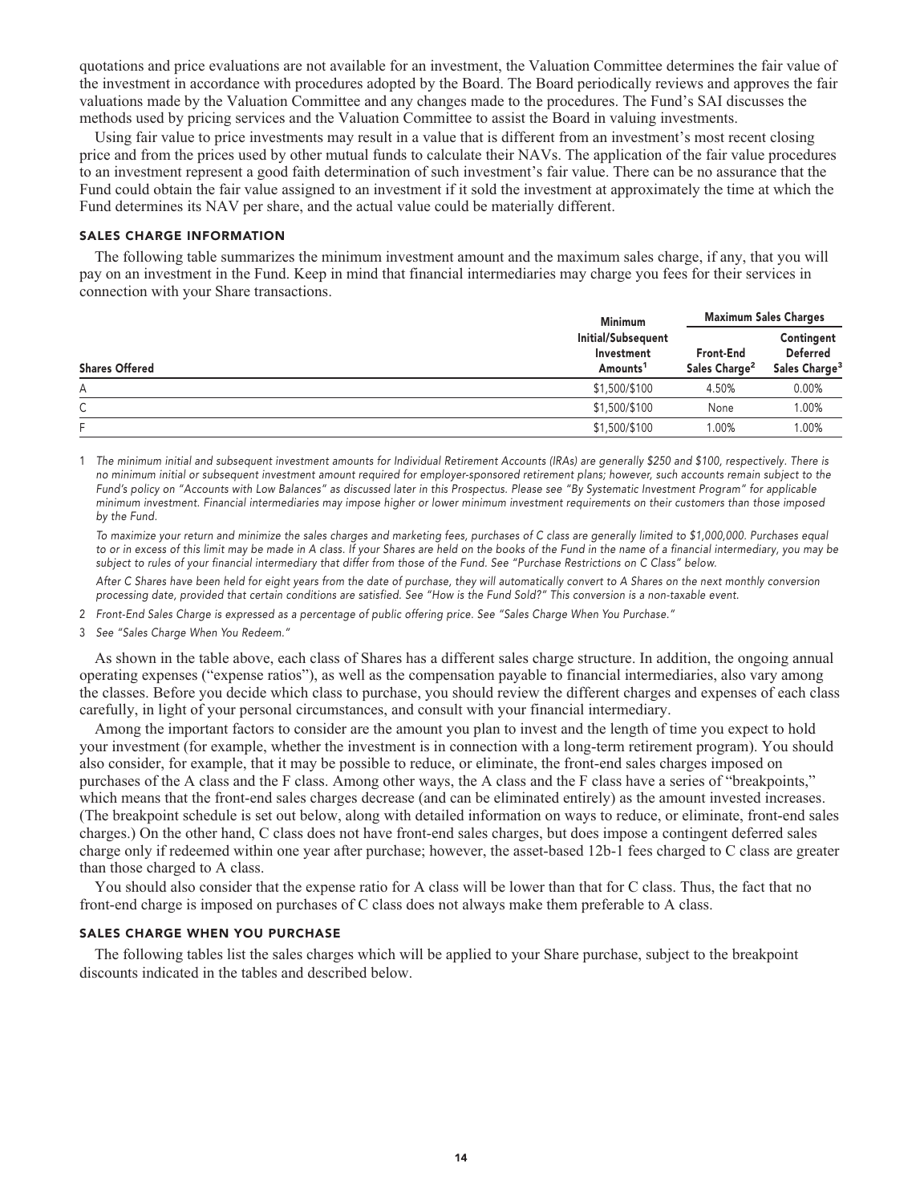quotations and price evaluations are not available for an investment, the Valuation Committee determines the fair value of the investment in accordance with procedures adopted by the Board. The Board periodically reviews and approves the fair valuations made by the Valuation Committee and any changes made to the procedures. The Fund's SAI discusses the methods used by pricing services and the Valuation Committee to assist the Board in valuing investments.

Using fair value to price investments may result in a value that is different from an investment's most recent closing price and from the prices used by other mutual funds to calculate their NAVs. The application of the fair value procedures to an investment represent a good faith determination of such investment's fair value. There can be no assurance that the Fund could obtain the fair value assigned to an investment if it sold the investment at approximately the time at which the Fund determines its NAV per share, and the actual value could be materially different.

## SALES CHARGE INFORMATION

The following table summarizes the minimum investment amount and the maximum sales charge, if any, that you will pay on an investment in the Fund. Keep in mind that financial intermediaries may charge you fees for their services in connection with your Share transactions.

| Shares Offered | Minimum Initial/Subsequent Investment Amounts[1] | Maximum Sales Charges | |
|---|---|---|---|
| | | Front-End Sales Charge[2] | Contingent Deferred Sales Charge[3] |
| A | $1,500/$100 | 4.50% | 0.00% |
| C | $1,500/$100 | None | 1.00% |
| F | $1,500/$100 | 1.00% | 1.00% |

1 *The minimum initial and subsequent investment amounts for Individual Retirement Accounts (IRAs) are generally $250 and $100, respectively. There is no minimum initial or subsequent investment amount required for employer-sponsored retirement plans; however, such accounts remain subject to the Fund's policy on "Accounts with Low Balances" as discussed later in this Prospectus. Please see "By Systematic Investment Program" for applicable minimum investment. Financial intermediaries may impose higher or lower minimum investment requirements on their customers than those imposed by the Fund.*

*To maximize your return and minimize the sales charges and marketing fees, purchases of C class are generally limited to $1,000,000. Purchases equal to or in excess of this limit may be made in A class. If your Shares are held on the books of the Fund in the name of a financial intermediary, you may be subject to rules of your financial intermediary that differ from those of the Fund. See "Purchase Restrictions on C Class" below.*

*After C Shares have been held for eight years from the date of purchase, they will automatically convert to A Shares on the next monthly conversion processing date, provided that certain conditions are satisfied. See "How is the Fund Sold?" This conversion is a non-taxable event.*

2 *Front-End Sales Charge is expressed as a percentage of public offering price. See "Sales Charge When You Purchase."*

3 *See "Sales Charge When You Redeem."*

As shown in the table above, each class of Shares has a different sales charge structure. In addition, the ongoing annual operating expenses ("expense ratios"), as well as the compensation payable to financial intermediaries, also vary among the classes. Before you decide which class to purchase, you should review the different charges and expenses of each class carefully, in light of your personal circumstances, and consult with your financial intermediary.

Among the important factors to consider are the amount you plan to invest and the length of time you expect to hold your investment (for example, whether the investment is in connection with a long-term retirement program). You should also consider, for example, that it may be possible to reduce, or eliminate, the front-end sales charges imposed on purchases of the A class and the F class. Among other ways, the A class and the F class have a series of "breakpoints," which means that the front-end sales charges decrease (and can be eliminated entirely) as the amount invested increases. (The breakpoint schedule is set out below, along with detailed information on ways to reduce, or eliminate, front-end sales charges.) On the other hand, C class does not have front-end sales charges, but does impose a contingent deferred sales charge only if redeemed within one year after purchase; however, the asset-based 12b-1 fees charged to C class are greater than those charged to A class.

You should also consider that the expense ratio for A class will be lower than that for C class. Thus, the fact that no front-end charge is imposed on purchases of C class does not always make them preferable to A class.

## SALES CHARGE WHEN YOU PURCHASE

The following tables list the sales charges which will be applied to your Share purchase, subject to the breakpoint discounts indicated in the tables and described below.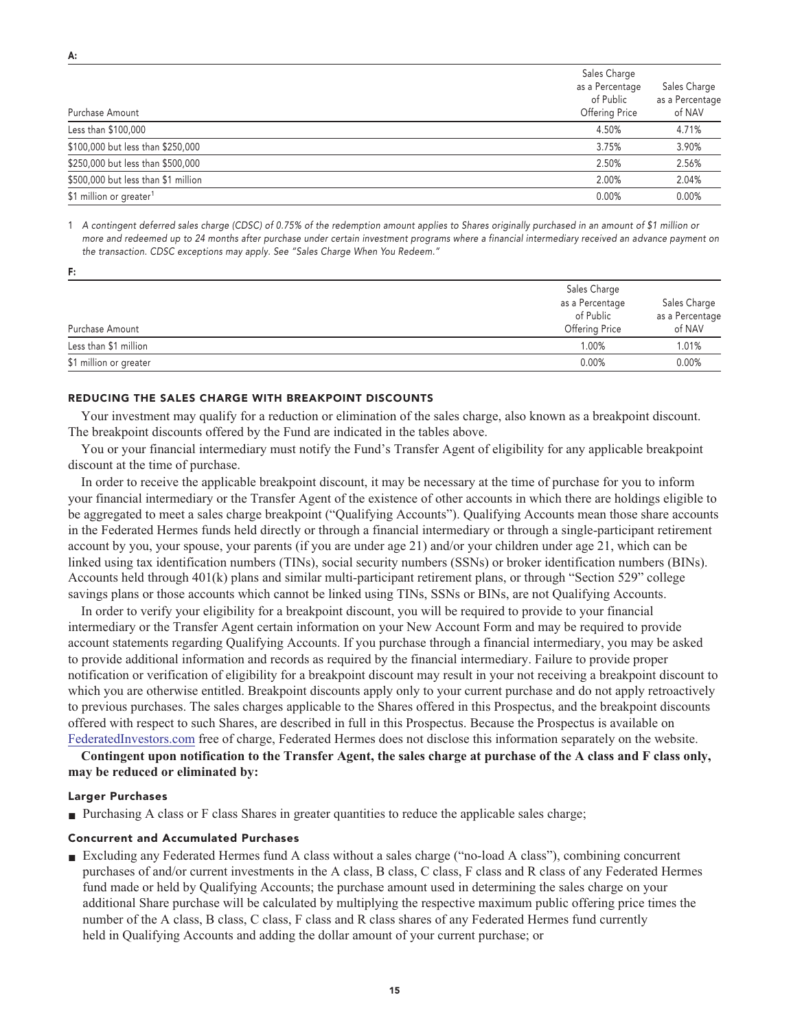**A:**

| Purchase Amount | Sales Charge as a Percentage of Public Offering Price | Sales Charge as a Percentage of NAV |
|---|---|---|
| Less than $100,000 | 4.50% | 4.71% |
| $100,000 but less than $250,000 | 3.75% | 3.90% |
| $250,000 but less than $500,000 | 2.50% | 2.56% |
| $500,000 but less than $1 million | 2.00% | 2.04% |
| $1 million or greater[1] | 0.00% | 0.00% |

1 *A contingent deferred sales charge (CDSC) of 0.75% of the redemption amount applies to Shares originally purchased in an amount of $1 million or more and redeemed up to 24 months after purchase under certain investment programs where a financial intermediary received an advance payment on the transaction. CDSC exceptions may apply. See "Sales Charge When You Redeem."*

**F:**

| Purchase Amount | Sales Charge as a Percentage of Public Offering Price | Sales Charge as a Percentage of NAV |
|---|---|---|
| Less than $1 million | 1.00% | 1.01% |
| $1 million or greater | 0.00% | 0.00% |

### REDUCING THE SALES CHARGE WITH BREAKPOINT DISCOUNTS

Your investment may qualify for a reduction or elimination of the sales charge, also known as a breakpoint discount. The breakpoint discounts offered by the Fund are indicated in the tables above.

You or your financial intermediary must notify the Fund's Transfer Agent of eligibility for any applicable breakpoint discount at the time of purchase.

In order to receive the applicable breakpoint discount, it may be necessary at the time of purchase for you to inform your financial intermediary or the Transfer Agent of the existence of other accounts in which there are holdings eligible to be aggregated to meet a sales charge breakpoint ("Qualifying Accounts"). Qualifying Accounts mean those share accounts in the Federated Hermes funds held directly or through a financial intermediary or through a single-participant retirement account by you, your spouse, your parents (if you are under age 21) and/or your children under age 21, which can be linked using tax identification numbers (TINs), social security numbers (SSNs) or broker identification numbers (BINs). Accounts held through 401(k) plans and similar multi-participant retirement plans, or through "Section 529" college savings plans or those accounts which cannot be linked using TINs, SSNs or BINs, are not Qualifying Accounts.

In order to verify your eligibility for a breakpoint discount, you will be required to provide to your financial intermediary or the Transfer Agent certain information on your New Account Form and may be required to provide account statements regarding Qualifying Accounts. If you purchase through a financial intermediary, you may be asked to provide additional information and records as required by the financial intermediary. Failure to provide proper notification or verification of eligibility for a breakpoint discount may result in your not receiving a breakpoint discount to which you are otherwise entitled. Breakpoint discounts apply only to your current purchase and do not apply retroactively to previous purchases. The sales charges applicable to the Shares offered in this Prospectus, and the breakpoint discounts offered with respect to such Shares, are described in full in this Prospectus. Because the Prospectus is available on FederatedInvestors.com free of charge, Federated Hermes does not disclose this information separately on the website.

**Contingent upon notification to the Transfer Agent, the sales charge at purchase of the A class and F class only, may be reduced or eliminated by:**

#### Larger Purchases

- Purchasing A class or F class Shares in greater quantities to reduce the applicable sales charge;

#### Concurrent and Accumulated Purchases

- Excluding any Federated Hermes fund A class without a sales charge ("no-load A class"), combining concurrent purchases of and/or current investments in the A class, B class, C class, F class and R class of any Federated Hermes fund made or held by Qualifying Accounts; the purchase amount used in determining the sales charge on your additional Share purchase will be calculated by multiplying the respective maximum public offering price times the number of the A class, B class, C class, F class and R class shares of any Federated Hermes fund currently held in Qualifying Accounts and adding the dollar amount of your current purchase; or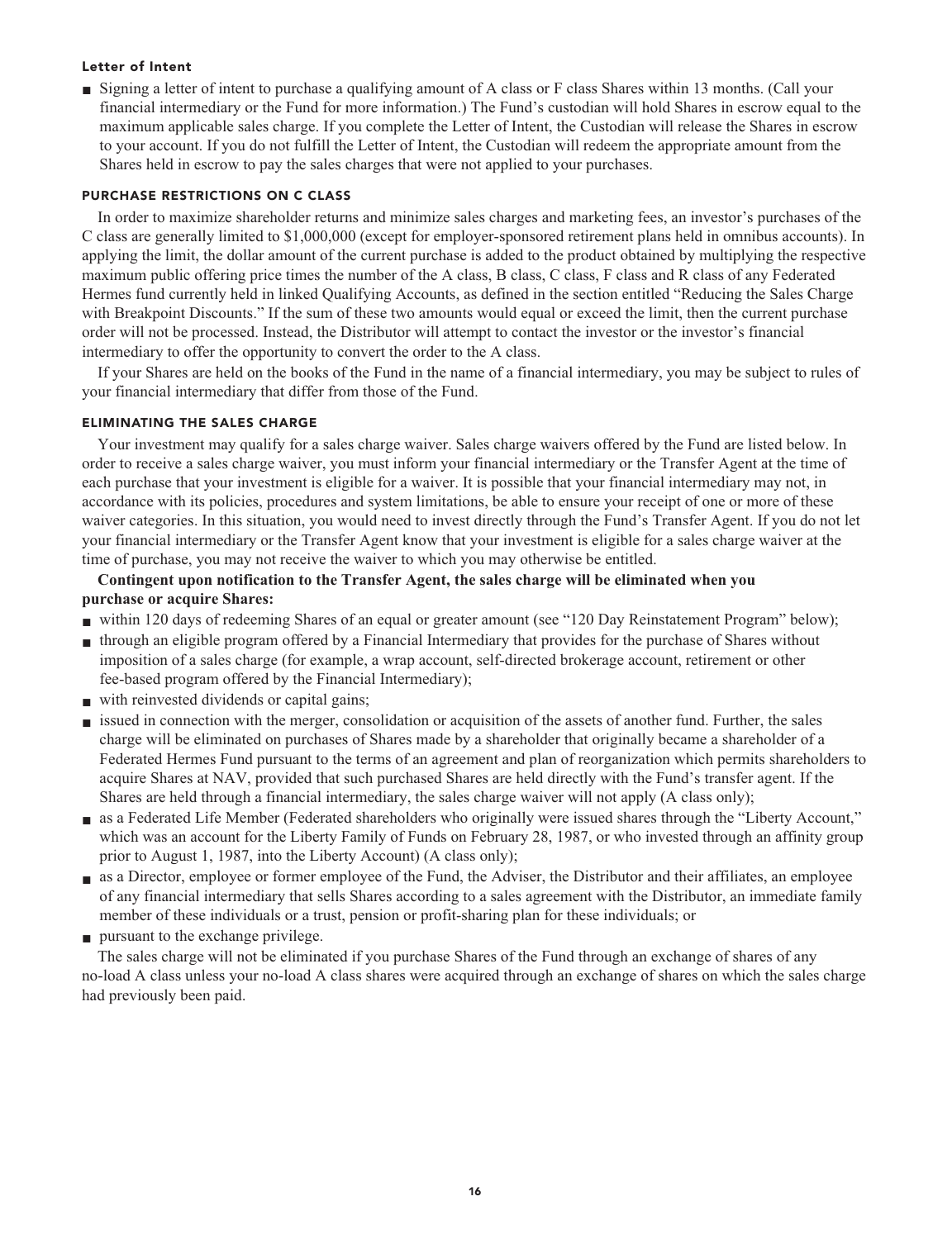#### Letter of Intent

- Signing a letter of intent to purchase a qualifying amount of A class or F class Shares within 13 months. (Call your financial intermediary or the Fund for more information.) The Fund's custodian will hold Shares in escrow equal to the maximum applicable sales charge. If you complete the Letter of Intent, the Custodian will release the Shares in escrow to your account. If you do not fulfill the Letter of Intent, the Custodian will redeem the appropriate amount from the Shares held in escrow to pay the sales charges that were not applied to your purchases.

### PURCHASE RESTRICTIONS ON C CLASS

In order to maximize shareholder returns and minimize sales charges and marketing fees, an investor's purchases of the C class are generally limited to $1,000,000 (except for employer-sponsored retirement plans held in omnibus accounts). In applying the limit, the dollar amount of the current purchase is added to the product obtained by multiplying the respective maximum public offering price times the number of the A class, B class, C class, F class and R class of any Federated Hermes fund currently held in linked Qualifying Accounts, as defined in the section entitled "Reducing the Sales Charge with Breakpoint Discounts." If the sum of these two amounts would equal or exceed the limit, then the current purchase order will not be processed. Instead, the Distributor will attempt to contact the investor or the investor's financial intermediary to offer the opportunity to convert the order to the A class.

If your Shares are held on the books of the Fund in the name of a financial intermediary, you may be subject to rules of your financial intermediary that differ from those of the Fund.

### ELIMINATING THE SALES CHARGE

Your investment may qualify for a sales charge waiver. Sales charge waivers offered by the Fund are listed below. In order to receive a sales charge waiver, you must inform your financial intermediary or the Transfer Agent at the time of each purchase that your investment is eligible for a waiver. It is possible that your financial intermediary may not, in accordance with its policies, procedures and system limitations, be able to ensure your receipt of one or more of these waiver categories. In this situation, you would need to invest directly through the Fund's Transfer Agent. If you do not let your financial intermediary or the Transfer Agent know that your investment is eligible for a sales charge waiver at the time of purchase, you may not receive the waiver to which you may otherwise be entitled.

**Contingent upon notification to the Transfer Agent, the sales charge will be eliminated when you purchase or acquire Shares:**

- within 120 days of redeeming Shares of an equal or greater amount (see "120 Day Reinstatement Program" below);
- through an eligible program offered by a Financial Intermediary that provides for the purchase of Shares without imposition of a sales charge (for example, a wrap account, self-directed brokerage account, retirement or other fee-based program offered by the Financial Intermediary);
- with reinvested dividends or capital gains;
- issued in connection with the merger, consolidation or acquisition of the assets of another fund. Further, the sales charge will be eliminated on purchases of Shares made by a shareholder that originally became a shareholder of a Federated Hermes Fund pursuant to the terms of an agreement and plan of reorganization which permits shareholders to acquire Shares at NAV, provided that such purchased Shares are held directly with the Fund's transfer agent. If the Shares are held through a financial intermediary, the sales charge waiver will not apply (A class only);
- as a Federated Life Member (Federated shareholders who originally were issued shares through the "Liberty Account," which was an account for the Liberty Family of Funds on February 28, 1987, or who invested through an affinity group prior to August 1, 1987, into the Liberty Account) (A class only);
- as a Director, employee or former employee of the Fund, the Adviser, the Distributor and their affiliates, an employee of any financial intermediary that sells Shares according to a sales agreement with the Distributor, an immediate family member of these individuals or a trust, pension or profit-sharing plan for these individuals; or
- pursuant to the exchange privilege.

The sales charge will not be eliminated if you purchase Shares of the Fund through an exchange of shares of any no-load A class unless your no-load A class shares were acquired through an exchange of shares on which the sales charge had previously been paid.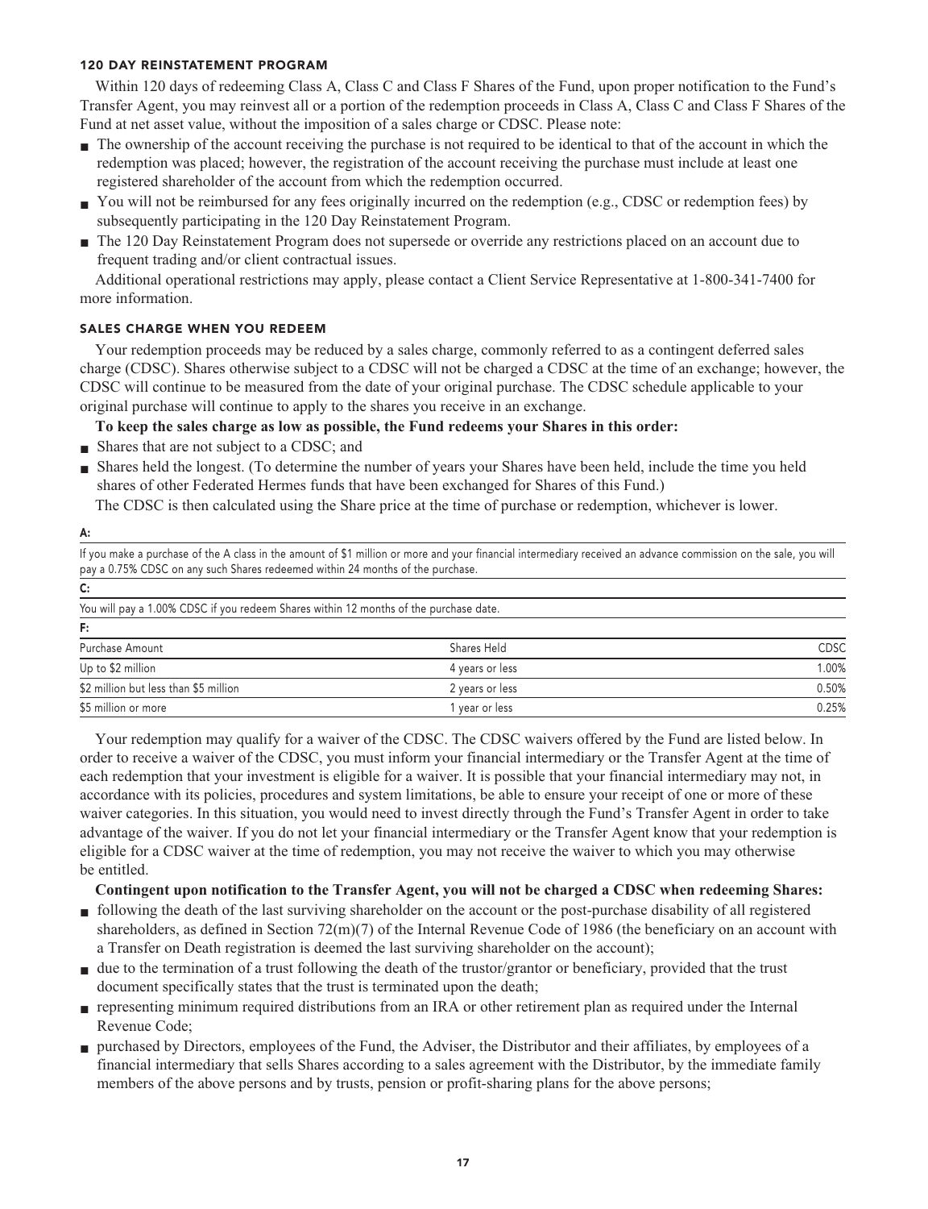### 120 DAY REINSTATEMENT PROGRAM

Within 120 days of redeeming Class A, Class C and Class F Shares of the Fund, upon proper notification to the Fund's Transfer Agent, you may reinvest all or a portion of the redemption proceeds in Class A, Class C and Class F Shares of the Fund at net asset value, without the imposition of a sales charge or CDSC. Please note:

- The ownership of the account receiving the purchase is not required to be identical to that of the account in which the redemption was placed; however, the registration of the account receiving the purchase must include at least one registered shareholder of the account from which the redemption occurred.
- You will not be reimbursed for any fees originally incurred on the redemption (e.g., CDSC or redemption fees) by subsequently participating in the 120 Day Reinstatement Program.
- The 120 Day Reinstatement Program does not supersede or override any restrictions placed on an account due to frequent trading and/or client contractual issues.

Additional operational restrictions may apply, please contact a Client Service Representative at 1-800-341-7400 for more information.

### SALES CHARGE WHEN YOU REDEEM

Your redemption proceeds may be reduced by a sales charge, commonly referred to as a contingent deferred sales charge (CDSC). Shares otherwise subject to a CDSC will not be charged a CDSC at the time of an exchange; however, the CDSC will continue to be measured from the date of your original purchase. The CDSC schedule applicable to your original purchase will continue to apply to the shares you receive in an exchange.

**To keep the sales charge as low as possible, the Fund redeems your Shares in this order:**

- Shares that are not subject to a CDSC; and
- Shares held the longest. (To determine the number of years your Shares have been held, include the time you held shares of other Federated Hermes funds that have been exchanged for Shares of this Fund.)

The CDSC is then calculated using the Share price at the time of purchase or redemption, whichever is lower.

**A:**

If you make a purchase of the A class in the amount of $1 million or more and your financial intermediary received an advance commission on the sale, you will pay a 0.75% CDSC on any such Shares redeemed within 24 months of the purchase.

**C:**

You will pay a 1.00% CDSC if you redeem Shares within 12 months of the purchase date.

**F:**

| Purchase Amount | Shares Held | CDSC |
|---|---|---|
| Up to $2 million | 4 years or less | 1.00% |
| $2 million but less than $5 million | 2 years or less | 0.50% |
| $5 million or more | 1 year or less | 0.25% |

Your redemption may qualify for a waiver of the CDSC. The CDSC waivers offered by the Fund are listed below. In order to receive a waiver of the CDSC, you must inform your financial intermediary or the Transfer Agent at the time of each redemption that your investment is eligible for a waiver. It is possible that your financial intermediary may not, in accordance with its policies, procedures and system limitations, be able to ensure your receipt of one or more of these waiver categories. In this situation, you would need to invest directly through the Fund's Transfer Agent in order to take advantage of the waiver. If you do not let your financial intermediary or the Transfer Agent know that your redemption is eligible for a CDSC waiver at the time of redemption, you may not receive the waiver to which you may otherwise be entitled.

**Contingent upon notification to the Transfer Agent, you will not be charged a CDSC when redeeming Shares:**

- following the death of the last surviving shareholder on the account or the post-purchase disability of all registered shareholders, as defined in Section 72(m)(7) of the Internal Revenue Code of 1986 (the beneficiary on an account with a Transfer on Death registration is deemed the last surviving shareholder on the account);
- due to the termination of a trust following the death of the trustor/grantor or beneficiary, provided that the trust document specifically states that the trust is terminated upon the death;
- representing minimum required distributions from an IRA or other retirement plan as required under the Internal Revenue Code;
- purchased by Directors, employees of the Fund, the Adviser, the Distributor and their affiliates, by employees of a financial intermediary that sells Shares according to a sales agreement with the Distributor, by the immediate family members of the above persons and by trusts, pension or profit-sharing plans for the above persons;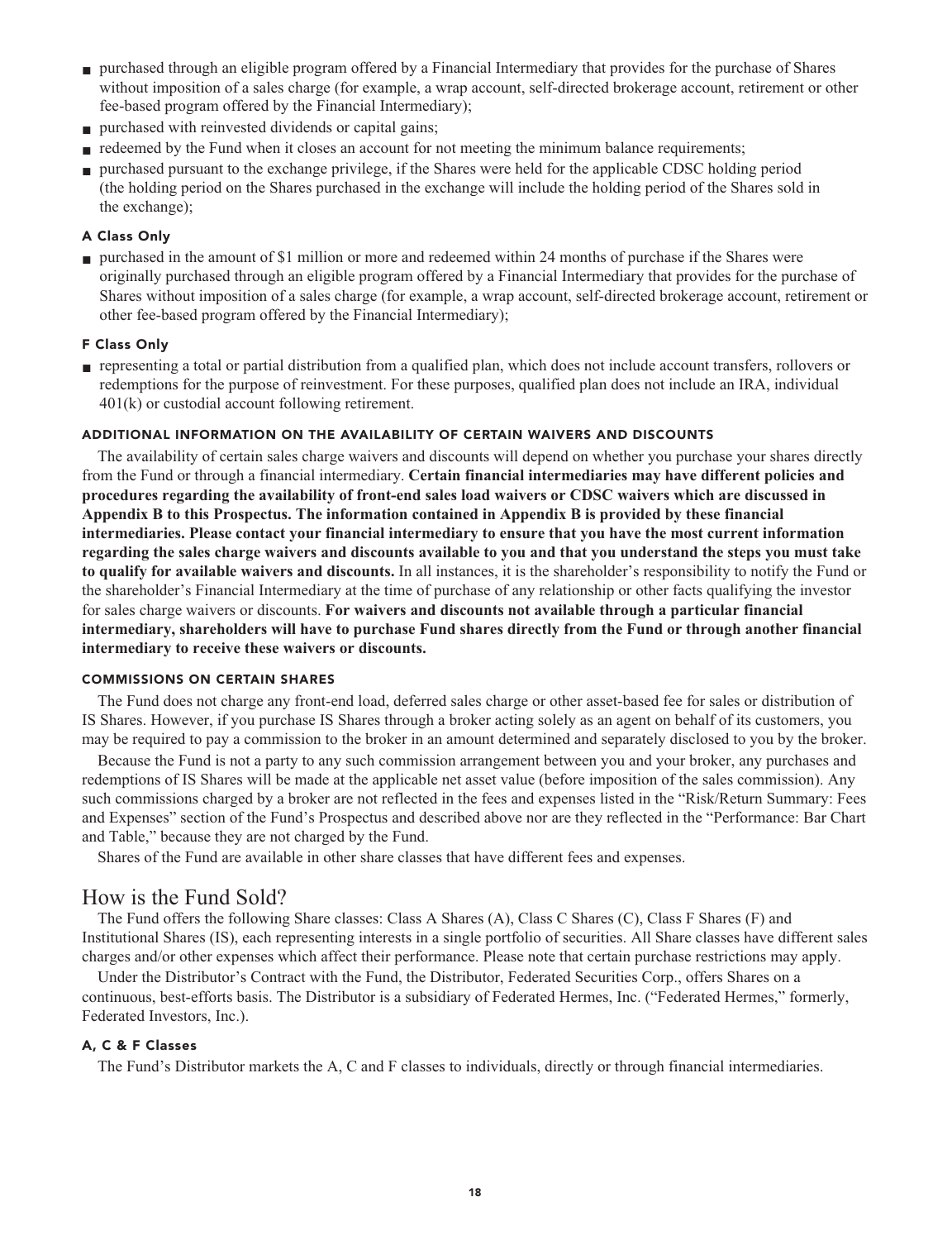- purchased through an eligible program offered by a Financial Intermediary that provides for the purchase of Shares without imposition of a sales charge (for example, a wrap account, self-directed brokerage account, retirement or other fee-based program offered by the Financial Intermediary);
- purchased with reinvested dividends or capital gains;
- redeemed by the Fund when it closes an account for not meeting the minimum balance requirements;
- purchased pursuant to the exchange privilege, if the Shares were held for the applicable CDSC holding period (the holding period on the Shares purchased in the exchange will include the holding period of the Shares sold in the exchange);

#### A Class Only

- purchased in the amount of $1 million or more and redeemed within 24 months of purchase if the Shares were originally purchased through an eligible program offered by a Financial Intermediary that provides for the purchase of Shares without imposition of a sales charge (for example, a wrap account, self-directed brokerage account, retirement or other fee-based program offered by the Financial Intermediary);

#### F Class Only

- representing a total or partial distribution from a qualified plan, which does not include account transfers, rollovers or redemptions for the purpose of reinvestment. For these purposes, qualified plan does not include an IRA, individual 401(k) or custodial account following retirement.

#### ADDITIONAL INFORMATION ON THE AVAILABILITY OF CERTAIN WAIVERS AND DISCOUNTS

The availability of certain sales charge waivers and discounts will depend on whether you purchase your shares directly from the Fund or through a financial intermediary. **Certain financial intermediaries may have different policies and procedures regarding the availability of front-end sales load waivers or CDSC waivers which are discussed in Appendix B to this Prospectus. The information contained in Appendix B is provided by these financial intermediaries. Please contact your financial intermediary to ensure that you have the most current information regarding the sales charge waivers and discounts available to you and that you understand the steps you must take to qualify for available waivers and discounts.** In all instances, it is the shareholder's responsibility to notify the Fund or the shareholder's Financial Intermediary at the time of purchase of any relationship or other facts qualifying the investor for sales charge waivers or discounts. **For waivers and discounts not available through a particular financial intermediary, shareholders will have to purchase Fund shares directly from the Fund or through another financial intermediary to receive these waivers or discounts.**

#### COMMISSIONS ON CERTAIN SHARES

The Fund does not charge any front-end load, deferred sales charge or other asset-based fee for sales or distribution of IS Shares. However, if you purchase IS Shares through a broker acting solely as an agent on behalf of its customers, you may be required to pay a commission to the broker in an amount determined and separately disclosed to you by the broker.

Because the Fund is not a party to any such commission arrangement between you and your broker, any purchases and redemptions of IS Shares will be made at the applicable net asset value (before imposition of the sales commission). Any such commissions charged by a broker are not reflected in the fees and expenses listed in the "Risk/Return Summary: Fees and Expenses" section of the Fund's Prospectus and described above nor are they reflected in the "Performance: Bar Chart and Table," because they are not charged by the Fund.

Shares of the Fund are available in other share classes that have different fees and expenses.

## How is the Fund Sold?

The Fund offers the following Share classes: Class A Shares (A), Class C Shares (C), Class F Shares (F) and Institutional Shares (IS), each representing interests in a single portfolio of securities. All Share classes have different sales charges and/or other expenses which affect their performance. Please note that certain purchase restrictions may apply.

Under the Distributor's Contract with the Fund, the Distributor, Federated Securities Corp., offers Shares on a continuous, best-efforts basis. The Distributor is a subsidiary of Federated Hermes, Inc. ("Federated Hermes," formerly, Federated Investors, Inc.).

#### A, C & F Classes

The Fund's Distributor markets the A, C and F classes to individuals, directly or through financial intermediaries.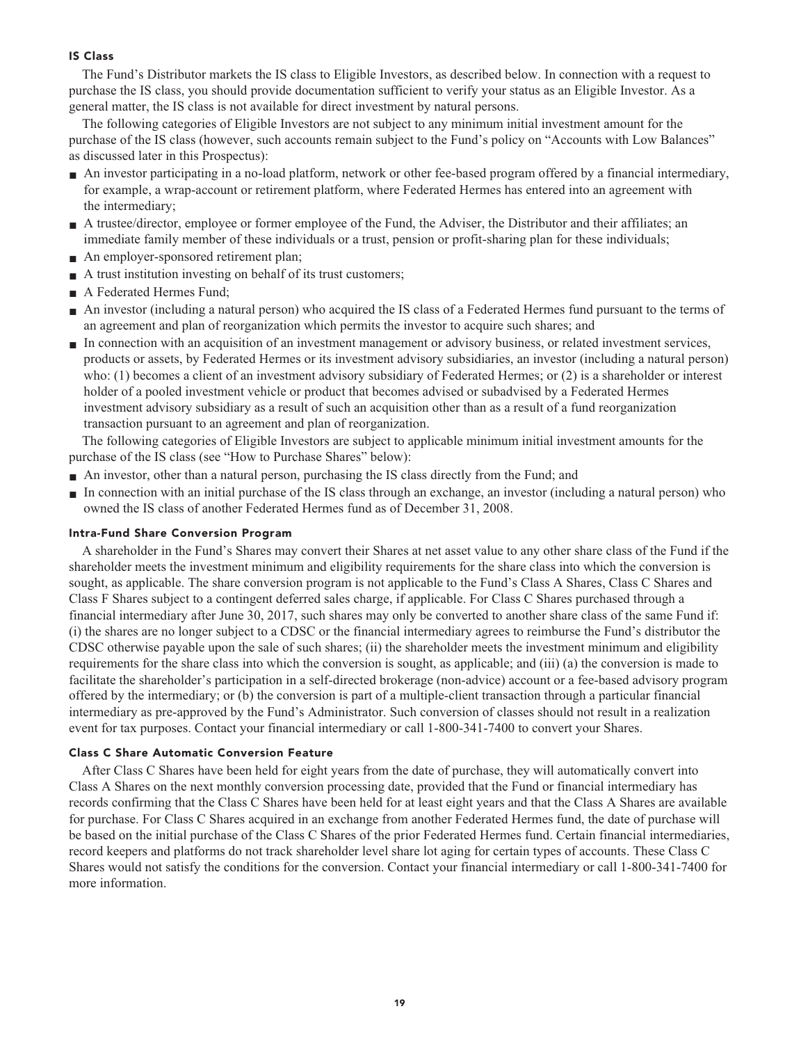### IS Class

The Fund's Distributor markets the IS class to Eligible Investors, as described below. In connection with a request to purchase the IS class, you should provide documentation sufficient to verify your status as an Eligible Investor. As a general matter, the IS class is not available for direct investment by natural persons.

The following categories of Eligible Investors are not subject to any minimum initial investment amount for the purchase of the IS class (however, such accounts remain subject to the Fund's policy on "Accounts with Low Balances" as discussed later in this Prospectus):

- An investor participating in a no-load platform, network or other fee-based program offered by a financial intermediary, for example, a wrap-account or retirement platform, where Federated Hermes has entered into an agreement with the intermediary;
- A trustee/director, employee or former employee of the Fund, the Adviser, the Distributor and their affiliates; an immediate family member of these individuals or a trust, pension or profit-sharing plan for these individuals;
- An employer-sponsored retirement plan;
- A trust institution investing on behalf of its trust customers;
- A Federated Hermes Fund;
- An investor (including a natural person) who acquired the IS class of a Federated Hermes fund pursuant to the terms of an agreement and plan of reorganization which permits the investor to acquire such shares; and
- In connection with an acquisition of an investment management or advisory business, or related investment services, products or assets, by Federated Hermes or its investment advisory subsidiaries, an investor (including a natural person) who: (1) becomes a client of an investment advisory subsidiary of Federated Hermes; or (2) is a shareholder or interest holder of a pooled investment vehicle or product that becomes advised or subadvised by a Federated Hermes investment advisory subsidiary as a result of such an acquisition other than as a result of a fund reorganization transaction pursuant to an agreement and plan of reorganization.

The following categories of Eligible Investors are subject to applicable minimum initial investment amounts for the purchase of the IS class (see "How to Purchase Shares" below):

- An investor, other than a natural person, purchasing the IS class directly from the Fund; and
- In connection with an initial purchase of the IS class through an exchange, an investor (including a natural person) who owned the IS class of another Federated Hermes fund as of December 31, 2008.

### Intra-Fund Share Conversion Program

A shareholder in the Fund's Shares may convert their Shares at net asset value to any other share class of the Fund if the shareholder meets the investment minimum and eligibility requirements for the share class into which the conversion is sought, as applicable. The share conversion program is not applicable to the Fund's Class A Shares, Class C Shares and Class F Shares subject to a contingent deferred sales charge, if applicable. For Class C Shares purchased through a financial intermediary after June 30, 2017, such shares may only be converted to another share class of the same Fund if: (i) the shares are no longer subject to a CDSC or the financial intermediary agrees to reimburse the Fund's distributor the CDSC otherwise payable upon the sale of such shares; (ii) the shareholder meets the investment minimum and eligibility requirements for the share class into which the conversion is sought, as applicable; and (iii) (a) the conversion is made to facilitate the shareholder's participation in a self-directed brokerage (non-advice) account or a fee-based advisory program offered by the intermediary; or (b) the conversion is part of a multiple-client transaction through a particular financial intermediary as pre-approved by the Fund's Administrator. Such conversion of classes should not result in a realization event for tax purposes. Contact your financial intermediary or call 1-800-341-7400 to convert your Shares.

### Class C Share Automatic Conversion Feature

After Class C Shares have been held for eight years from the date of purchase, they will automatically convert into Class A Shares on the next monthly conversion processing date, provided that the Fund or financial intermediary has records confirming that the Class C Shares have been held for at least eight years and that the Class A Shares are available for purchase. For Class C Shares acquired in an exchange from another Federated Hermes fund, the date of purchase will be based on the initial purchase of the Class C Shares of the prior Federated Hermes fund. Certain financial intermediaries, record keepers and platforms do not track shareholder level share lot aging for certain types of accounts. These Class C Shares would not satisfy the conditions for the conversion. Contact your financial intermediary or call 1-800-341-7400 for more information.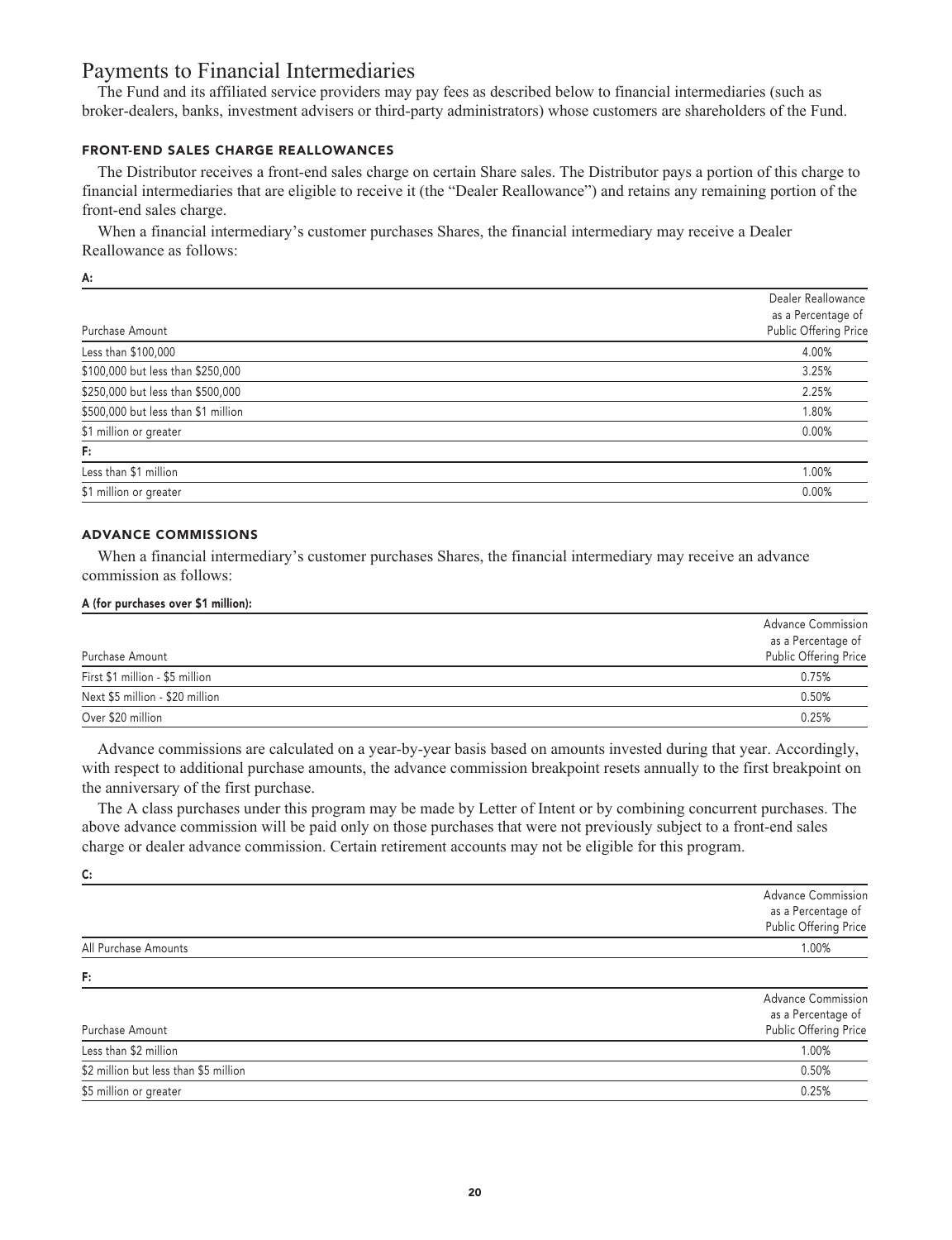# Payments to Financial Intermediaries

The Fund and its affiliated service providers may pay fees as described below to financial intermediaries (such as broker-dealers, banks, investment advisers or third-party administrators) whose customers are shareholders of the Fund.

### FRONT-END SALES CHARGE REALLOWANCES

The Distributor receives a front-end sales charge on certain Share sales. The Distributor pays a portion of this charge to financial intermediaries that are eligible to receive it (the "Dealer Reallowance") and retains any remaining portion of the front-end sales charge.

When a financial intermediary's customer purchases Shares, the financial intermediary may receive a Dealer Reallowance as follows:

**A:**

| Purchase Amount | Dealer Reallowance as a Percentage of Public Offering Price |
|---|---|
| Less than $100,000 | 4.00% |
| $100,000 but less than $250,000 | 3.25% |
| $250,000 but less than $500,000 | 2.25% |
| $500,000 but less than $1 million | 1.80% |
| $1 million or greater | 0.00% |
| **F:** | |
| Less than $1 million | 1.00% |
| $1 million or greater | 0.00% |

### ADVANCE COMMISSIONS

When a financial intermediary's customer purchases Shares, the financial intermediary may receive an advance commission as follows:

**A (for purchases over $1 million):**

| Purchase Amount | Advance Commission as a Percentage of Public Offering Price |
|---|---|
| First $1 million - $5 million | 0.75% |
| Next $5 million - $20 million | 0.50% |
| Over $20 million | 0.25% |

Advance commissions are calculated on a year-by-year basis based on amounts invested during that year. Accordingly, with respect to additional purchase amounts, the advance commission breakpoint resets annually to the first breakpoint on the anniversary of the first purchase.

The A class purchases under this program may be made by Letter of Intent or by combining concurrent purchases. The above advance commission will be paid only on those purchases that were not previously subject to a front-end sales charge or dealer advance commission. Certain retirement accounts may not be eligible for this program.

**C:**

| | Advance Commission as a Percentage of Public Offering Price |
|---|---|
| All Purchase Amounts | 1.00% |

**F:**

| Purchase Amount | Advance Commission as a Percentage of Public Offering Price |
|---|---|
| Less than $2 million | 1.00% |
| $2 million but less than $5 million | 0.50% |
| $5 million or greater | 0.25% |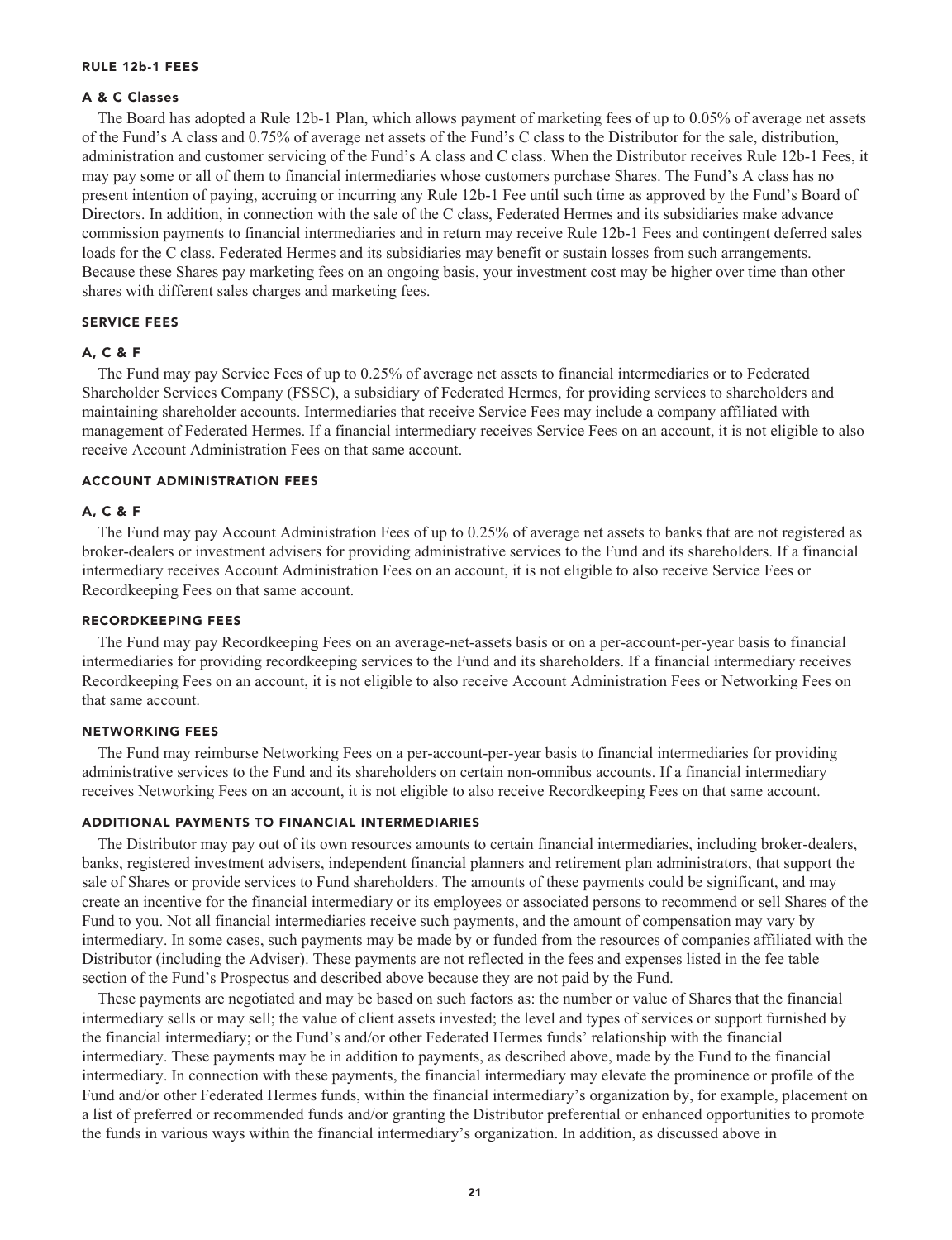## RULE 12b-1 FEES

### A & C Classes

The Board has adopted a Rule 12b-1 Plan, which allows payment of marketing fees of up to 0.05% of average net assets of the Fund's A class and 0.75% of average net assets of the Fund's C class to the Distributor for the sale, distribution, administration and customer servicing of the Fund's A class and C class. When the Distributor receives Rule 12b-1 Fees, it may pay some or all of them to financial intermediaries whose customers purchase Shares. The Fund's A class has no present intention of paying, accruing or incurring any Rule 12b-1 Fee until such time as approved by the Fund's Board of Directors. In addition, in connection with the sale of the C class, Federated Hermes and its subsidiaries make advance commission payments to financial intermediaries and in return may receive Rule 12b-1 Fees and contingent deferred sales loads for the C class. Federated Hermes and its subsidiaries may benefit or sustain losses from such arrangements. Because these Shares pay marketing fees on an ongoing basis, your investment cost may be higher over time than other shares with different sales charges and marketing fees.

## SERVICE FEES

### A, C & F

The Fund may pay Service Fees of up to 0.25% of average net assets to financial intermediaries or to Federated Shareholder Services Company (FSSC), a subsidiary of Federated Hermes, for providing services to shareholders and maintaining shareholder accounts. Intermediaries that receive Service Fees may include a company affiliated with management of Federated Hermes. If a financial intermediary receives Service Fees on an account, it is not eligible to also receive Account Administration Fees on that same account.

## ACCOUNT ADMINISTRATION FEES

### A, C & F

The Fund may pay Account Administration Fees of up to 0.25% of average net assets to banks that are not registered as broker-dealers or investment advisers for providing administrative services to the Fund and its shareholders. If a financial intermediary receives Account Administration Fees on an account, it is not eligible to also receive Service Fees or Recordkeeping Fees on that same account.

## RECORDKEEPING FEES

The Fund may pay Recordkeeping Fees on an average-net-assets basis or on a per-account-per-year basis to financial intermediaries for providing recordkeeping services to the Fund and its shareholders. If a financial intermediary receives Recordkeeping Fees on an account, it is not eligible to also receive Account Administration Fees or Networking Fees on that same account.

## NETWORKING FEES

The Fund may reimburse Networking Fees on a per-account-per-year basis to financial intermediaries for providing administrative services to the Fund and its shareholders on certain non-omnibus accounts. If a financial intermediary receives Networking Fees on an account, it is not eligible to also receive Recordkeeping Fees on that same account.

## ADDITIONAL PAYMENTS TO FINANCIAL INTERMEDIARIES

The Distributor may pay out of its own resources amounts to certain financial intermediaries, including broker-dealers, banks, registered investment advisers, independent financial planners and retirement plan administrators, that support the sale of Shares or provide services to Fund shareholders. The amounts of these payments could be significant, and may create an incentive for the financial intermediary or its employees or associated persons to recommend or sell Shares of the Fund to you. Not all financial intermediaries receive such payments, and the amount of compensation may vary by intermediary. In some cases, such payments may be made by or funded from the resources of companies affiliated with the Distributor (including the Adviser). These payments are not reflected in the fees and expenses listed in the fee table section of the Fund's Prospectus and described above because they are not paid by the Fund.

These payments are negotiated and may be based on such factors as: the number or value of Shares that the financial intermediary sells or may sell; the value of client assets invested; the level and types of services or support furnished by the financial intermediary; or the Fund's and/or other Federated Hermes funds' relationship with the financial intermediary. These payments may be in addition to payments, as described above, made by the Fund to the financial intermediary. In connection with these payments, the financial intermediary may elevate the prominence or profile of the Fund and/or other Federated Hermes funds, within the financial intermediary's organization by, for example, placement on a list of preferred or recommended funds and/or granting the Distributor preferential or enhanced opportunities to promote the funds in various ways within the financial intermediary's organization. In addition, as discussed above in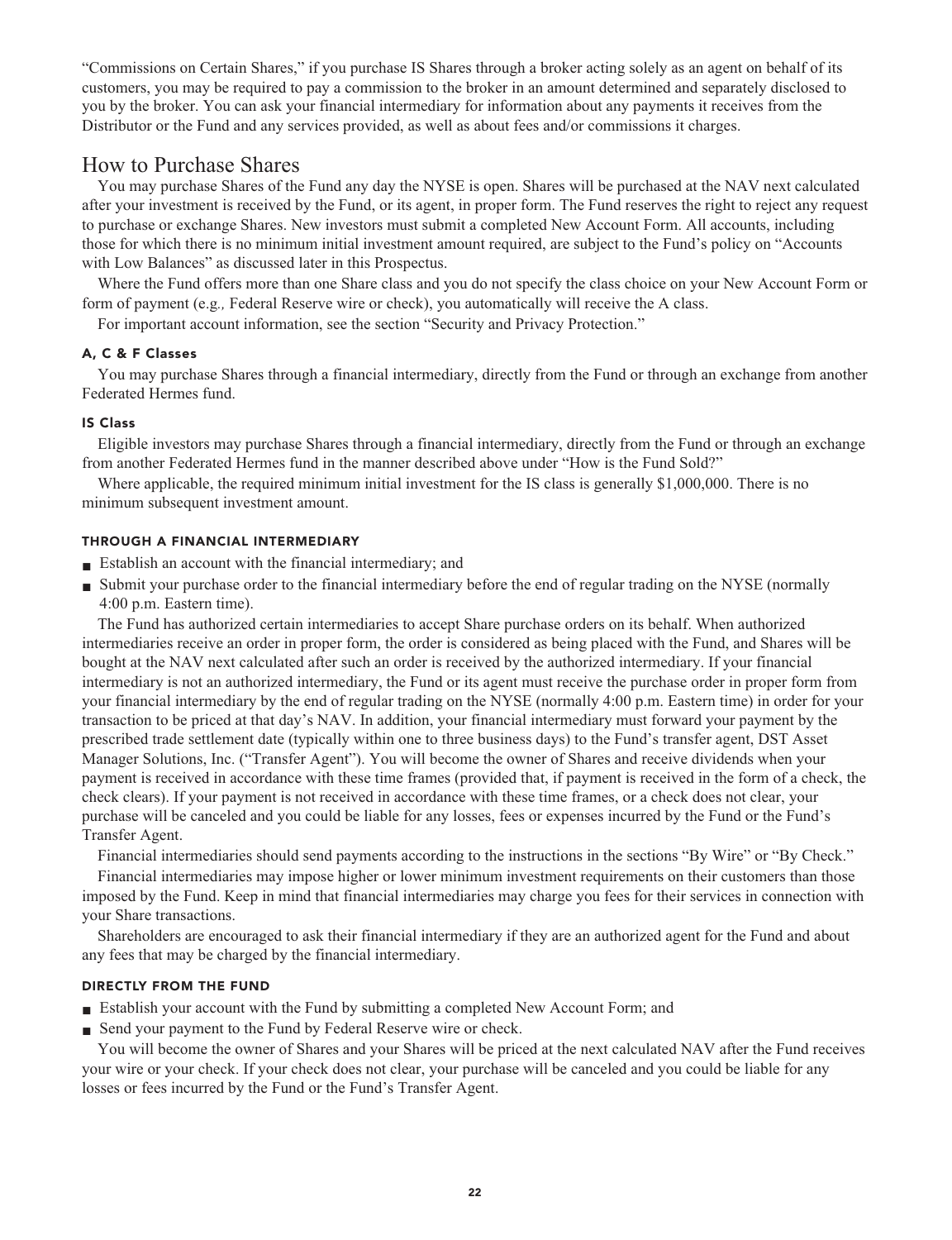"Commissions on Certain Shares," if you purchase IS Shares through a broker acting solely as an agent on behalf of its customers, you may be required to pay a commission to the broker in an amount determined and separately disclosed to you by the broker. You can ask your financial intermediary for information about any payments it receives from the Distributor or the Fund and any services provided, as well as about fees and/or commissions it charges.

## How to Purchase Shares

You may purchase Shares of the Fund any day the NYSE is open. Shares will be purchased at the NAV next calculated after your investment is received by the Fund, or its agent, in proper form. The Fund reserves the right to reject any request to purchase or exchange Shares. New investors must submit a completed New Account Form. All accounts, including those for which there is no minimum initial investment amount required, are subject to the Fund's policy on "Accounts with Low Balances" as discussed later in this Prospectus.

Where the Fund offers more than one Share class and you do not specify the class choice on your New Account Form or form of payment (*e.g.,* Federal Reserve wire or check), you automatically will receive the A class.

For important account information, see the section "Security and Privacy Protection."

### A, C & F Classes

You may purchase Shares through a financial intermediary, directly from the Fund or through an exchange from another Federated Hermes fund.

### IS Class

Eligible investors may purchase Shares through a financial intermediary, directly from the Fund or through an exchange from another Federated Hermes fund in the manner described above under "How is the Fund Sold?"

Where applicable, the required minimum initial investment for the IS class is generally $1,000,000. There is no minimum subsequent investment amount.

#### THROUGH A FINANCIAL INTERMEDIARY

- Establish an account with the financial intermediary; and
- Submit your purchase order to the financial intermediary before the end of regular trading on the NYSE (normally 4:00 p.m. Eastern time).

The Fund has authorized certain intermediaries to accept Share purchase orders on its behalf. When authorized intermediaries receive an order in proper form, the order is considered as being placed with the Fund, and Shares will be bought at the NAV next calculated after such an order is received by the authorized intermediary. If your financial intermediary is not an authorized intermediary, the Fund or its agent must receive the purchase order in proper form from your financial intermediary by the end of regular trading on the NYSE (normally 4:00 p.m. Eastern time) in order for your transaction to be priced at that day's NAV. In addition, your financial intermediary must forward your payment by the prescribed trade settlement date (typically within one to three business days) to the Fund's transfer agent, DST Asset Manager Solutions, Inc. ("Transfer Agent"). You will become the owner of Shares and receive dividends when your payment is received in accordance with these time frames (provided that, if payment is received in the form of a check, the check clears). If your payment is not received in accordance with these time frames, or a check does not clear, your purchase will be canceled and you could be liable for any losses, fees or expenses incurred by the Fund or the Fund's Transfer Agent.

Financial intermediaries should send payments according to the instructions in the sections "By Wire" or "By Check."

Financial intermediaries may impose higher or lower minimum investment requirements on their customers than those imposed by the Fund. Keep in mind that financial intermediaries may charge you fees for their services in connection with your Share transactions.

Shareholders are encouraged to ask their financial intermediary if they are an authorized agent for the Fund and about any fees that may be charged by the financial intermediary.

#### DIRECTLY FROM THE FUND

- Establish your account with the Fund by submitting a completed New Account Form; and
- Send your payment to the Fund by Federal Reserve wire or check.

You will become the owner of Shares and your Shares will be priced at the next calculated NAV after the Fund receives your wire or your check. If your check does not clear, your purchase will be canceled and you could be liable for any losses or fees incurred by the Fund or the Fund's Transfer Agent.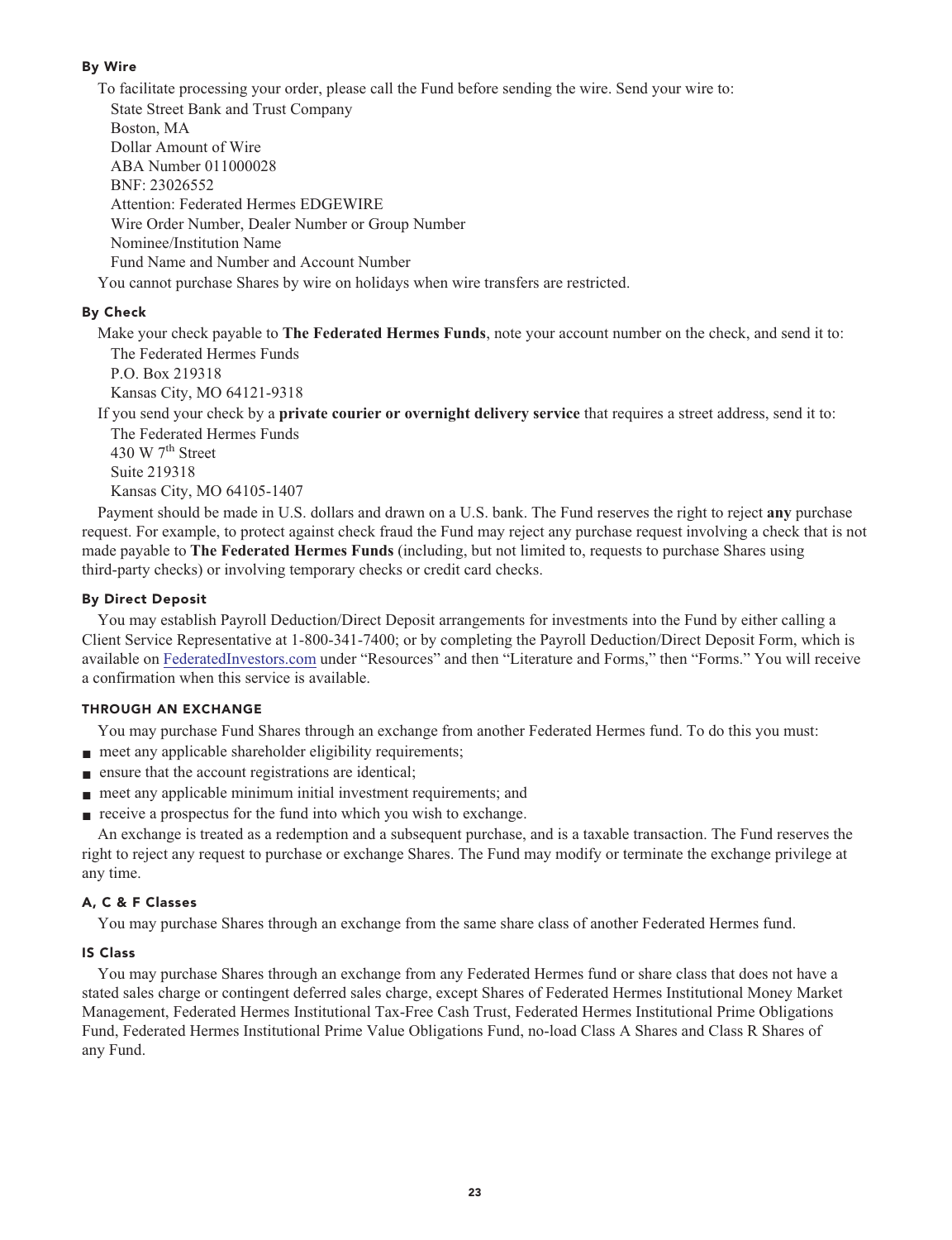### By Wire

To facilitate processing your order, please call the Fund before sending the wire. Send your wire to:

State Street Bank and Trust Company
Boston, MA
Dollar Amount of Wire
ABA Number 011000028
BNF: 23026552
Attention: Federated Hermes EDGEWIRE
Wire Order Number, Dealer Number or Group Number
Nominee/Institution Name
Fund Name and Number and Account Number

You cannot purchase Shares by wire on holidays when wire transfers are restricted.

### By Check

Make your check payable to **The Federated Hermes Funds**, note your account number on the check, and send it to:

The Federated Hermes Funds
P.O. Box 219318
Kansas City, MO 64121-9318

If you send your check by a **private courier or overnight delivery service** that requires a street address, send it to:

The Federated Hermes Funds
430 W 7th Street
Suite 219318
Kansas City, MO 64105-1407

Payment should be made in U.S. dollars and drawn on a U.S. bank. The Fund reserves the right to reject **any** purchase request. For example, to protect against check fraud the Fund may reject any purchase request involving a check that is not made payable to **The Federated Hermes Funds** (including, but not limited to, requests to purchase Shares using third-party checks) or involving temporary checks or credit card checks.

### By Direct Deposit

You may establish Payroll Deduction/Direct Deposit arrangements for investments into the Fund by either calling a Client Service Representative at 1-800-341-7400; or by completing the Payroll Deduction/Direct Deposit Form, which is available on FederatedInvestors.com under "Resources" and then "Literature and Forms," then "Forms." You will receive a confirmation when this service is available.

## THROUGH AN EXCHANGE

You may purchase Fund Shares through an exchange from another Federated Hermes fund. To do this you must:

- meet any applicable shareholder eligibility requirements;
- ensure that the account registrations are identical;
- meet any applicable minimum initial investment requirements; and
- receive a prospectus for the fund into which you wish to exchange.

An exchange is treated as a redemption and a subsequent purchase, and is a taxable transaction. The Fund reserves the right to reject any request to purchase or exchange Shares. The Fund may modify or terminate the exchange privilege at any time.

### A, C & F Classes

You may purchase Shares through an exchange from the same share class of another Federated Hermes fund.

### IS Class

You may purchase Shares through an exchange from any Federated Hermes fund or share class that does not have a stated sales charge or contingent deferred sales charge, except Shares of Federated Hermes Institutional Money Market Management, Federated Hermes Institutional Tax-Free Cash Trust, Federated Hermes Institutional Prime Obligations Fund, Federated Hermes Institutional Prime Value Obligations Fund, no-load Class A Shares and Class R Shares of any Fund.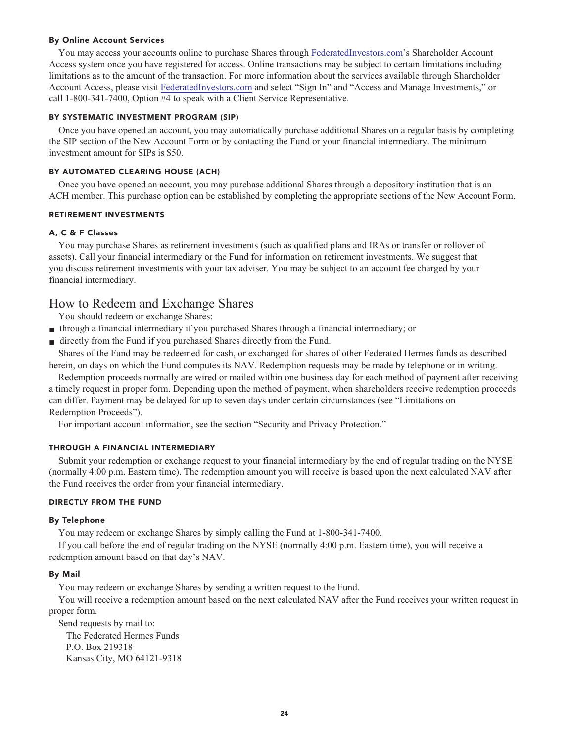#### By Online Account Services

You may access your accounts online to purchase Shares through FederatedInvestors.com's Shareholder Account Access system once you have registered for access. Online transactions may be subject to certain limitations including limitations as to the amount of the transaction. For more information about the services available through Shareholder Account Access, please visit FederatedInvestors.com and select "Sign In" and "Access and Manage Investments," or call 1-800-341-7400, Option #4 to speak with a Client Service Representative.

### BY SYSTEMATIC INVESTMENT PROGRAM (SIP)

Once you have opened an account, you may automatically purchase additional Shares on a regular basis by completing the SIP section of the New Account Form or by contacting the Fund or your financial intermediary. The minimum investment amount for SIPs is $50.

### BY AUTOMATED CLEARING HOUSE (ACH)

Once you have opened an account, you may purchase additional Shares through a depository institution that is an ACH member. This purchase option can be established by completing the appropriate sections of the New Account Form.

### RETIREMENT INVESTMENTS

#### A, C & F Classes

You may purchase Shares as retirement investments (such as qualified plans and IRAs or transfer or rollover of assets). Call your financial intermediary or the Fund for information on retirement investments. We suggest that you discuss retirement investments with your tax adviser. You may be subject to an account fee charged by your financial intermediary.

## How to Redeem and Exchange Shares

You should redeem or exchange Shares:

- through a financial intermediary if you purchased Shares through a financial intermediary; or
- directly from the Fund if you purchased Shares directly from the Fund.

Shares of the Fund may be redeemed for cash, or exchanged for shares of other Federated Hermes funds as described herein, on days on which the Fund computes its NAV. Redemption requests may be made by telephone or in writing.

Redemption proceeds normally are wired or mailed within one business day for each method of payment after receiving a timely request in proper form. Depending upon the method of payment, when shareholders receive redemption proceeds can differ. Payment may be delayed for up to seven days under certain circumstances (see "Limitations on Redemption Proceeds").

For important account information, see the section "Security and Privacy Protection."

### THROUGH A FINANCIAL INTERMEDIARY

Submit your redemption or exchange request to your financial intermediary by the end of regular trading on the NYSE (normally 4:00 p.m. Eastern time). The redemption amount you will receive is based upon the next calculated NAV after the Fund receives the order from your financial intermediary.

### DIRECTLY FROM THE FUND

#### By Telephone

You may redeem or exchange Shares by simply calling the Fund at 1-800-341-7400.

If you call before the end of regular trading on the NYSE (normally 4:00 p.m. Eastern time), you will receive a redemption amount based on that day's NAV.

#### By Mail

You may redeem or exchange Shares by sending a written request to the Fund.

You will receive a redemption amount based on the next calculated NAV after the Fund receives your written request in proper form.

Send requests by mail to:

The Federated Hermes Funds
P.O. Box 219318
Kansas City, MO 64121-9318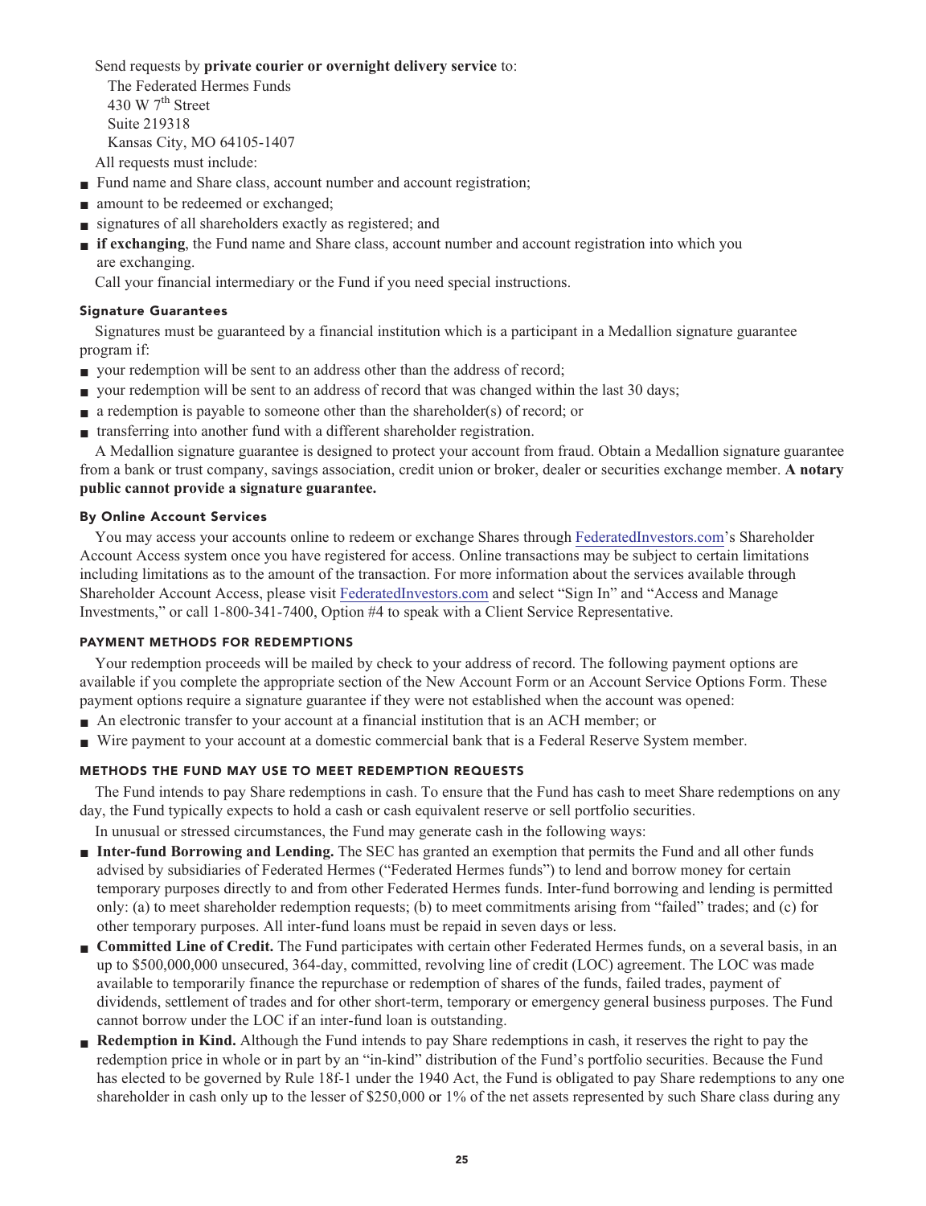Send requests by **private courier or overnight delivery service** to:

The Federated Hermes Funds
430 W 7th Street
Suite 219318
Kansas City, MO 64105-1407

All requests must include:

- Fund name and Share class, account number and account registration;
- amount to be redeemed or exchanged;
- signatures of all shareholders exactly as registered; and
- **if exchanging**, the Fund name and Share class, account number and account registration into which you are exchanging.

Call your financial intermediary or the Fund if you need special instructions.

### Signature Guarantees

Signatures must be guaranteed by a financial institution which is a participant in a Medallion signature guarantee program if:

- your redemption will be sent to an address other than the address of record;
- your redemption will be sent to an address of record that was changed within the last 30 days;
- a redemption is payable to someone other than the shareholder(s) of record; or
- transferring into another fund with a different shareholder registration.

A Medallion signature guarantee is designed to protect your account from fraud. Obtain a Medallion signature guarantee from a bank or trust company, savings association, credit union or broker, dealer or securities exchange member. **A notary public cannot provide a signature guarantee.**

### By Online Account Services

You may access your accounts online to redeem or exchange Shares through FederatedInvestors.com's Shareholder Account Access system once you have registered for access. Online transactions may be subject to certain limitations including limitations as to the amount of the transaction. For more information about the services available through Shareholder Account Access, please visit FederatedInvestors.com and select "Sign In" and "Access and Manage Investments," or call 1-800-341-7400, Option #4 to speak with a Client Service Representative.

## PAYMENT METHODS FOR REDEMPTIONS

Your redemption proceeds will be mailed by check to your address of record. The following payment options are available if you complete the appropriate section of the New Account Form or an Account Service Options Form. These payment options require a signature guarantee if they were not established when the account was opened:

- An electronic transfer to your account at a financial institution that is an ACH member; or
- Wire payment to your account at a domestic commercial bank that is a Federal Reserve System member.

## METHODS THE FUND MAY USE TO MEET REDEMPTION REQUESTS

The Fund intends to pay Share redemptions in cash. To ensure that the Fund has cash to meet Share redemptions on any day, the Fund typically expects to hold a cash or cash equivalent reserve or sell portfolio securities.

In unusual or stressed circumstances, the Fund may generate cash in the following ways:

- **Inter-fund Borrowing and Lending.** The SEC has granted an exemption that permits the Fund and all other funds advised by subsidiaries of Federated Hermes ("Federated Hermes funds") to lend and borrow money for certain temporary purposes directly to and from other Federated Hermes funds. Inter-fund borrowing and lending is permitted only: (a) to meet shareholder redemption requests; (b) to meet commitments arising from "failed" trades; and (c) for other temporary purposes. All inter-fund loans must be repaid in seven days or less.
- **Committed Line of Credit.** The Fund participates with certain other Federated Hermes funds, on a several basis, in an up to $500,000,000 unsecured, 364-day, committed, revolving line of credit (LOC) agreement. The LOC was made available to temporarily finance the repurchase or redemption of shares of the funds, failed trades, payment of dividends, settlement of trades and for other short-term, temporary or emergency general business purposes. The Fund cannot borrow under the LOC if an inter-fund loan is outstanding.
- **Redemption in Kind.** Although the Fund intends to pay Share redemptions in cash, it reserves the right to pay the redemption price in whole or in part by an "in-kind" distribution of the Fund's portfolio securities. Because the Fund has elected to be governed by Rule 18f-1 under the 1940 Act, the Fund is obligated to pay Share redemptions to any one shareholder in cash only up to the lesser of $250,000 or 1% of the net assets represented by such Share class during any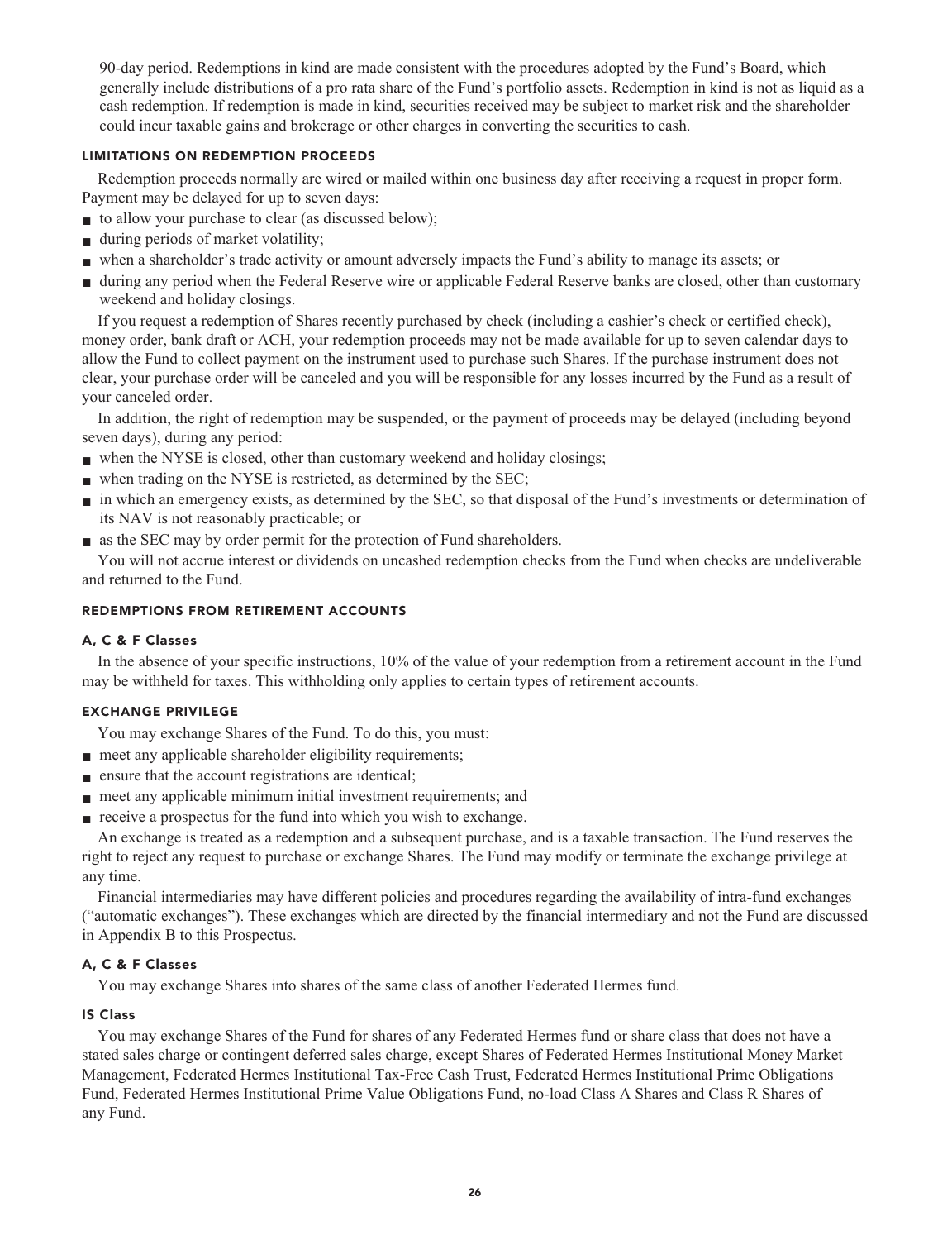90-day period. Redemptions in kind are made consistent with the procedures adopted by the Fund's Board, which generally include distributions of a pro rata share of the Fund's portfolio assets. Redemption in kind is not as liquid as a cash redemption. If redemption is made in kind, securities received may be subject to market risk and the shareholder could incur taxable gains and brokerage or other charges in converting the securities to cash.

### LIMITATIONS ON REDEMPTION PROCEEDS

Redemption proceeds normally are wired or mailed within one business day after receiving a request in proper form. Payment may be delayed for up to seven days:

- to allow your purchase to clear (as discussed below);
- during periods of market volatility;
- when a shareholder's trade activity or amount adversely impacts the Fund's ability to manage its assets; or
- during any period when the Federal Reserve wire or applicable Federal Reserve banks are closed, other than customary weekend and holiday closings.

If you request a redemption of Shares recently purchased by check (including a cashier's check or certified check), money order, bank draft or ACH, your redemption proceeds may not be made available for up to seven calendar days to allow the Fund to collect payment on the instrument used to purchase such Shares. If the purchase instrument does not clear, your purchase order will be canceled and you will be responsible for any losses incurred by the Fund as a result of your canceled order.

In addition, the right of redemption may be suspended, or the payment of proceeds may be delayed (including beyond seven days), during any period:

- when the NYSE is closed, other than customary weekend and holiday closings;
- when trading on the NYSE is restricted, as determined by the SEC;
- in which an emergency exists, as determined by the SEC, so that disposal of the Fund's investments or determination of its NAV is not reasonably practicable; or
- as the SEC may by order permit for the protection of Fund shareholders.

You will not accrue interest or dividends on uncashed redemption checks from the Fund when checks are undeliverable and returned to the Fund.

### REDEMPTIONS FROM RETIREMENT ACCOUNTS

#### A, C & F Classes

In the absence of your specific instructions, 10% of the value of your redemption from a retirement account in the Fund may be withheld for taxes. This withholding only applies to certain types of retirement accounts.

### EXCHANGE PRIVILEGE

You may exchange Shares of the Fund. To do this, you must:

- meet any applicable shareholder eligibility requirements;
- ensure that the account registrations are identical;
- meet any applicable minimum initial investment requirements; and
- receive a prospectus for the fund into which you wish to exchange.

An exchange is treated as a redemption and a subsequent purchase, and is a taxable transaction. The Fund reserves the right to reject any request to purchase or exchange Shares. The Fund may modify or terminate the exchange privilege at any time.

Financial intermediaries may have different policies and procedures regarding the availability of intra-fund exchanges ("automatic exchanges"). These exchanges which are directed by the financial intermediary and not the Fund are discussed in Appendix B to this Prospectus.

#### A, C & F Classes

You may exchange Shares into shares of the same class of another Federated Hermes fund.

#### IS Class

You may exchange Shares of the Fund for shares of any Federated Hermes fund or share class that does not have a stated sales charge or contingent deferred sales charge, except Shares of Federated Hermes Institutional Money Market Management, Federated Hermes Institutional Tax-Free Cash Trust, Federated Hermes Institutional Prime Obligations Fund, Federated Hermes Institutional Prime Value Obligations Fund, no-load Class A Shares and Class R Shares of any Fund.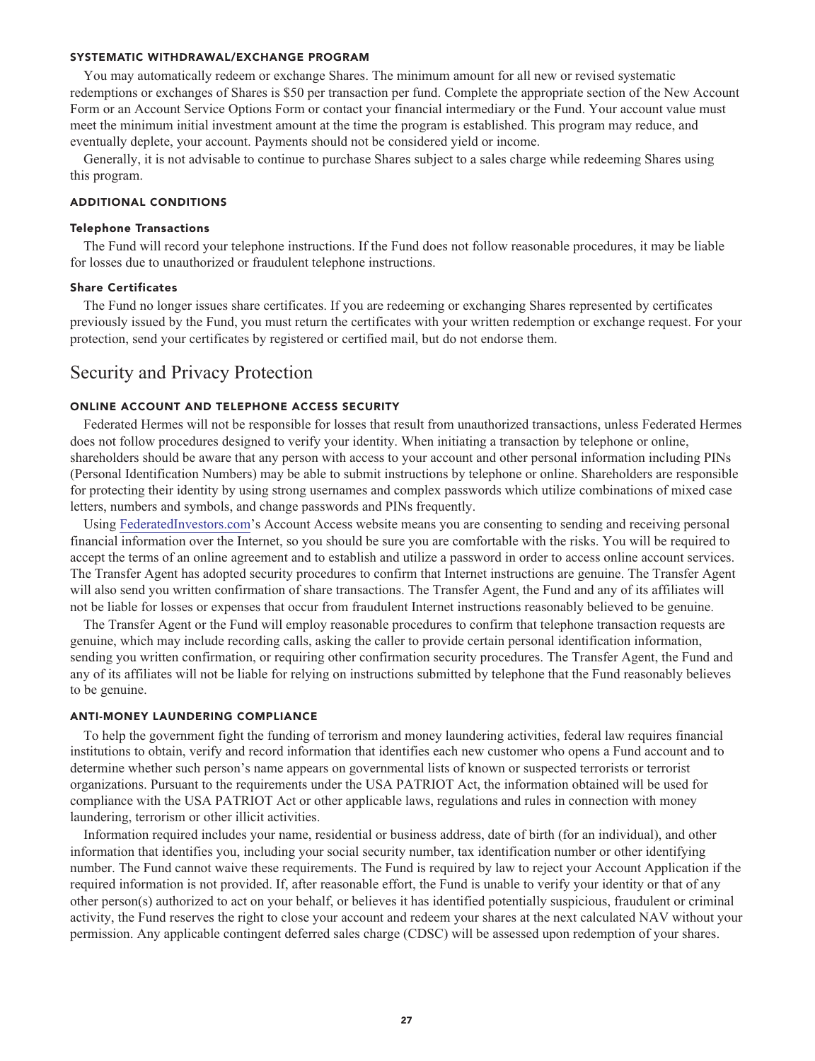#### SYSTEMATIC WITHDRAWAL/EXCHANGE PROGRAM

You may automatically redeem or exchange Shares. The minimum amount for all new or revised systematic redemptions or exchanges of Shares is $50 per transaction per fund. Complete the appropriate section of the New Account Form or an Account Service Options Form or contact your financial intermediary or the Fund. Your account value must meet the minimum initial investment amount at the time the program is established. This program may reduce, and eventually deplete, your account. Payments should not be considered yield or income.

Generally, it is not advisable to continue to purchase Shares subject to a sales charge while redeeming Shares using this program.

#### ADDITIONAL CONDITIONS

##### Telephone Transactions

The Fund will record your telephone instructions. If the Fund does not follow reasonable procedures, it may be liable for losses due to unauthorized or fraudulent telephone instructions.

##### Share Certificates

The Fund no longer issues share certificates. If you are redeeming or exchanging Shares represented by certificates previously issued by the Fund, you must return the certificates with your written redemption or exchange request. For your protection, send your certificates by registered or certified mail, but do not endorse them.

## Security and Privacy Protection

#### ONLINE ACCOUNT AND TELEPHONE ACCESS SECURITY

Federated Hermes will not be responsible for losses that result from unauthorized transactions, unless Federated Hermes does not follow procedures designed to verify your identity. When initiating a transaction by telephone or online, shareholders should be aware that any person with access to your account and other personal information including PINs (Personal Identification Numbers) may be able to submit instructions by telephone or online. Shareholders are responsible for protecting their identity by using strong usernames and complex passwords which utilize combinations of mixed case letters, numbers and symbols, and change passwords and PINs frequently.

Using FederatedInvestors.com's Account Access website means you are consenting to sending and receiving personal financial information over the Internet, so you should be sure you are comfortable with the risks. You will be required to accept the terms of an online agreement and to establish and utilize a password in order to access online account services. The Transfer Agent has adopted security procedures to confirm that Internet instructions are genuine. The Transfer Agent will also send you written confirmation of share transactions. The Transfer Agent, the Fund and any of its affiliates will not be liable for losses or expenses that occur from fraudulent Internet instructions reasonably believed to be genuine.

The Transfer Agent or the Fund will employ reasonable procedures to confirm that telephone transaction requests are genuine, which may include recording calls, asking the caller to provide certain personal identification information, sending you written confirmation, or requiring other confirmation security procedures. The Transfer Agent, the Fund and any of its affiliates will not be liable for relying on instructions submitted by telephone that the Fund reasonably believes to be genuine.

#### ANTI-MONEY LAUNDERING COMPLIANCE

To help the government fight the funding of terrorism and money laundering activities, federal law requires financial institutions to obtain, verify and record information that identifies each new customer who opens a Fund account and to determine whether such person's name appears on governmental lists of known or suspected terrorists or terrorist organizations. Pursuant to the requirements under the USA PATRIOT Act, the information obtained will be used for compliance with the USA PATRIOT Act or other applicable laws, regulations and rules in connection with money laundering, terrorism or other illicit activities.

Information required includes your name, residential or business address, date of birth (for an individual), and other information that identifies you, including your social security number, tax identification number or other identifying number. The Fund cannot waive these requirements. The Fund is required by law to reject your Account Application if the required information is not provided. If, after reasonable effort, the Fund is unable to verify your identity or that of any other person(s) authorized to act on your behalf, or believes it has identified potentially suspicious, fraudulent or criminal activity, the Fund reserves the right to close your account and redeem your shares at the next calculated NAV without your permission. Any applicable contingent deferred sales charge (CDSC) will be assessed upon redemption of your shares.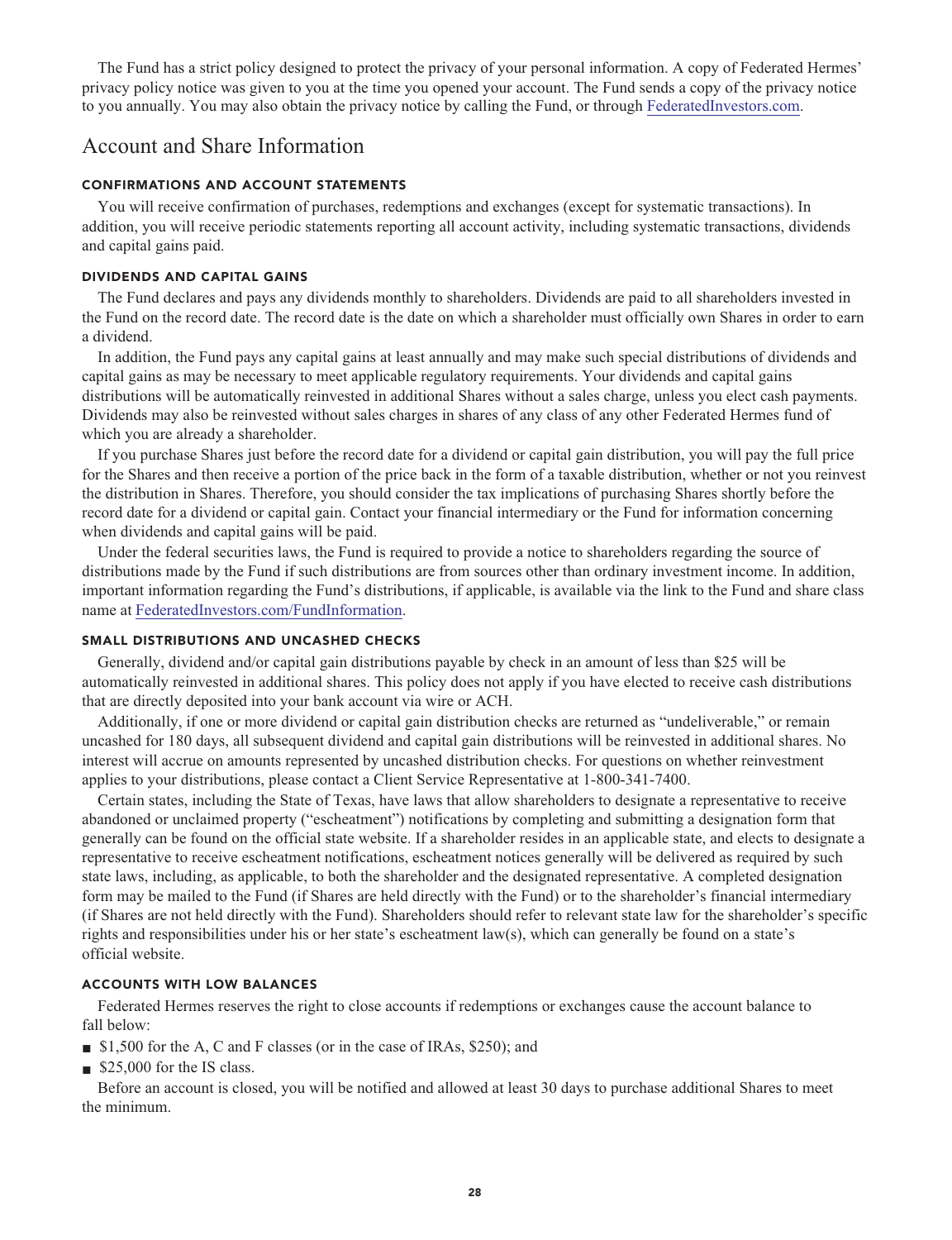The Fund has a strict policy designed to protect the privacy of your personal information. A copy of Federated Hermes' privacy policy notice was given to you at the time you opened your account. The Fund sends a copy of the privacy notice to you annually. You may also obtain the privacy notice by calling the Fund, or through FederatedInvestors.com.

## Account and Share Information

### CONFIRMATIONS AND ACCOUNT STATEMENTS

You will receive confirmation of purchases, redemptions and exchanges (except for systematic transactions). In addition, you will receive periodic statements reporting all account activity, including systematic transactions, dividends and capital gains paid.

### DIVIDENDS AND CAPITAL GAINS

The Fund declares and pays any dividends monthly to shareholders. Dividends are paid to all shareholders invested in the Fund on the record date. The record date is the date on which a shareholder must officially own Shares in order to earn a dividend.

In addition, the Fund pays any capital gains at least annually and may make such special distributions of dividends and capital gains as may be necessary to meet applicable regulatory requirements. Your dividends and capital gains distributions will be automatically reinvested in additional Shares without a sales charge, unless you elect cash payments. Dividends may also be reinvested without sales charges in shares of any class of any other Federated Hermes fund of which you are already a shareholder.

If you purchase Shares just before the record date for a dividend or capital gain distribution, you will pay the full price for the Shares and then receive a portion of the price back in the form of a taxable distribution, whether or not you reinvest the distribution in Shares. Therefore, you should consider the tax implications of purchasing Shares shortly before the record date for a dividend or capital gain. Contact your financial intermediary or the Fund for information concerning when dividends and capital gains will be paid.

Under the federal securities laws, the Fund is required to provide a notice to shareholders regarding the source of distributions made by the Fund if such distributions are from sources other than ordinary investment income. In addition, important information regarding the Fund's distributions, if applicable, is available via the link to the Fund and share class name at FederatedInvestors.com/FundInformation.

### SMALL DISTRIBUTIONS AND UNCASHED CHECKS

Generally, dividend and/or capital gain distributions payable by check in an amount of less than $25 will be automatically reinvested in additional shares. This policy does not apply if you have elected to receive cash distributions that are directly deposited into your bank account via wire or ACH.

Additionally, if one or more dividend or capital gain distribution checks are returned as "undeliverable," or remain uncashed for 180 days, all subsequent dividend and capital gain distributions will be reinvested in additional shares. No interest will accrue on amounts represented by uncashed distribution checks. For questions on whether reinvestment applies to your distributions, please contact a Client Service Representative at 1-800-341-7400.

Certain states, including the State of Texas, have laws that allow shareholders to designate a representative to receive abandoned or unclaimed property ("escheatment") notifications by completing and submitting a designation form that generally can be found on the official state website. If a shareholder resides in an applicable state, and elects to designate a representative to receive escheatment notifications, escheatment notices generally will be delivered as required by such state laws, including, as applicable, to both the shareholder and the designated representative. A completed designation form may be mailed to the Fund (if Shares are held directly with the Fund) or to the shareholder's financial intermediary (if Shares are not held directly with the Fund). Shareholders should refer to relevant state law for the shareholder's specific rights and responsibilities under his or her state's escheatment law(s), which can generally be found on a state's official website.

### ACCOUNTS WITH LOW BALANCES

Federated Hermes reserves the right to close accounts if redemptions or exchanges cause the account balance to fall below:

- $1,500 for the A, C and F classes (or in the case of IRAs, $250); and
- $25,000 for the IS class.

Before an account is closed, you will be notified and allowed at least 30 days to purchase additional Shares to meet the minimum.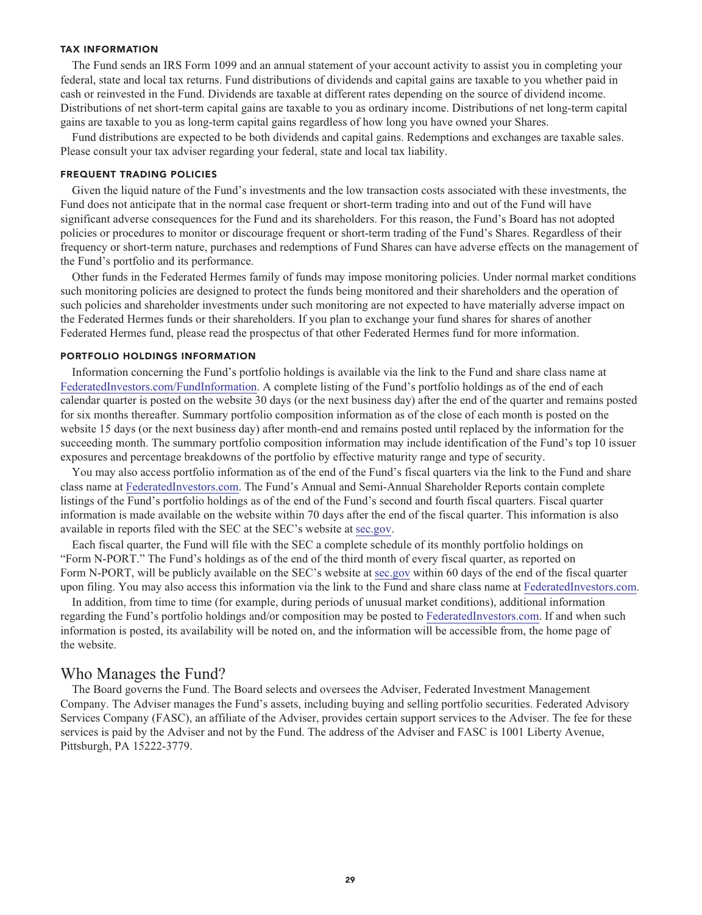### TAX INFORMATION

The Fund sends an IRS Form 1099 and an annual statement of your account activity to assist you in completing your federal, state and local tax returns. Fund distributions of dividends and capital gains are taxable to you whether paid in cash or reinvested in the Fund. Dividends are taxable at different rates depending on the source of dividend income. Distributions of net short-term capital gains are taxable to you as ordinary income. Distributions of net long-term capital gains are taxable to you as long-term capital gains regardless of how long you have owned your Shares.

Fund distributions are expected to be both dividends and capital gains. Redemptions and exchanges are taxable sales. Please consult your tax adviser regarding your federal, state and local tax liability.

### FREQUENT TRADING POLICIES

Given the liquid nature of the Fund's investments and the low transaction costs associated with these investments, the Fund does not anticipate that in the normal case frequent or short-term trading into and out of the Fund will have significant adverse consequences for the Fund and its shareholders. For this reason, the Fund's Board has not adopted policies or procedures to monitor or discourage frequent or short-term trading of the Fund's Shares. Regardless of their frequency or short-term nature, purchases and redemptions of Fund Shares can have adverse effects on the management of the Fund's portfolio and its performance.

Other funds in the Federated Hermes family of funds may impose monitoring policies. Under normal market conditions such monitoring policies are designed to protect the funds being monitored and their shareholders and the operation of such policies and shareholder investments under such monitoring are not expected to have materially adverse impact on the Federated Hermes funds or their shareholders. If you plan to exchange your fund shares for shares of another Federated Hermes fund, please read the prospectus of that other Federated Hermes fund for more information.

### PORTFOLIO HOLDINGS INFORMATION

Information concerning the Fund's portfolio holdings is available via the link to the Fund and share class name at FederatedInvestors.com/FundInformation. A complete listing of the Fund's portfolio holdings as of the end of each calendar quarter is posted on the website 30 days (or the next business day) after the end of the quarter and remains posted for six months thereafter. Summary portfolio composition information as of the close of each month is posted on the website 15 days (or the next business day) after month-end and remains posted until replaced by the information for the succeeding month. The summary portfolio composition information may include identification of the Fund's top 10 issuer exposures and percentage breakdowns of the portfolio by effective maturity range and type of security.

You may also access portfolio information as of the end of the Fund's fiscal quarters via the link to the Fund and share class name at FederatedInvestors.com. The Fund's Annual and Semi-Annual Shareholder Reports contain complete listings of the Fund's portfolio holdings as of the end of the Fund's second and fourth fiscal quarters. Fiscal quarter information is made available on the website within 70 days after the end of the fiscal quarter. This information is also available in reports filed with the SEC at the SEC's website at sec.gov.

Each fiscal quarter, the Fund will file with the SEC a complete schedule of its monthly portfolio holdings on "Form N-PORT." The Fund's holdings as of the end of the third month of every fiscal quarter, as reported on Form N-PORT, will be publicly available on the SEC's website at sec.gov within 60 days of the end of the fiscal quarter upon filing. You may also access this information via the link to the Fund and share class name at FederatedInvestors.com.

In addition, from time to time (for example, during periods of unusual market conditions), additional information regarding the Fund's portfolio holdings and/or composition may be posted to FederatedInvestors.com. If and when such information is posted, its availability will be noted on, and the information will be accessible from, the home page of the website.

## Who Manages the Fund?

The Board governs the Fund. The Board selects and oversees the Adviser, Federated Investment Management Company. The Adviser manages the Fund's assets, including buying and selling portfolio securities. Federated Advisory Services Company (FASC), an affiliate of the Adviser, provides certain support services to the Adviser. The fee for these services is paid by the Adviser and not by the Fund. The address of the Adviser and FASC is 1001 Liberty Avenue, Pittsburgh, PA 15222-3779.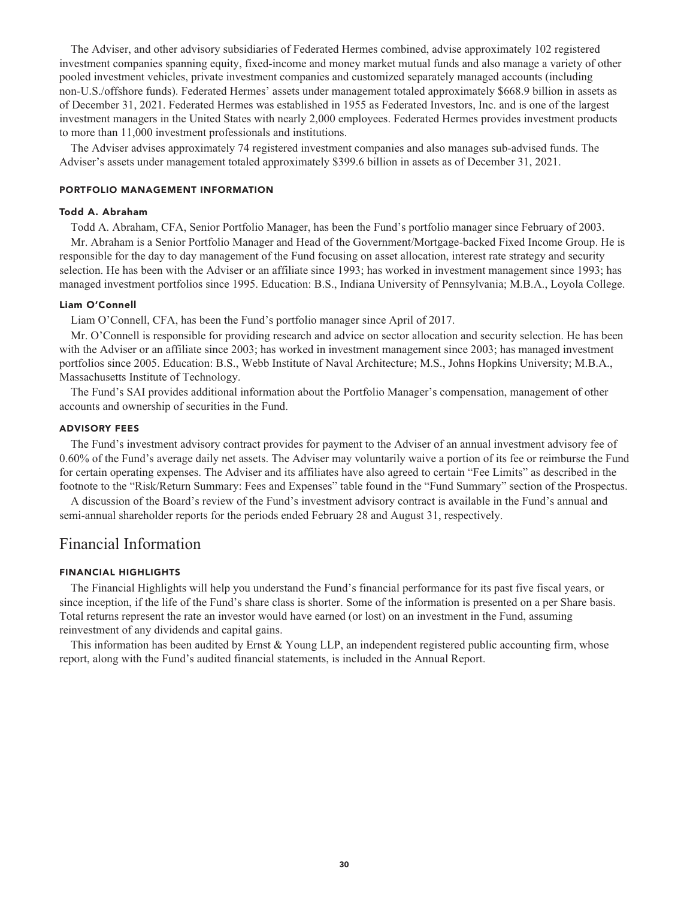The Adviser, and other advisory subsidiaries of Federated Hermes combined, advise approximately 102 registered investment companies spanning equity, fixed-income and money market mutual funds and also manage a variety of other pooled investment vehicles, private investment companies and customized separately managed accounts (including non-U.S./offshore funds). Federated Hermes' assets under management totaled approximately $668.9 billion in assets as of December 31, 2021. Federated Hermes was established in 1955 as Federated Investors, Inc. and is one of the largest investment managers in the United States with nearly 2,000 employees. Federated Hermes provides investment products to more than 11,000 investment professionals and institutions.

The Adviser advises approximately 74 registered investment companies and also manages sub-advised funds. The Adviser's assets under management totaled approximately $399.6 billion in assets as of December 31, 2021.

### PORTFOLIO MANAGEMENT INFORMATION

#### Todd A. Abraham

Todd A. Abraham, CFA, Senior Portfolio Manager, has been the Fund's portfolio manager since February of 2003.

Mr. Abraham is a Senior Portfolio Manager and Head of the Government/Mortgage-backed Fixed Income Group. He is responsible for the day to day management of the Fund focusing on asset allocation, interest rate strategy and security selection. He has been with the Adviser or an affiliate since 1993; has worked in investment management since 1993; has managed investment portfolios since 1995. Education: B.S., Indiana University of Pennsylvania; M.B.A., Loyola College.

#### Liam O'Connell

Liam O'Connell, CFA, has been the Fund's portfolio manager since April of 2017.

Mr. O'Connell is responsible for providing research and advice on sector allocation and security selection. He has been with the Adviser or an affiliate since 2003; has worked in investment management since 2003; has managed investment portfolios since 2005. Education: B.S., Webb Institute of Naval Architecture; M.S., Johns Hopkins University; M.B.A., Massachusetts Institute of Technology.

The Fund's SAI provides additional information about the Portfolio Manager's compensation, management of other accounts and ownership of securities in the Fund.

### ADVISORY FEES

The Fund's investment advisory contract provides for payment to the Adviser of an annual investment advisory fee of 0.60% of the Fund's average daily net assets. The Adviser may voluntarily waive a portion of its fee or reimburse the Fund for certain operating expenses. The Adviser and its affiliates have also agreed to certain "Fee Limits" as described in the footnote to the "Risk/Return Summary: Fees and Expenses" table found in the "Fund Summary" section of the Prospectus.

A discussion of the Board's review of the Fund's investment advisory contract is available in the Fund's annual and semi-annual shareholder reports for the periods ended February 28 and August 31, respectively.

## Financial Information

### FINANCIAL HIGHLIGHTS

The Financial Highlights will help you understand the Fund's financial performance for its past five fiscal years, or since inception, if the life of the Fund's share class is shorter. Some of the information is presented on a per Share basis. Total returns represent the rate an investor would have earned (or lost) on an investment in the Fund, assuming reinvestment of any dividends and capital gains.

This information has been audited by Ernst & Young LLP, an independent registered public accounting firm, whose report, along with the Fund's audited financial statements, is included in the Annual Report.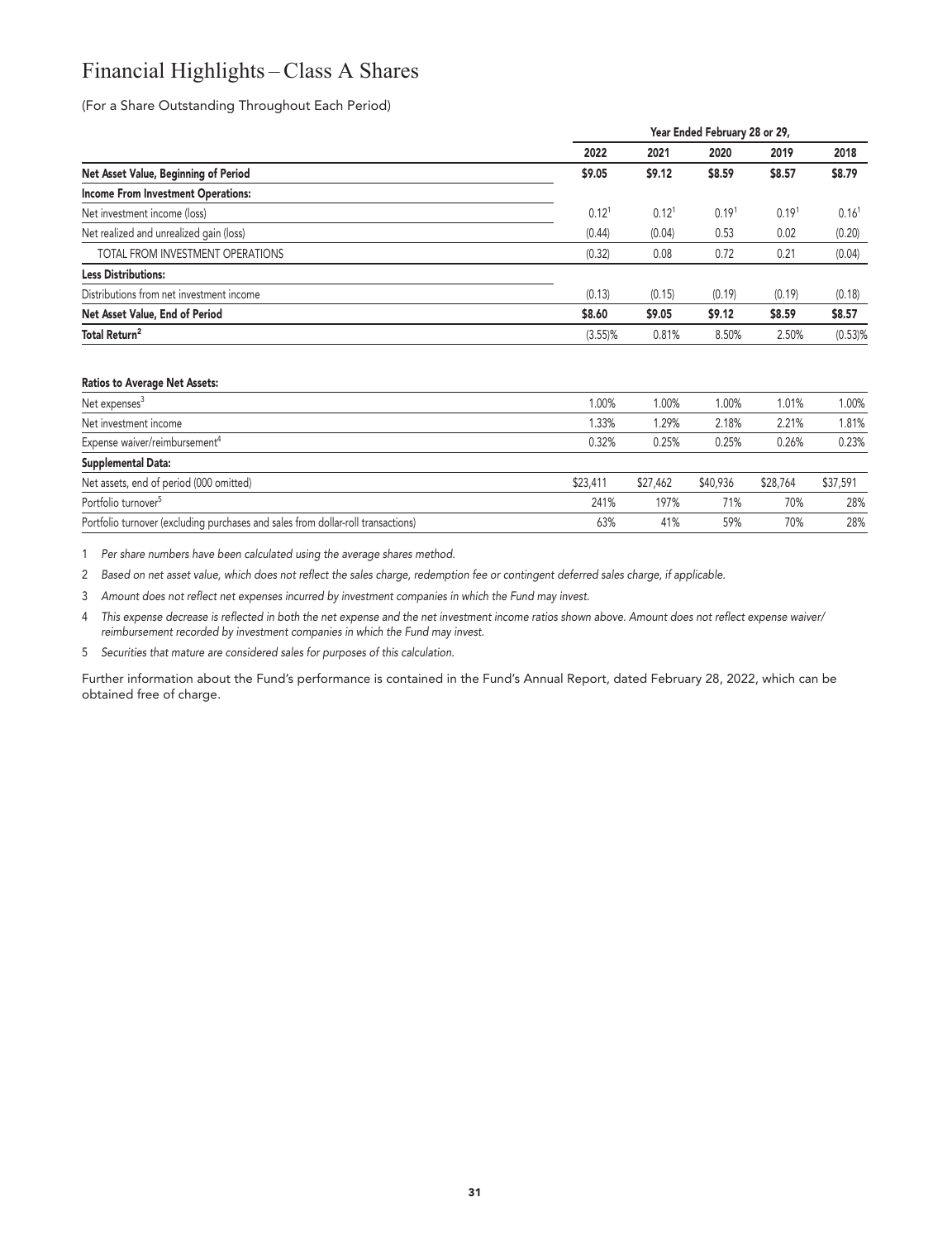# Financial Highlights – Class A Shares

(For a Share Outstanding Throughout Each Period)

| | Year Ended February 28 or 29, | | | | |
|---|---|---|---|---|---|
| | 2022 | 2021 | 2020 | 2019 | 2018 |
| **Net Asset Value, Beginning of Period** | **$9.05** | **$9.12** | **$8.59** | **$8.57** | **$8.79** |
| **Income From Investment Operations:** | | | | | |
| Net investment income (loss) | 0.12[1] | 0.12[1] | 0.19[1] | 0.19[1] | 0.16[1] |
| Net realized and unrealized gain (loss) | (0.44) | (0.04) | 0.53 | 0.02 | (0.20) |
| TOTAL FROM INVESTMENT OPERATIONS | (0.32) | 0.08 | 0.72 | 0.21 | (0.04) |
| **Less Distributions:** | | | | | |
| Distributions from net investment income | (0.13) | (0.15) | (0.19) | (0.19) | (0.18) |
| **Net Asset Value, End of Period** | **$8.60** | **$9.05** | **$9.12** | **$8.59** | **$8.57** |
| **Total Return[2]** | (3.55)% | 0.81% | 8.50% | 2.50% | (0.53)% |

| | 2022 | 2021 | 2020 | 2019 | 2018 |
|---|---|---|---|---|---|
| **Ratios to Average Net Assets:** | | | | | |
| Net expenses[3] | 1.00% | 1.00% | 1.00% | 1.01% | 1.00% |
| Net investment income | 1.33% | 1.29% | 2.18% | 2.21% | 1.81% |
| Expense waiver/reimbursement[4] | 0.32% | 0.25% | 0.25% | 0.26% | 0.23% |
| **Supplemental Data:** | | | | | |
| Net assets, end of period (000 omitted) | $23,411 | $27,462 | $40,936 | $28,764 | $37,591 |
| Portfolio turnover[5] | 241% | 197% | 71% | 70% | 28% |
| Portfolio turnover (excluding purchases and sales from dollar-roll transactions) | 63% | 41% | 59% | 70% | 28% |

1 *Per share numbers have been calculated using the average shares method.*

2 *Based on net asset value, which does not reflect the sales charge, redemption fee or contingent deferred sales charge, if applicable.*

3 *Amount does not reflect net expenses incurred by investment companies in which the Fund may invest.*

4 *This expense decrease is reflected in both the net expense and the net investment income ratios shown above. Amount does not reflect expense waiver/reimbursement recorded by investment companies in which the Fund may invest.*

5 *Securities that mature are considered sales for purposes of this calculation.*

Further information about the Fund's performance is contained in the Fund's Annual Report, dated February 28, 2022, which can be obtained free of charge.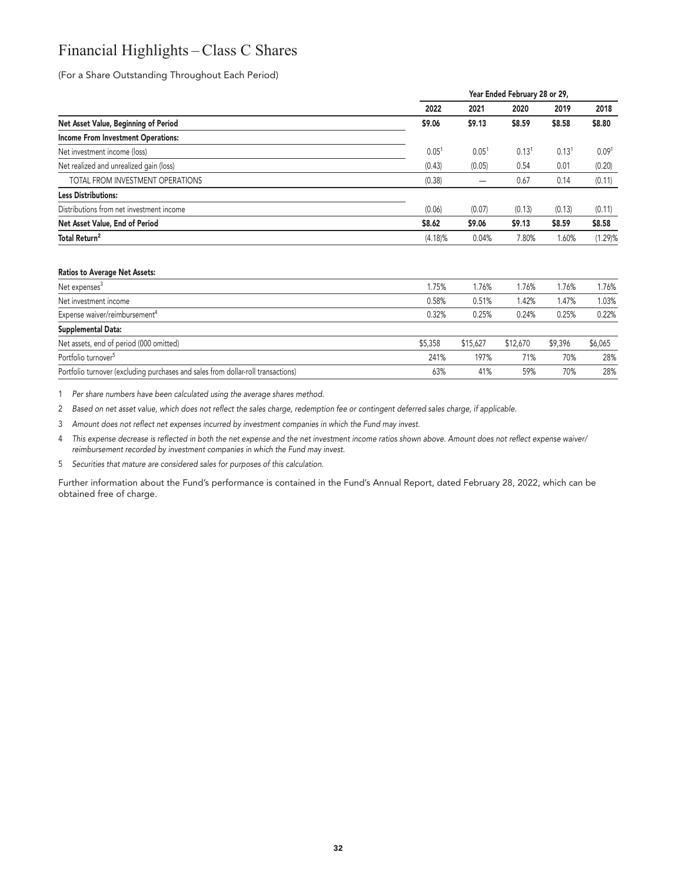# Financial Highlights – Class C Shares

(For a Share Outstanding Throughout Each Period)

| | Year Ended February 28 or 29, | | | | |
|---|---|---|---|---|---|
| | 2022 | 2021 | 2020 | 2019 | 2018 |
| **Net Asset Value, Beginning of Period** | **$9.06** | **$9.13** | **$8.59** | **$8.58** | **$8.80** |
| **Income From Investment Operations:** | | | | | |
| Net investment income (loss) | 0.05[1] | 0.05[1] | 0.13[1] | 0.13[1] | 0.09[1] |
| Net realized and unrealized gain (loss) | (0.43) | (0.05) | 0.54 | 0.01 | (0.20) |
| TOTAL FROM INVESTMENT OPERATIONS | (0.38) | — | 0.67 | 0.14 | (0.11) |
| **Less Distributions:** | | | | | |
| Distributions from net investment income | (0.06) | (0.07) | (0.13) | (0.13) | (0.11) |
| **Net Asset Value, End of Period** | **$8.62** | **$9.06** | **$9.13** | **$8.59** | **$8.58** |
| **Total Return[2]** | (4.18)% | 0.04% | 7.80% | 1.60% | (1.29)% |
| **Ratios to Average Net Assets:** | | | | | |
| Net expenses[3] | 1.75% | 1.76% | 1.76% | 1.76% | 1.76% |
| Net investment income | 0.58% | 0.51% | 1.42% | 1.47% | 1.03% |
| Expense waiver/reimbursement[4] | 0.32% | 0.25% | 0.24% | 0.25% | 0.22% |
| **Supplemental Data:** | | | | | |
| Net assets, end of period (000 omitted) | $5,358 | $15,627 | $12,670 | $9,396 | $6,065 |
| Portfolio turnover[5] | 241% | 197% | 71% | 70% | 28% |
| Portfolio turnover (excluding purchases and sales from dollar-roll transactions) | 63% | 41% | 59% | 70% | 28% |

1 *Per share numbers have been calculated using the average shares method.*

2 *Based on net asset value, which does not reflect the sales charge, redemption fee or contingent deferred sales charge, if applicable.*

3 *Amount does not reflect net expenses incurred by investment companies in which the Fund may invest.*

4 *This expense decrease is reflected in both the net expense and the net investment income ratios shown above. Amount does not reflect expense waiver/reimbursement recorded by investment companies in which the Fund may invest.*

5 *Securities that mature are considered sales for purposes of this calculation.*

Further information about the Fund's performance is contained in the Fund's Annual Report, dated February 28, 2022, which can be obtained free of charge.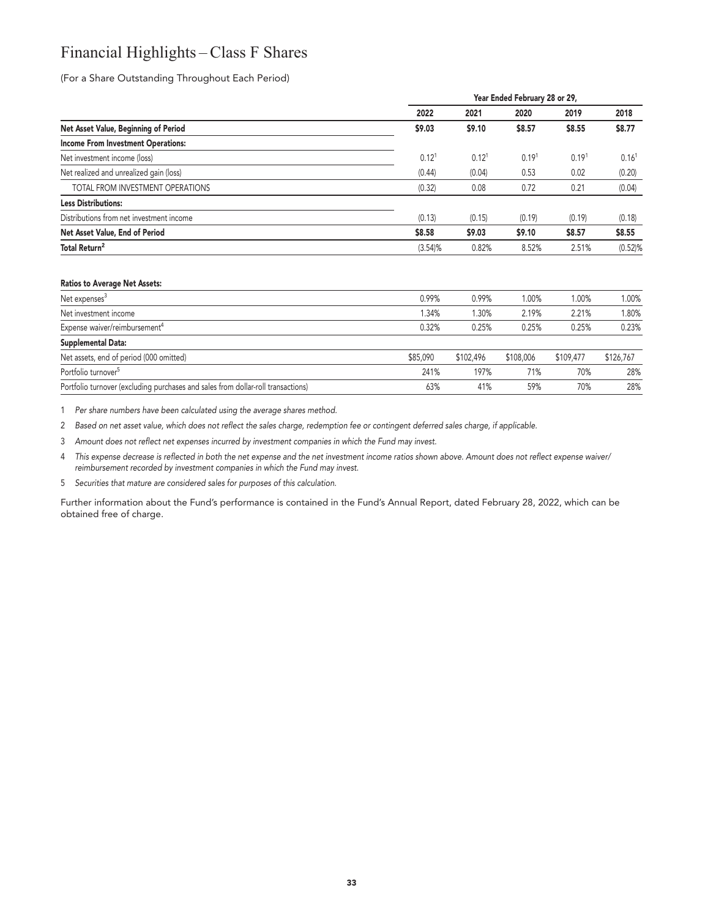# Financial Highlights – Class F Shares

(For a Share Outstanding Throughout Each Period)

| | Year Ended February 28 or 29, | | | | |
|---|---|---|---|---|---|
| | 2022 | 2021 | 2020 | 2019 | 2018 |
| **Net Asset Value, Beginning of Period** | **$9.03** | **$9.10** | **$8.57** | **$8.55** | **$8.77** |
| **Income From Investment Operations:** | | | | | |
| Net investment income (loss) | 0.12[1] | 0.12[1] | 0.19[1] | 0.19[1] | 0.16[1] |
| Net realized and unrealized gain (loss) | (0.44) | (0.04) | 0.53 | 0.02 | (0.20) |
| TOTAL FROM INVESTMENT OPERATIONS | (0.32) | 0.08 | 0.72 | 0.21 | (0.04) |
| **Less Distributions:** | | | | | |
| Distributions from net investment income | (0.13) | (0.15) | (0.19) | (0.19) | (0.18) |
| **Net Asset Value, End of Period** | **$8.58** | **$9.03** | **$9.10** | **$8.57** | **$8.55** |
| **Total Return[2]** | (3.54)% | 0.82% | 8.52% | 2.51% | (0.52)% |
| | | | | | |
| **Ratios to Average Net Assets:** | | | | | |
| Net expenses[3] | 0.99% | 0.99% | 1.00% | 1.00% | 1.00% |
| Net investment income | 1.34% | 1.30% | 2.19% | 2.21% | 1.80% |
| Expense waiver/reimbursement[4] | 0.32% | 0.25% | 0.25% | 0.25% | 0.23% |
| **Supplemental Data:** | | | | | |
| Net assets, end of period (000 omitted) | $85,090 | $102,496 | $108,006 | $109,477 | $126,767 |
| Portfolio turnover[5] | 241% | 197% | 71% | 70% | 28% |
| Portfolio turnover (excluding purchases and sales from dollar-roll transactions) | 63% | 41% | 59% | 70% | 28% |

1 *Per share numbers have been calculated using the average shares method.*

2 *Based on net asset value, which does not reflect the sales charge, redemption fee or contingent deferred sales charge, if applicable.*

3 *Amount does not reflect net expenses incurred by investment companies in which the Fund may invest.*

4 *This expense decrease is reflected in both the net expense and the net investment income ratios shown above. Amount does not reflect expense waiver/reimbursement recorded by investment companies in which the Fund may invest.*

5 *Securities that mature are considered sales for purposes of this calculation.*

Further information about the Fund's performance is contained in the Fund's Annual Report, dated February 28, 2022, which can be obtained free of charge.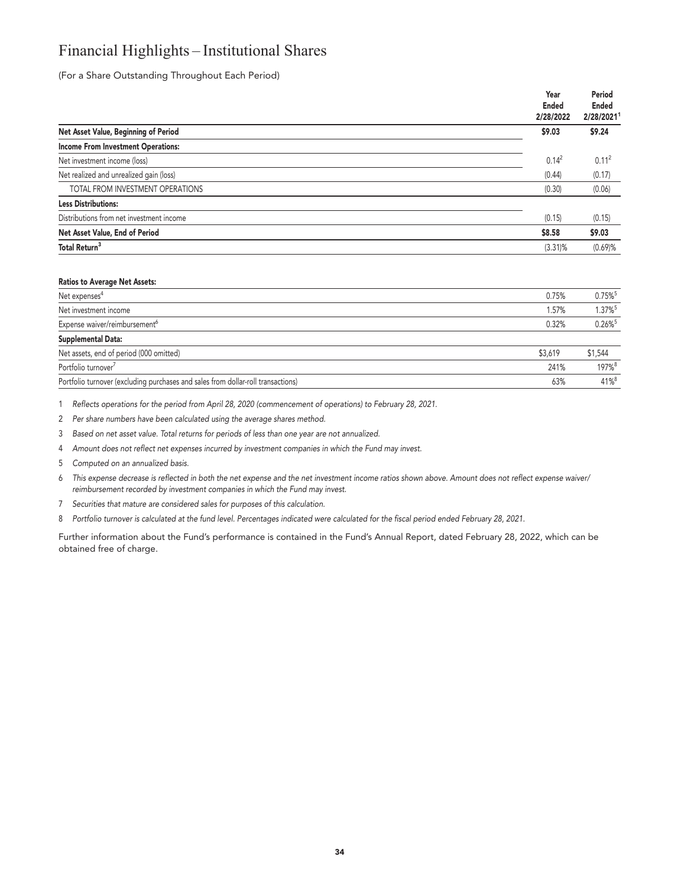# Financial Highlights – Institutional Shares

(For a Share Outstanding Throughout Each Period)

| | Year Ended 2/28/2022 | Period Ended 2/28/2021[1] |
|---|---|---|
| **Net Asset Value, Beginning of Period** | **$9.03** | **$9.24** |
| **Income From Investment Operations:** | | |
| Net investment income (loss) | 0.14[2] | 0.11[2] |
| Net realized and unrealized gain (loss) | (0.44) | (0.17) |
| TOTAL FROM INVESTMENT OPERATIONS | (0.30) | (0.06) |
| **Less Distributions:** | | |
| Distributions from net investment income | (0.15) | (0.15) |
| **Net Asset Value, End of Period** | **$8.58** | **$9.03** |
| **Total Return**[3] | (3.31)% | (0.69)% |

| **Ratios to Average Net Assets:** | | |
|---|---|---|
| Net expenses[4] | 0.75% | 0.75%[5] |
| Net investment income | 1.57% | 1.37%[5] |
| Expense waiver/reimbursement[6] | 0.32% | 0.26%[5] |
| **Supplemental Data:** | | |
| Net assets, end of period (000 omitted) | $3,619 | $1,544 |
| Portfolio turnover[7] | 241% | 197%[8] |
| Portfolio turnover (excluding purchases and sales from dollar-roll transactions) | 63% | 41%[8] |

1 *Reflects operations for the period from April 28, 2020 (commencement of operations) to February 28, 2021.*

2 *Per share numbers have been calculated using the average shares method.*

3 *Based on net asset value. Total returns for periods of less than one year are not annualized.*

4 *Amount does not reflect net expenses incurred by investment companies in which the Fund may invest.*

5 *Computed on an annualized basis.*

6 *This expense decrease is reflected in both the net expense and the net investment income ratios shown above. Amount does not reflect expense waiver/reimbursement recorded by investment companies in which the Fund may invest.*

7 *Securities that mature are considered sales for purposes of this calculation.*

8 *Portfolio turnover is calculated at the fund level. Percentages indicated were calculated for the fiscal period ended February 28, 2021.*

Further information about the Fund's performance is contained in the Fund's Annual Report, dated February 28, 2022, which can be obtained free of charge.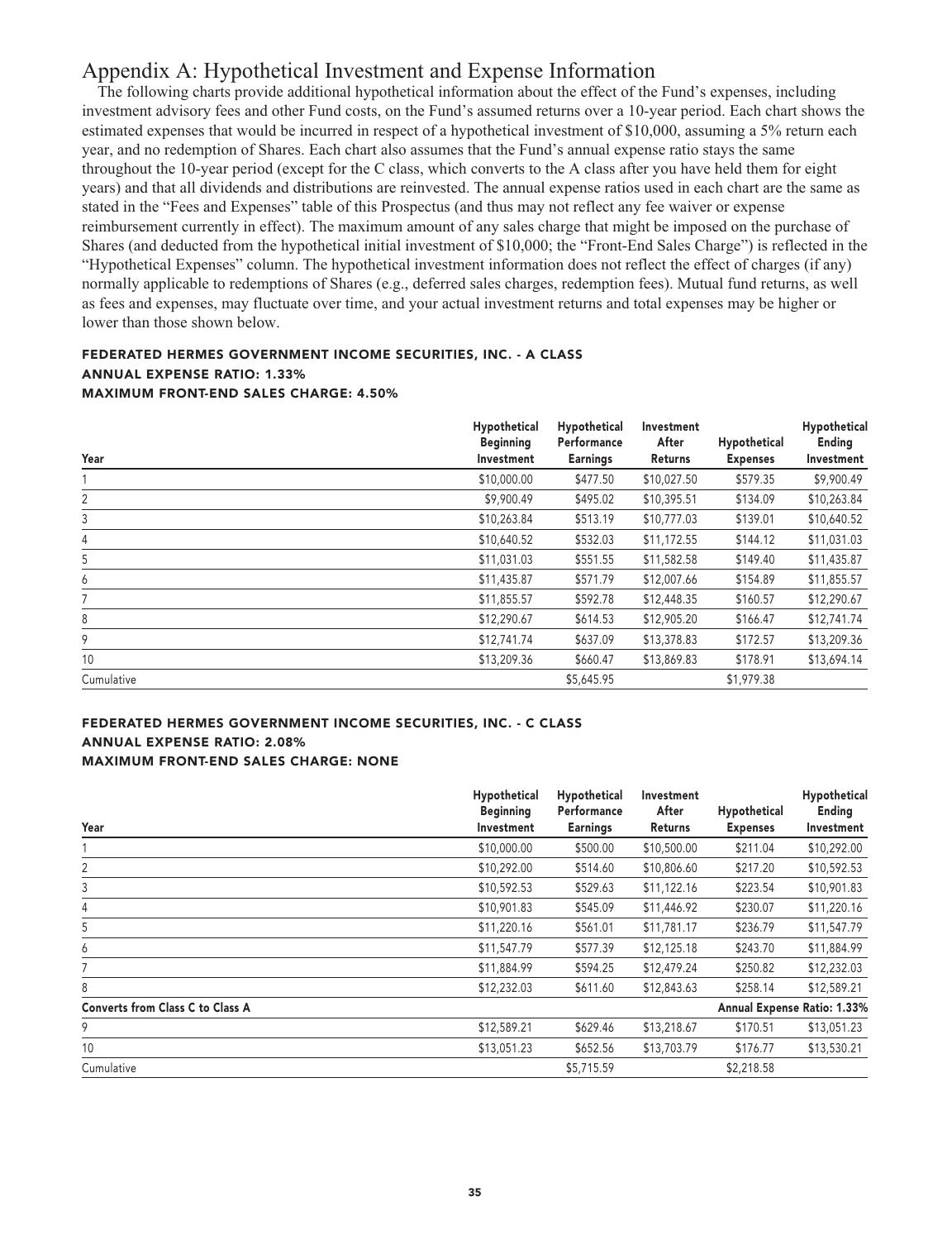# Appendix A: Hypothetical Investment and Expense Information

The following charts provide additional hypothetical information about the effect of the Fund's expenses, including investment advisory fees and other Fund costs, on the Fund's assumed returns over a 10-year period. Each chart shows the estimated expenses that would be incurred in respect of a hypothetical investment of $10,000, assuming a 5% return each year, and no redemption of Shares. Each chart also assumes that the Fund's annual expense ratio stays the same throughout the 10-year period (except for the C class, which converts to the A class after you have held them for eight years) and that all dividends and distributions are reinvested. The annual expense ratios used in each chart are the same as stated in the "Fees and Expenses" table of this Prospectus (and thus may not reflect any fee waiver or expense reimbursement currently in effect). The maximum amount of any sales charge that might be imposed on the purchase of Shares (and deducted from the hypothetical initial investment of $10,000; the "Front-End Sales Charge") is reflected in the "Hypothetical Expenses" column. The hypothetical investment information does not reflect the effect of charges (if any) normally applicable to redemptions of Shares (e.g., deferred sales charges, redemption fees). Mutual fund returns, as well as fees and expenses, may fluctuate over time, and your actual investment returns and total expenses may be higher or lower than those shown below.

**FEDERATED HERMES GOVERNMENT INCOME SECURITIES, INC. - A CLASS**
**ANNUAL EXPENSE RATIO: 1.33%**
**MAXIMUM FRONT-END SALES CHARGE: 4.50%**

| Year | Hypothetical Beginning Investment | Hypothetical Performance Earnings | Investment After Returns | Hypothetical Expenses | Hypothetical Ending Investment |
|---|---|---|---|---|---|
| 1 | $10,000.00 | $477.50 | $10,027.50 | $579.35 | $9,900.49 |
| 2 | $9,900.49 | $495.02 | $10,395.51 | $134.09 | $10,263.84 |
| 3 | $10,263.84 | $513.19 | $10,777.03 | $139.01 | $10,640.52 |
| 4 | $10,640.52 | $532.03 | $11,172.55 | $144.12 | $11,031.03 |
| 5 | $11,031.03 | $551.55 | $11,582.58 | $149.40 | $11,435.87 |
| 6 | $11,435.87 | $571.79 | $12,007.66 | $154.89 | $11,855.57 |
| 7 | $11,855.57 | $592.78 | $12,448.35 | $160.57 | $12,290.67 |
| 8 | $12,290.67 | $614.53 | $12,905.20 | $166.47 | $12,741.74 |
| 9 | $12,741.74 | $637.09 | $13,378.83 | $172.57 | $13,209.36 |
| 10 | $13,209.36 | $660.47 | $13,869.83 | $178.91 | $13,694.14 |
| Cumulative | | $5,645.95 | | $1,979.38 | |

**FEDERATED HERMES GOVERNMENT INCOME SECURITIES, INC. - C CLASS**
**ANNUAL EXPENSE RATIO: 2.08%**
**MAXIMUM FRONT-END SALES CHARGE: NONE**

| Year | Hypothetical Beginning Investment | Hypothetical Performance Earnings | Investment After Returns | Hypothetical Expenses | Hypothetical Ending Investment |
|---|---|---|---|---|---|
| 1 | $10,000.00 | $500.00 | $10,500.00 | $211.04 | $10,292.00 |
| 2 | $10,292.00 | $514.60 | $10,806.60 | $217.20 | $10,592.53 |
| 3 | $10,592.53 | $529.63 | $11,122.16 | $223.54 | $10,901.83 |
| 4 | $10,901.83 | $545.09 | $11,446.92 | $230.07 | $11,220.16 |
| 5 | $11,220.16 | $561.01 | $11,781.17 | $236.79 | $11,547.79 |
| 6 | $11,547.79 | $577.39 | $12,125.18 | $243.70 | $11,884.99 |
| 7 | $11,884.99 | $594.25 | $12,479.24 | $250.82 | $12,232.03 |
| 8 | $12,232.03 | $611.60 | $12,843.63 | $258.14 | $12,589.21 |
| **Converts from Class C to Class A** | | | | **Annual Expense Ratio: 1.33%** | |
| 9 | $12,589.21 | $629.46 | $13,218.67 | $170.51 | $13,051.23 |
| 10 | $13,051.23 | $652.56 | $13,703.79 | $176.77 | $13,530.21 |
| Cumulative | | $5,715.59 | | $2,218.58 | |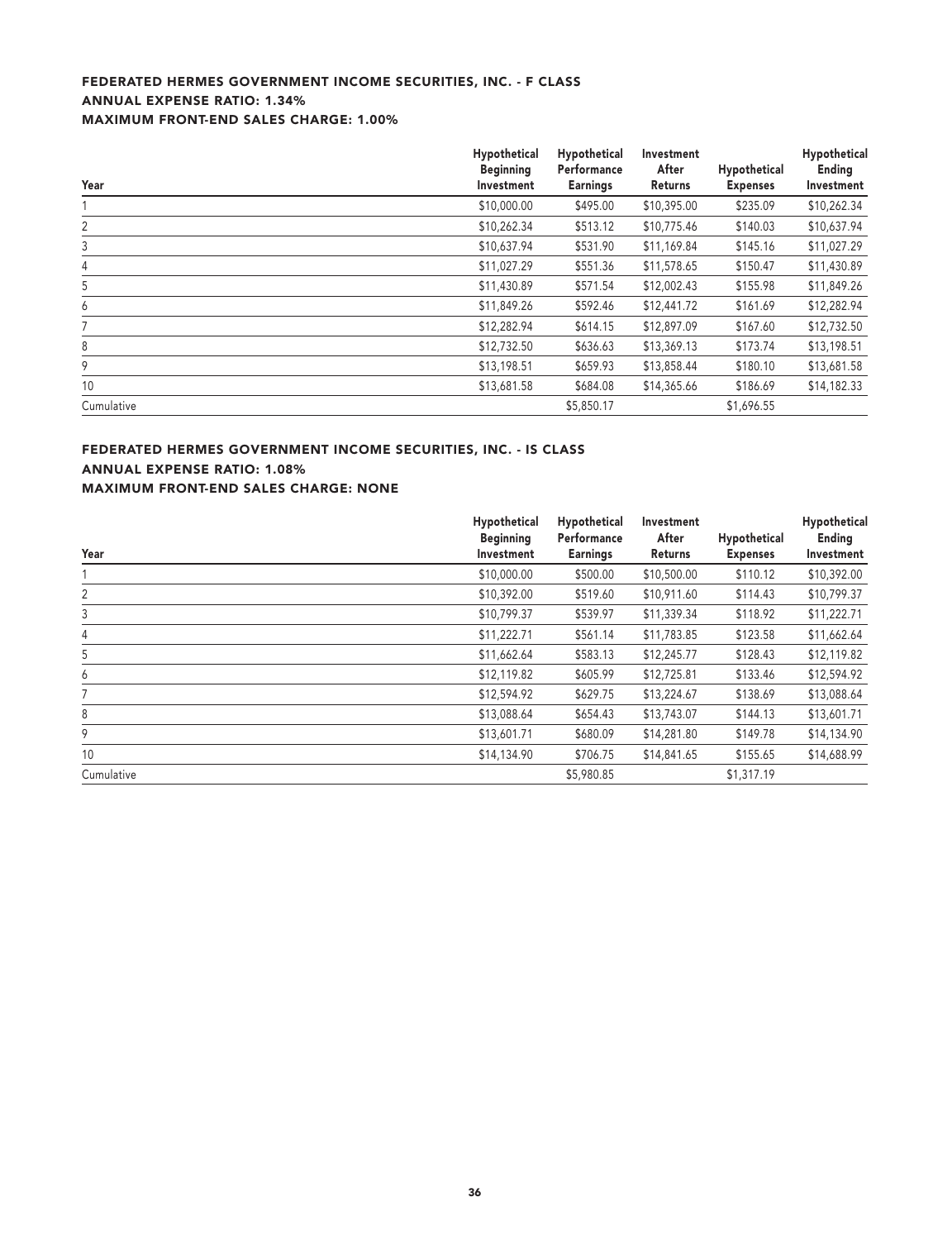### FEDERATED HERMES GOVERNMENT INCOME SECURITIES, INC. - F CLASS
### ANNUAL EXPENSE RATIO: 1.34%
### MAXIMUM FRONT-END SALES CHARGE: 1.00%

| Year | Hypothetical Beginning Investment | Hypothetical Performance Earnings | Investment After Returns | Hypothetical Expenses | Hypothetical Ending Investment |
|---|---|---|---|---|---|
| 1 | $10,000.00 | $495.00 | $10,395.00 | $235.09 | $10,262.34 |
| 2 | $10,262.34 | $513.12 | $10,775.46 | $140.03 | $10,637.94 |
| 3 | $10,637.94 | $531.90 | $11,169.84 | $145.16 | $11,027.29 |
| 4 | $11,027.29 | $551.36 | $11,578.65 | $150.47 | $11,430.89 |
| 5 | $11,430.89 | $571.54 | $12,002.43 | $155.98 | $11,849.26 |
| 6 | $11,849.26 | $592.46 | $12,441.72 | $161.69 | $12,282.94 |
| 7 | $12,282.94 | $614.15 | $12,897.09 | $167.60 | $12,732.50 |
| 8 | $12,732.50 | $636.63 | $13,369.13 | $173.74 | $13,198.51 |
| 9 | $13,198.51 | $659.93 | $13,858.44 | $180.10 | $13,681.58 |
| 10 | $13,681.58 | $684.08 | $14,365.66 | $186.69 | $14,182.33 |
| Cumulative | | $5,850.17 | | $1,696.55 | |

### FEDERATED HERMES GOVERNMENT INCOME SECURITIES, INC. - IS CLASS
### ANNUAL EXPENSE RATIO: 1.08%
### MAXIMUM FRONT-END SALES CHARGE: NONE

| Year | Hypothetical Beginning Investment | Hypothetical Performance Earnings | Investment After Returns | Hypothetical Expenses | Hypothetical Ending Investment |
|---|---|---|---|---|---|
| 1 | $10,000.00 | $500.00 | $10,500.00 | $110.12 | $10,392.00 |
| 2 | $10,392.00 | $519.60 | $10,911.60 | $114.43 | $10,799.37 |
| 3 | $10,799.37 | $539.97 | $11,339.34 | $118.92 | $11,222.71 |
| 4 | $11,222.71 | $561.14 | $11,783.85 | $123.58 | $11,662.64 |
| 5 | $11,662.64 | $583.13 | $12,245.77 | $128.43 | $12,119.82 |
| 6 | $12,119.82 | $605.99 | $12,725.81 | $133.46 | $12,594.92 |
| 7 | $12,594.92 | $629.75 | $13,224.67 | $138.69 | $13,088.64 |
| 8 | $13,088.64 | $654.43 | $13,743.07 | $144.13 | $13,601.71 |
| 9 | $13,601.71 | $680.09 | $14,281.80 | $149.78 | $14,134.90 |
| 10 | $14,134.90 | $706.75 | $14,841.65 | $155.65 | $14,688.99 |
| Cumulative | | $5,980.85 | | $1,317.19 | |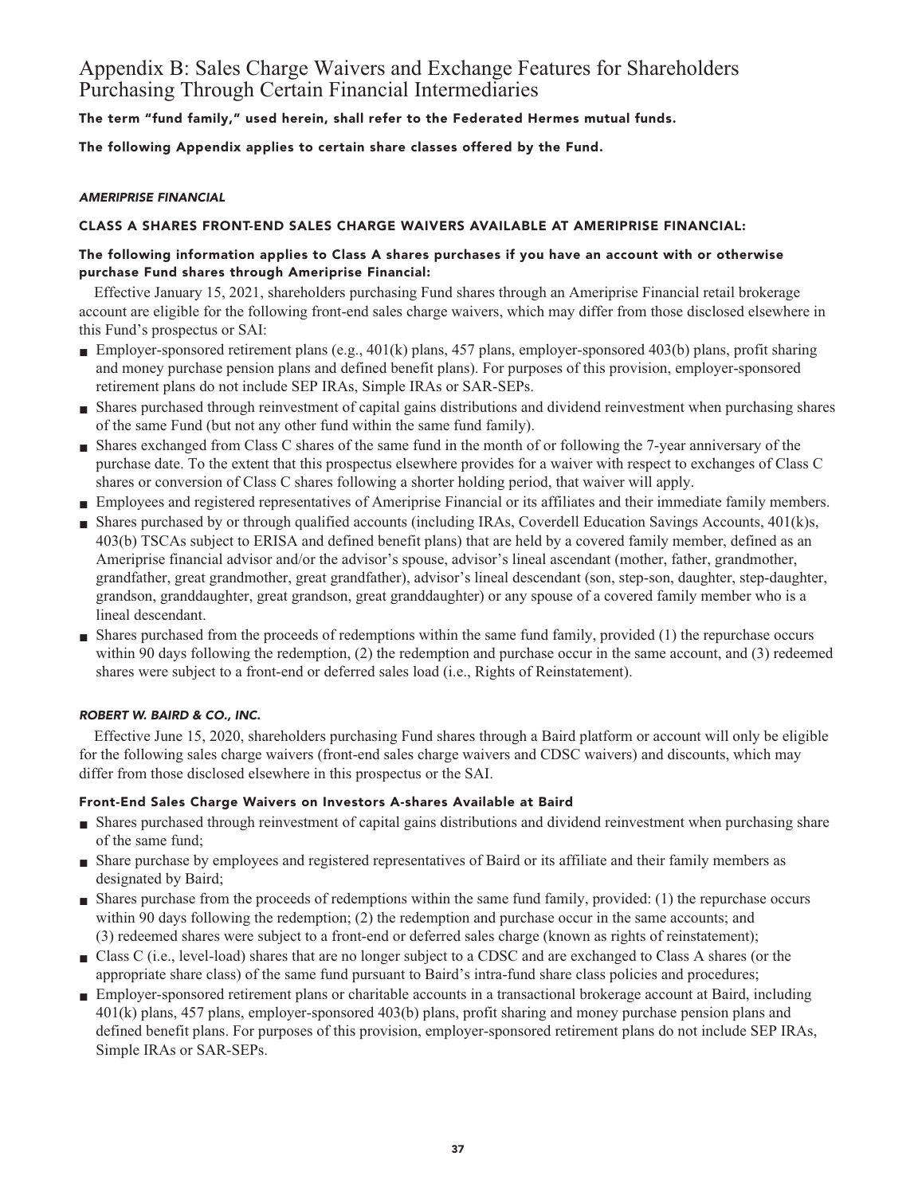# Appendix B: Sales Charge Waivers and Exchange Features for Shareholders Purchasing Through Certain Financial Intermediaries

**The term "fund family," used herein, shall refer to the Federated Hermes mutual funds.**

**The following Appendix applies to certain share classes offered by the Fund.**

***AMERIPRISE FINANCIAL***

### CLASS A SHARES FRONT-END SALES CHARGE WAIVERS AVAILABLE AT AMERIPRISE FINANCIAL:

**The following information applies to Class A shares purchases if you have an account with or otherwise purchase Fund shares through Ameriprise Financial:**

Effective January 15, 2021, shareholders purchasing Fund shares through an Ameriprise Financial retail brokerage account are eligible for the following front-end sales charge waivers, which may differ from those disclosed elsewhere in this Fund's prospectus or SAI:

- Employer-sponsored retirement plans (e.g., 401(k) plans, 457 plans, employer-sponsored 403(b) plans, profit sharing and money purchase pension plans and defined benefit plans). For purposes of this provision, employer-sponsored retirement plans do not include SEP IRAs, Simple IRAs or SAR-SEPs.
- Shares purchased through reinvestment of capital gains distributions and dividend reinvestment when purchasing shares of the same Fund (but not any other fund within the same fund family).
- Shares exchanged from Class C shares of the same fund in the month of or following the 7-year anniversary of the purchase date. To the extent that this prospectus elsewhere provides for a waiver with respect to exchanges of Class C shares or conversion of Class C shares following a shorter holding period, that waiver will apply.
- Employees and registered representatives of Ameriprise Financial or its affiliates and their immediate family members.
- Shares purchased by or through qualified accounts (including IRAs, Coverdell Education Savings Accounts, 401(k)s, 403(b) TSCAs subject to ERISA and defined benefit plans) that are held by a covered family member, defined as an Ameriprise financial advisor and/or the advisor's spouse, advisor's lineal ascendant (mother, father, grandmother, grandfather, great grandmother, great grandfather), advisor's lineal descendant (son, step-son, daughter, step-daughter, grandson, granddaughter, great grandson, great granddaughter) or any spouse of a covered family member who is a lineal descendant.
- Shares purchased from the proceeds of redemptions within the same fund family, provided (1) the repurchase occurs within 90 days following the redemption, (2) the redemption and purchase occur in the same account, and (3) redeemed shares were subject to a front-end or deferred sales load (i.e., Rights of Reinstatement).

***ROBERT W. BAIRD & CO., INC.***

Effective June 15, 2020, shareholders purchasing Fund shares through a Baird platform or account will only be eligible for the following sales charge waivers (front-end sales charge waivers and CDSC waivers) and discounts, which may differ from those disclosed elsewhere in this prospectus or the SAI.

#### Front-End Sales Charge Waivers on Investors A-shares Available at Baird

- Shares purchased through reinvestment of capital gains distributions and dividend reinvestment when purchasing share of the same fund;
- Share purchase by employees and registered representatives of Baird or its affiliate and their family members as designated by Baird;
- Shares purchase from the proceeds of redemptions within the same fund family, provided: (1) the repurchase occurs within 90 days following the redemption; (2) the redemption and purchase occur in the same accounts; and (3) redeemed shares were subject to a front-end or deferred sales charge (known as rights of reinstatement);
- Class C (i.e., level-load) shares that are no longer subject to a CDSC and are exchanged to Class A shares (or the appropriate share class) of the same fund pursuant to Baird's intra-fund share class policies and procedures;
- Employer-sponsored retirement plans or charitable accounts in a transactional brokerage account at Baird, including 401(k) plans, 457 plans, employer-sponsored 403(b) plans, profit sharing and money purchase pension plans and defined benefit plans. For purposes of this provision, employer-sponsored retirement plans do not include SEP IRAs, Simple IRAs or SAR-SEPs.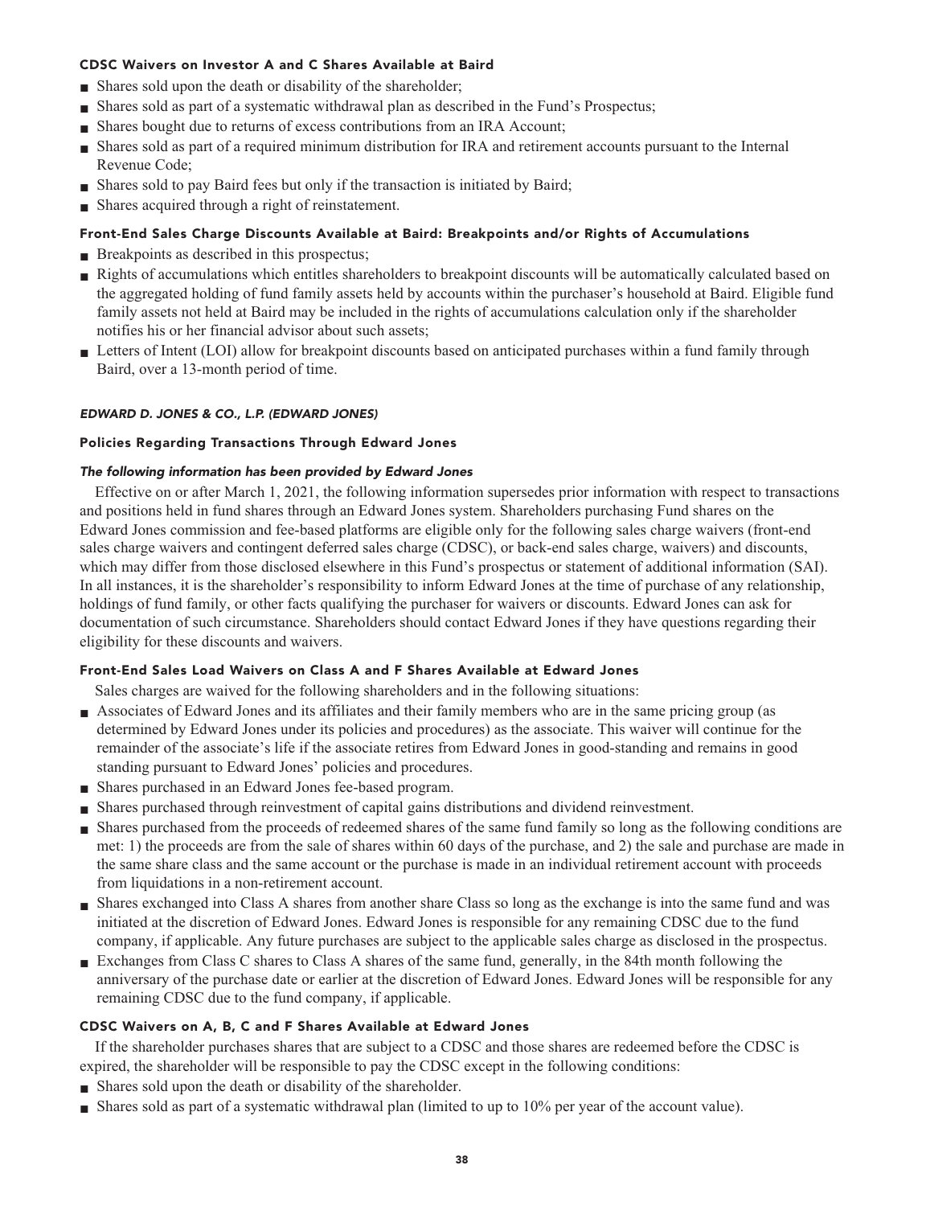#### CDSC Waivers on Investor A and C Shares Available at Baird

- Shares sold upon the death or disability of the shareholder;
- Shares sold as part of a systematic withdrawal plan as described in the Fund's Prospectus;
- Shares bought due to returns of excess contributions from an IRA Account;
- Shares sold as part of a required minimum distribution for IRA and retirement accounts pursuant to the Internal Revenue Code;
- Shares sold to pay Baird fees but only if the transaction is initiated by Baird;
- Shares acquired through a right of reinstatement.

#### Front-End Sales Charge Discounts Available at Baird: Breakpoints and/or Rights of Accumulations

- Breakpoints as described in this prospectus;
- Rights of accumulations which entitles shareholders to breakpoint discounts will be automatically calculated based on the aggregated holding of fund family assets held by accounts within the purchaser's household at Baird. Eligible fund family assets not held at Baird may be included in the rights of accumulations calculation only if the shareholder notifies his or her financial advisor about such assets;
- Letters of Intent (LOI) allow for breakpoint discounts based on anticipated purchases within a fund family through Baird, over a 13-month period of time.

### *EDWARD D. JONES & CO., L.P. (EDWARD JONES)*

#### Policies Regarding Transactions Through Edward Jones

***The following information has been provided by Edward Jones***

Effective on or after March 1, 2021, the following information supersedes prior information with respect to transactions and positions held in fund shares through an Edward Jones system. Shareholders purchasing Fund shares on the Edward Jones commission and fee-based platforms are eligible only for the following sales charge waivers (front-end sales charge waivers and contingent deferred sales charge (CDSC), or back-end sales charge, waivers) and discounts, which may differ from those disclosed elsewhere in this Fund's prospectus or statement of additional information (SAI). In all instances, it is the shareholder's responsibility to inform Edward Jones at the time of purchase of any relationship, holdings of fund family, or other facts qualifying the purchaser for waivers or discounts. Edward Jones can ask for documentation of such circumstance. Shareholders should contact Edward Jones if they have questions regarding their eligibility for these discounts and waivers.

#### Front-End Sales Load Waivers on Class A and F Shares Available at Edward Jones

Sales charges are waived for the following shareholders and in the following situations:

- Associates of Edward Jones and its affiliates and their family members who are in the same pricing group (as determined by Edward Jones under its policies and procedures) as the associate. This waiver will continue for the remainder of the associate's life if the associate retires from Edward Jones in good-standing and remains in good standing pursuant to Edward Jones' policies and procedures.
- Shares purchased in an Edward Jones fee-based program.
- Shares purchased through reinvestment of capital gains distributions and dividend reinvestment.
- Shares purchased from the proceeds of redeemed shares of the same fund family so long as the following conditions are met: 1) the proceeds are from the sale of shares within 60 days of the purchase, and 2) the sale and purchase are made in the same share class and the same account or the purchase is made in an individual retirement account with proceeds from liquidations in a non-retirement account.
- Shares exchanged into Class A shares from another share Class so long as the exchange is into the same fund and was initiated at the discretion of Edward Jones. Edward Jones is responsible for any remaining CDSC due to the fund company, if applicable. Any future purchases are subject to the applicable sales charge as disclosed in the prospectus.
- Exchanges from Class C shares to Class A shares of the same fund, generally, in the 84th month following the anniversary of the purchase date or earlier at the discretion of Edward Jones. Edward Jones will be responsible for any remaining CDSC due to the fund company, if applicable.

#### CDSC Waivers on A, B, C and F Shares Available at Edward Jones

If the shareholder purchases shares that are subject to a CDSC and those shares are redeemed before the CDSC is expired, the shareholder will be responsible to pay the CDSC except in the following conditions:

- Shares sold upon the death or disability of the shareholder.
- Shares sold as part of a systematic withdrawal plan (limited to up to 10% per year of the account value).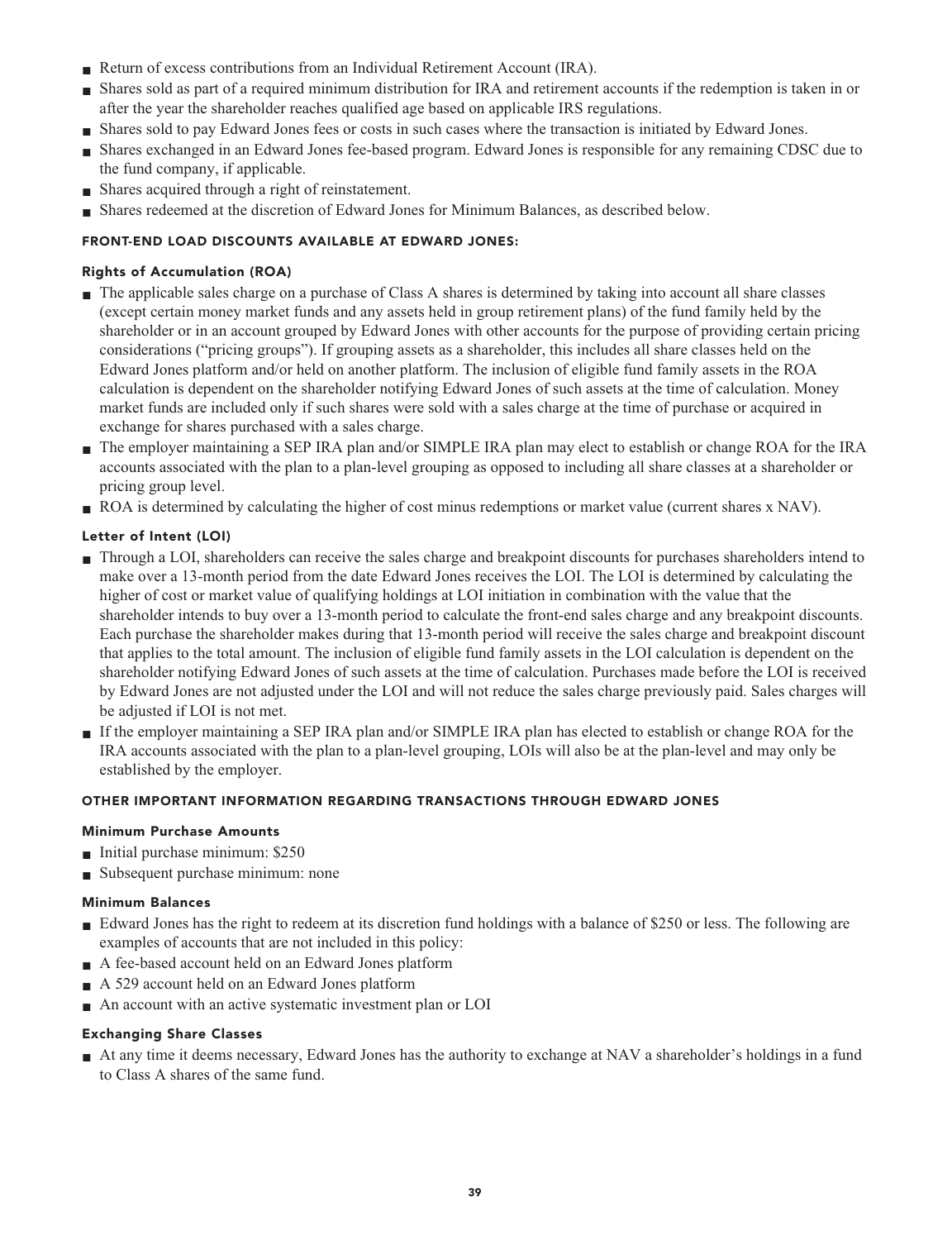- Return of excess contributions from an Individual Retirement Account (IRA).
- Shares sold as part of a required minimum distribution for IRA and retirement accounts if the redemption is taken in or after the year the shareholder reaches qualified age based on applicable IRS regulations.
- Shares sold to pay Edward Jones fees or costs in such cases where the transaction is initiated by Edward Jones.
- Shares exchanged in an Edward Jones fee-based program. Edward Jones is responsible for any remaining CDSC due to the fund company, if applicable.
- Shares acquired through a right of reinstatement.
- Shares redeemed at the discretion of Edward Jones for Minimum Balances, as described below.

## FRONT-END LOAD DISCOUNTS AVAILABLE AT EDWARD JONES:

### Rights of Accumulation (ROA)

- The applicable sales charge on a purchase of Class A shares is determined by taking into account all share classes (except certain money market funds and any assets held in group retirement plans) of the fund family held by the shareholder or in an account grouped by Edward Jones with other accounts for the purpose of providing certain pricing considerations ("pricing groups"). If grouping assets as a shareholder, this includes all share classes held on the Edward Jones platform and/or held on another platform. The inclusion of eligible fund family assets in the ROA calculation is dependent on the shareholder notifying Edward Jones of such assets at the time of calculation. Money market funds are included only if such shares were sold with a sales charge at the time of purchase or acquired in exchange for shares purchased with a sales charge.
- The employer maintaining a SEP IRA plan and/or SIMPLE IRA plan may elect to establish or change ROA for the IRA accounts associated with the plan to a plan-level grouping as opposed to including all share classes at a shareholder or pricing group level.
- ROA is determined by calculating the higher of cost minus redemptions or market value (current shares x NAV).

### Letter of Intent (LOI)

- Through a LOI, shareholders can receive the sales charge and breakpoint discounts for purchases shareholders intend to make over a 13-month period from the date Edward Jones receives the LOI. The LOI is determined by calculating the higher of cost or market value of qualifying holdings at LOI initiation in combination with the value that the shareholder intends to buy over a 13-month period to calculate the front-end sales charge and any breakpoint discounts. Each purchase the shareholder makes during that 13-month period will receive the sales charge and breakpoint discount that applies to the total amount. The inclusion of eligible fund family assets in the LOI calculation is dependent on the shareholder notifying Edward Jones of such assets at the time of calculation. Purchases made before the LOI is received by Edward Jones are not adjusted under the LOI and will not reduce the sales charge previously paid. Sales charges will be adjusted if LOI is not met.
- If the employer maintaining a SEP IRA plan and/or SIMPLE IRA plan has elected to establish or change ROA for the IRA accounts associated with the plan to a plan-level grouping, LOIs will also be at the plan-level and may only be established by the employer.

## OTHER IMPORTANT INFORMATION REGARDING TRANSACTIONS THROUGH EDWARD JONES

### Minimum Purchase Amounts

- Initial purchase minimum: $250
- Subsequent purchase minimum: none

### Minimum Balances

- Edward Jones has the right to redeem at its discretion fund holdings with a balance of $250 or less. The following are examples of accounts that are not included in this policy:
- A fee-based account held on an Edward Jones platform
- A 529 account held on an Edward Jones platform
- An account with an active systematic investment plan or LOI

### Exchanging Share Classes

- At any time it deems necessary, Edward Jones has the authority to exchange at NAV a shareholder's holdings in a fund to Class A shares of the same fund.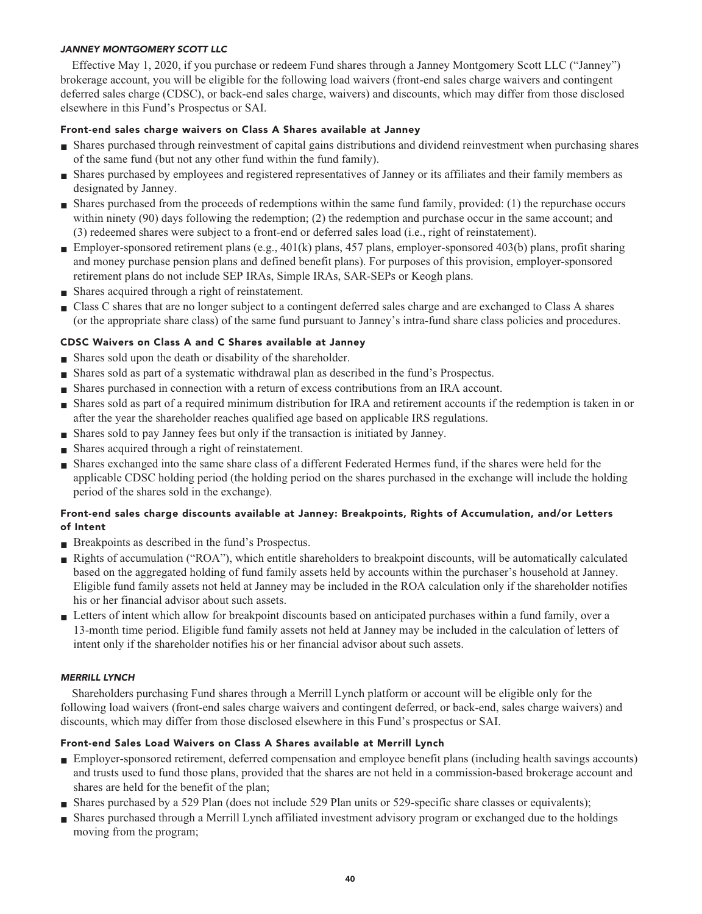### *JANNEY MONTGOMERY SCOTT LLC*

Effective May 1, 2020, if you purchase or redeem Fund shares through a Janney Montgomery Scott LLC ("Janney") brokerage account, you will be eligible for the following load waivers (front-end sales charge waivers and contingent deferred sales charge (CDSC), or back-end sales charge, waivers) and discounts, which may differ from those disclosed elsewhere in this Fund's Prospectus or SAI.

#### Front-end sales charge waivers on Class A Shares available at Janney

- Shares purchased through reinvestment of capital gains distributions and dividend reinvestment when purchasing shares of the same fund (but not any other fund within the fund family).
- Shares purchased by employees and registered representatives of Janney or its affiliates and their family members as designated by Janney.
- Shares purchased from the proceeds of redemptions within the same fund family, provided: (1) the repurchase occurs within ninety (90) days following the redemption; (2) the redemption and purchase occur in the same account; and (3) redeemed shares were subject to a front-end or deferred sales load (i.e., right of reinstatement).
- Employer-sponsored retirement plans (e.g., 401(k) plans, 457 plans, employer-sponsored 403(b) plans, profit sharing and money purchase pension plans and defined benefit plans). For purposes of this provision, employer-sponsored retirement plans do not include SEP IRAs, Simple IRAs, SAR-SEPs or Keogh plans.
- Shares acquired through a right of reinstatement.
- Class C shares that are no longer subject to a contingent deferred sales charge and are exchanged to Class A shares (or the appropriate share class) of the same fund pursuant to Janney's intra-fund share class policies and procedures.

#### CDSC Waivers on Class A and C Shares available at Janney

- Shares sold upon the death or disability of the shareholder.
- Shares sold as part of a systematic withdrawal plan as described in the fund's Prospectus.
- Shares purchased in connection with a return of excess contributions from an IRA account.
- Shares sold as part of a required minimum distribution for IRA and retirement accounts if the redemption is taken in or after the year the shareholder reaches qualified age based on applicable IRS regulations.
- Shares sold to pay Janney fees but only if the transaction is initiated by Janney.
- Shares acquired through a right of reinstatement.
- Shares exchanged into the same share class of a different Federated Hermes fund, if the shares were held for the applicable CDSC holding period (the holding period on the shares purchased in the exchange will include the holding period of the shares sold in the exchange).

#### Front-end sales charge discounts available at Janney: Breakpoints, Rights of Accumulation, and/or Letters of Intent

- Breakpoints as described in the fund's Prospectus.
- Rights of accumulation ("ROA"), which entitle shareholders to breakpoint discounts, will be automatically calculated based on the aggregated holding of fund family assets held by accounts within the purchaser's household at Janney. Eligible fund family assets not held at Janney may be included in the ROA calculation only if the shareholder notifies his or her financial advisor about such assets.
- Letters of intent which allow for breakpoint discounts based on anticipated purchases within a fund family, over a 13-month time period. Eligible fund family assets not held at Janney may be included in the calculation of letters of intent only if the shareholder notifies his or her financial advisor about such assets.

### *MERRILL LYNCH*

Shareholders purchasing Fund shares through a Merrill Lynch platform or account will be eligible only for the following load waivers (front-end sales charge waivers and contingent deferred, or back-end, sales charge waivers) and discounts, which may differ from those disclosed elsewhere in this Fund's prospectus or SAI.

#### Front-end Sales Load Waivers on Class A Shares available at Merrill Lynch

- Employer-sponsored retirement, deferred compensation and employee benefit plans (including health savings accounts) and trusts used to fund those plans, provided that the shares are not held in a commission-based brokerage account and shares are held for the benefit of the plan;
- Shares purchased by a 529 Plan (does not include 529 Plan units or 529-specific share classes or equivalents);
- Shares purchased through a Merrill Lynch affiliated investment advisory program or exchanged due to the holdings moving from the program;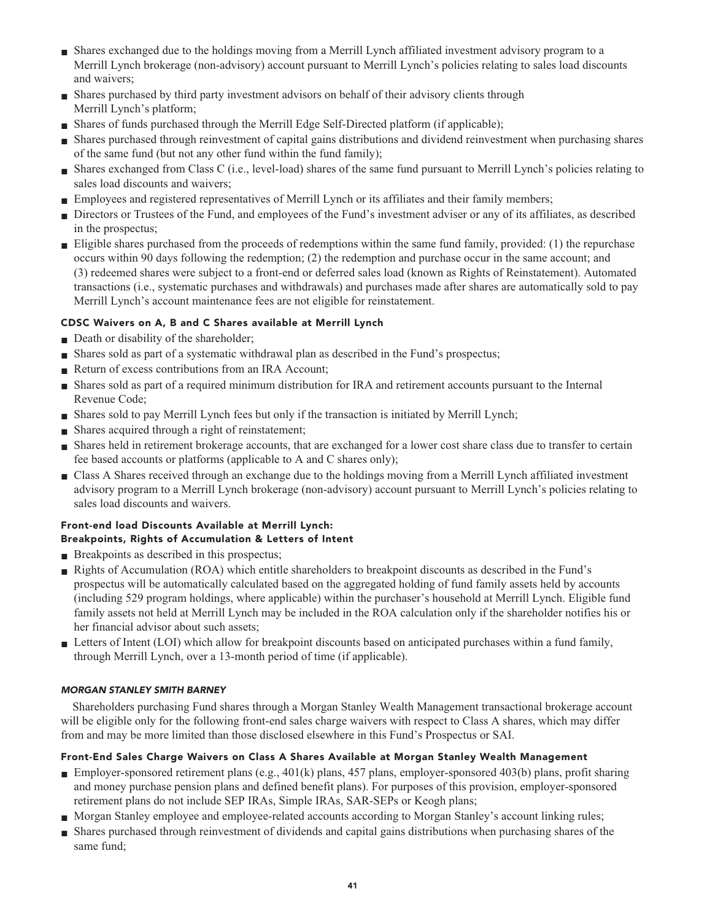- Shares exchanged due to the holdings moving from a Merrill Lynch affiliated investment advisory program to a Merrill Lynch brokerage (non-advisory) account pursuant to Merrill Lynch's policies relating to sales load discounts and waivers;
- Shares purchased by third party investment advisors on behalf of their advisory clients through Merrill Lynch's platform;
- Shares of funds purchased through the Merrill Edge Self-Directed platform (if applicable);
- Shares purchased through reinvestment of capital gains distributions and dividend reinvestment when purchasing shares of the same fund (but not any other fund within the fund family);
- Shares exchanged from Class C (i.e., level-load) shares of the same fund pursuant to Merrill Lynch's policies relating to sales load discounts and waivers;
- Employees and registered representatives of Merrill Lynch or its affiliates and their family members;
- Directors or Trustees of the Fund, and employees of the Fund's investment adviser or any of its affiliates, as described in the prospectus;
- Eligible shares purchased from the proceeds of redemptions within the same fund family, provided: (1) the repurchase occurs within 90 days following the redemption; (2) the redemption and purchase occur in the same account; and (3) redeemed shares were subject to a front-end or deferred sales load (known as Rights of Reinstatement). Automated transactions (i.e., systematic purchases and withdrawals) and purchases made after shares are automatically sold to pay Merrill Lynch's account maintenance fees are not eligible for reinstatement.

#### CDSC Waivers on A, B and C Shares available at Merrill Lynch

- Death or disability of the shareholder;
- Shares sold as part of a systematic withdrawal plan as described in the Fund's prospectus;
- Return of excess contributions from an IRA Account;
- Shares sold as part of a required minimum distribution for IRA and retirement accounts pursuant to the Internal Revenue Code;
- Shares sold to pay Merrill Lynch fees but only if the transaction is initiated by Merrill Lynch;
- Shares acquired through a right of reinstatement;
- Shares held in retirement brokerage accounts, that are exchanged for a lower cost share class due to transfer to certain fee based accounts or platforms (applicable to A and C shares only);
- Class A Shares received through an exchange due to the holdings moving from a Merrill Lynch affiliated investment advisory program to a Merrill Lynch brokerage (non-advisory) account pursuant to Merrill Lynch's policies relating to sales load discounts and waivers.

#### Front-end load Discounts Available at Merrill Lynch: Breakpoints, Rights of Accumulation & Letters of Intent

- Breakpoints as described in this prospectus;
- Rights of Accumulation (ROA) which entitle shareholders to breakpoint discounts as described in the Fund's prospectus will be automatically calculated based on the aggregated holding of fund family assets held by accounts (including 529 program holdings, where applicable) within the purchaser's household at Merrill Lynch. Eligible fund family assets not held at Merrill Lynch may be included in the ROA calculation only if the shareholder notifies his or her financial advisor about such assets;
- Letters of Intent (LOI) which allow for breakpoint discounts based on anticipated purchases within a fund family, through Merrill Lynch, over a 13-month period of time (if applicable).

### *MORGAN STANLEY SMITH BARNEY*

Shareholders purchasing Fund shares through a Morgan Stanley Wealth Management transactional brokerage account will be eligible only for the following front-end sales charge waivers with respect to Class A shares, which may differ from and may be more limited than those disclosed elsewhere in this Fund's Prospectus or SAI.

#### Front-End Sales Charge Waivers on Class A Shares Available at Morgan Stanley Wealth Management

- Employer-sponsored retirement plans (e.g., 401(k) plans, 457 plans, employer-sponsored 403(b) plans, profit sharing and money purchase pension plans and defined benefit plans). For purposes of this provision, employer-sponsored retirement plans do not include SEP IRAs, Simple IRAs, SAR-SEPs or Keogh plans;
- Morgan Stanley employee and employee-related accounts according to Morgan Stanley's account linking rules;
- Shares purchased through reinvestment of dividends and capital gains distributions when purchasing shares of the same fund;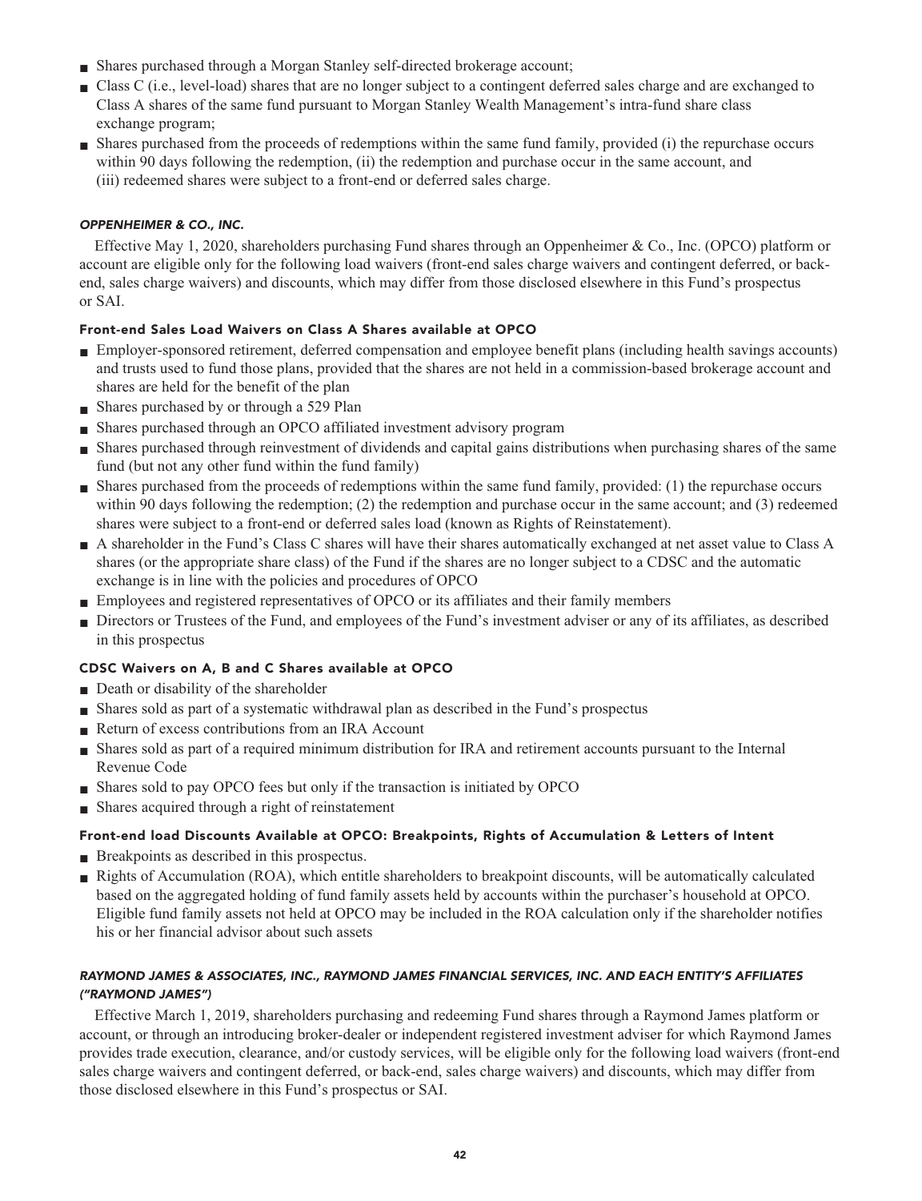- Shares purchased through a Morgan Stanley self-directed brokerage account;
- Class C (i.e., level-load) shares that are no longer subject to a contingent deferred sales charge and are exchanged to Class A shares of the same fund pursuant to Morgan Stanley Wealth Management's intra-fund share class exchange program;
- Shares purchased from the proceeds of redemptions within the same fund family, provided (i) the repurchase occurs within 90 days following the redemption, (ii) the redemption and purchase occur in the same account, and (iii) redeemed shares were subject to a front-end or deferred sales charge.

### *OPPENHEIMER & CO., INC.*

Effective May 1, 2020, shareholders purchasing Fund shares through an Oppenheimer & Co., Inc. (OPCO) platform or account are eligible only for the following load waivers (front-end sales charge waivers and contingent deferred, or back-end, sales charge waivers) and discounts, which may differ from those disclosed elsewhere in this Fund's prospectus or SAI.

#### Front-end Sales Load Waivers on Class A Shares available at OPCO

- Employer-sponsored retirement, deferred compensation and employee benefit plans (including health savings accounts) and trusts used to fund those plans, provided that the shares are not held in a commission-based brokerage account and shares are held for the benefit of the plan
- Shares purchased by or through a 529 Plan
- Shares purchased through an OPCO affiliated investment advisory program
- Shares purchased through reinvestment of dividends and capital gains distributions when purchasing shares of the same fund (but not any other fund within the fund family)
- Shares purchased from the proceeds of redemptions within the same fund family, provided: (1) the repurchase occurs within 90 days following the redemption; (2) the redemption and purchase occur in the same account; and (3) redeemed shares were subject to a front-end or deferred sales load (known as Rights of Reinstatement).
- A shareholder in the Fund's Class C shares will have their shares automatically exchanged at net asset value to Class A shares (or the appropriate share class) of the Fund if the shares are no longer subject to a CDSC and the automatic exchange is in line with the policies and procedures of OPCO
- Employees and registered representatives of OPCO or its affiliates and their family members
- Directors or Trustees of the Fund, and employees of the Fund's investment adviser or any of its affiliates, as described in this prospectus

#### CDSC Waivers on A, B and C Shares available at OPCO

- Death or disability of the shareholder
- Shares sold as part of a systematic withdrawal plan as described in the Fund's prospectus
- Return of excess contributions from an IRA Account
- Shares sold as part of a required minimum distribution for IRA and retirement accounts pursuant to the Internal Revenue Code
- Shares sold to pay OPCO fees but only if the transaction is initiated by OPCO
- Shares acquired through a right of reinstatement

#### Front-end load Discounts Available at OPCO: Breakpoints, Rights of Accumulation & Letters of Intent

- Breakpoints as described in this prospectus.
- Rights of Accumulation (ROA), which entitle shareholders to breakpoint discounts, will be automatically calculated based on the aggregated holding of fund family assets held by accounts within the purchaser's household at OPCO. Eligible fund family assets not held at OPCO may be included in the ROA calculation only if the shareholder notifies his or her financial advisor about such assets

### *RAYMOND JAMES & ASSOCIATES, INC., RAYMOND JAMES FINANCIAL SERVICES, INC. AND EACH ENTITY'S AFFILIATES ("RAYMOND JAMES")*

Effective March 1, 2019, shareholders purchasing and redeeming Fund shares through a Raymond James platform or account, or through an introducing broker-dealer or independent registered investment adviser for which Raymond James provides trade execution, clearance, and/or custody services, will be eligible only for the following load waivers (front-end sales charge waivers and contingent deferred, or back-end, sales charge waivers) and discounts, which may differ from those disclosed elsewhere in this Fund's prospectus or SAI.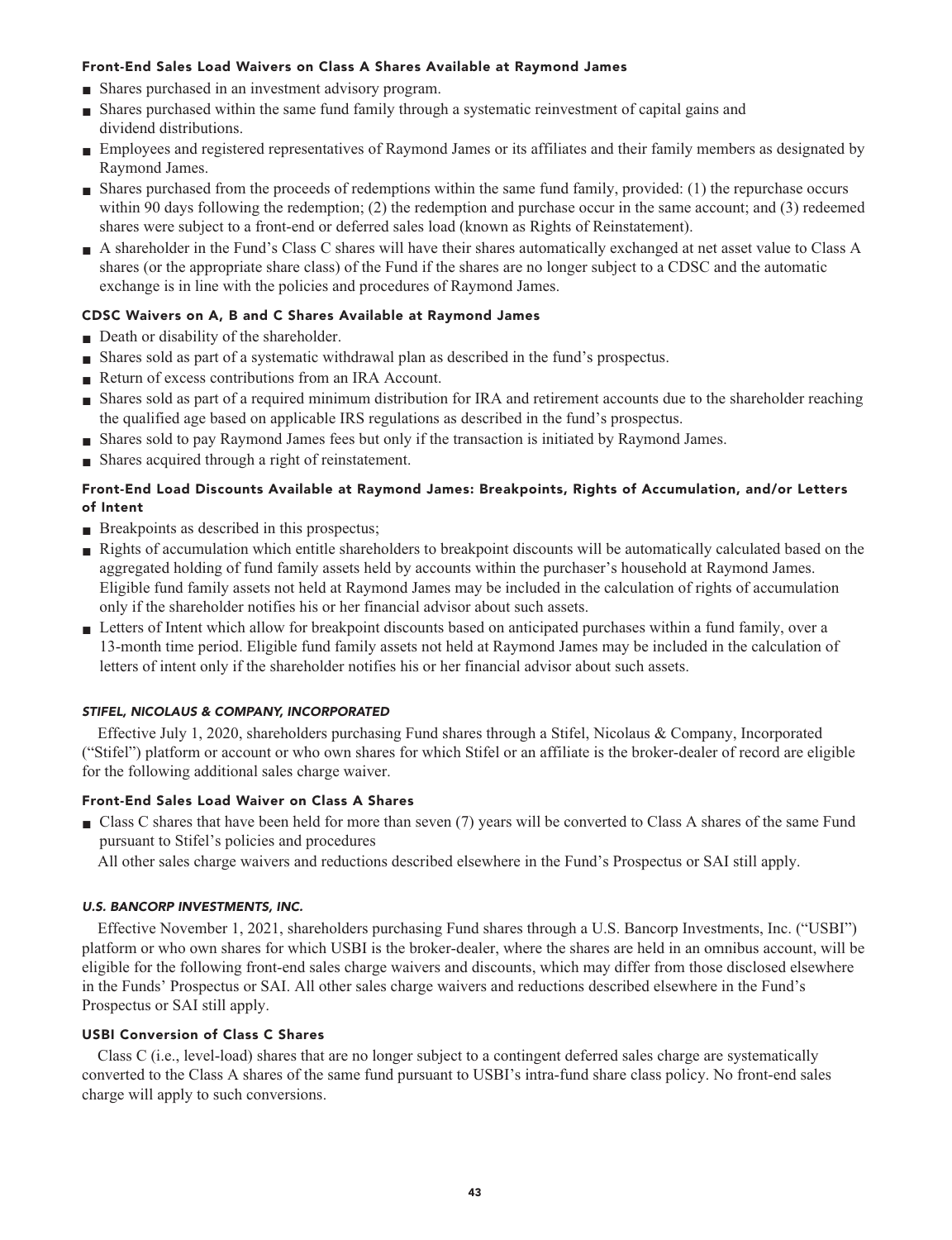#### Front-End Sales Load Waivers on Class A Shares Available at Raymond James

- Shares purchased in an investment advisory program.
- Shares purchased within the same fund family through a systematic reinvestment of capital gains and dividend distributions.
- Employees and registered representatives of Raymond James or its affiliates and their family members as designated by Raymond James.
- Shares purchased from the proceeds of redemptions within the same fund family, provided: (1) the repurchase occurs within 90 days following the redemption; (2) the redemption and purchase occur in the same account; and (3) redeemed shares were subject to a front-end or deferred sales load (known as Rights of Reinstatement).
- A shareholder in the Fund's Class C shares will have their shares automatically exchanged at net asset value to Class A shares (or the appropriate share class) of the Fund if the shares are no longer subject to a CDSC and the automatic exchange is in line with the policies and procedures of Raymond James.

#### CDSC Waivers on A, B and C Shares Available at Raymond James

- Death or disability of the shareholder.
- Shares sold as part of a systematic withdrawal plan as described in the fund's prospectus.
- Return of excess contributions from an IRA Account.
- Shares sold as part of a required minimum distribution for IRA and retirement accounts due to the shareholder reaching the qualified age based on applicable IRS regulations as described in the fund's prospectus.
- Shares sold to pay Raymond James fees but only if the transaction is initiated by Raymond James.
- Shares acquired through a right of reinstatement.

#### Front-End Load Discounts Available at Raymond James: Breakpoints, Rights of Accumulation, and/or Letters of Intent

- Breakpoints as described in this prospectus;
- Rights of accumulation which entitle shareholders to breakpoint discounts will be automatically calculated based on the aggregated holding of fund family assets held by accounts within the purchaser's household at Raymond James. Eligible fund family assets not held at Raymond James may be included in the calculation of rights of accumulation only if the shareholder notifies his or her financial advisor about such assets.
- Letters of Intent which allow for breakpoint discounts based on anticipated purchases within a fund family, over a 13-month time period. Eligible fund family assets not held at Raymond James may be included in the calculation of letters of intent only if the shareholder notifies his or her financial advisor about such assets.

### *STIFEL, NICOLAUS & COMPANY, INCORPORATED*

Effective July 1, 2020, shareholders purchasing Fund shares through a Stifel, Nicolaus & Company, Incorporated ("Stifel") platform or account or who own shares for which Stifel or an affiliate is the broker-dealer of record are eligible for the following additional sales charge waiver.

#### Front-End Sales Load Waiver on Class A Shares

- Class C shares that have been held for more than seven (7) years will be converted to Class A shares of the same Fund pursuant to Stifel's policies and procedures

  All other sales charge waivers and reductions described elsewhere in the Fund's Prospectus or SAI still apply.

### *U.S. BANCORP INVESTMENTS, INC.*

Effective November 1, 2021, shareholders purchasing Fund shares through a U.S. Bancorp Investments, Inc. ("USBI") platform or who own shares for which USBI is the broker-dealer, where the shares are held in an omnibus account, will be eligible for the following front-end sales charge waivers and discounts, which may differ from those disclosed elsewhere in the Funds' Prospectus or SAI. All other sales charge waivers and reductions described elsewhere in the Fund's Prospectus or SAI still apply.

#### USBI Conversion of Class C Shares

Class C (i.e., level-load) shares that are no longer subject to a contingent deferred sales charge are systematically converted to the Class A shares of the same fund pursuant to USBI's intra-fund share class policy. No front-end sales charge will apply to such conversions.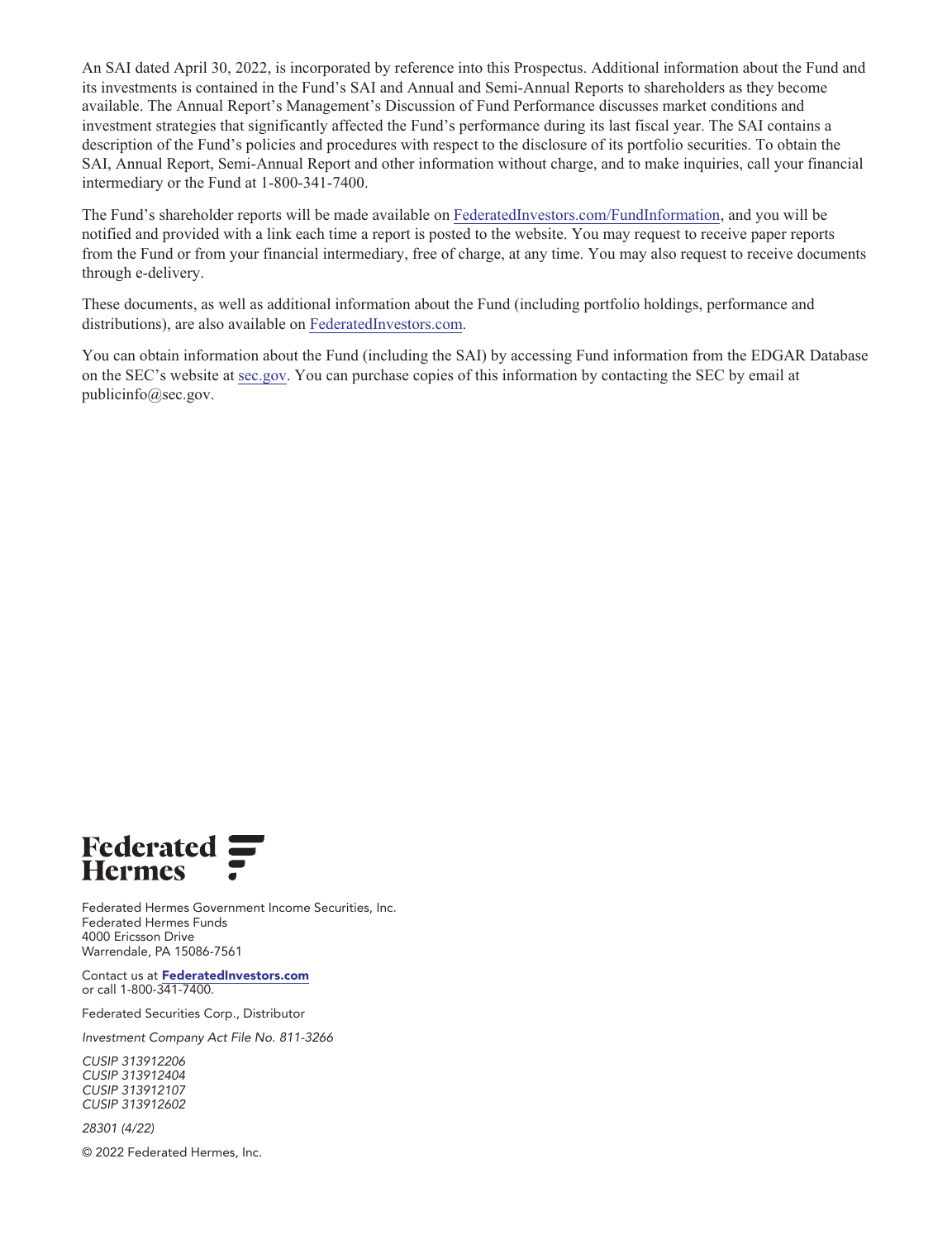An SAI dated April 30, 2022, is incorporated by reference into this Prospectus. Additional information about the Fund and its investments is contained in the Fund's SAI and Annual and Semi-Annual Reports to shareholders as they become available. The Annual Report's Management's Discussion of Fund Performance discusses market conditions and investment strategies that significantly affected the Fund's performance during its last fiscal year. The SAI contains a description of the Fund's policies and procedures with respect to the disclosure of its portfolio securities. To obtain the SAI, Annual Report, Semi-Annual Report and other information without charge, and to make inquiries, call your financial intermediary or the Fund at 1-800-341-7400.

The Fund's shareholder reports will be made available on FederatedInvestors.com/FundInformation, and you will be notified and provided with a link each time a report is posted to the website. You may request to receive paper reports from the Fund or from your financial intermediary, free of charge, at any time. You may also request to receive documents through e-delivery.

These documents, as well as additional information about the Fund (including portfolio holdings, performance and distributions), are also available on FederatedInvestors.com.

You can obtain information about the Fund (including the SAI) by accessing Fund information from the EDGAR Database on the SEC's website at sec.gov. You can purchase copies of this information by contacting the SEC by email at publicinfo@sec.gov.

**Federated Hermes**

Federated Hermes Government Income Securities, Inc.
Federated Hermes Funds
4000 Ericsson Drive
Warrendale, PA 15086-7561

Contact us at **FederatedInvestors.com**
or call 1-800-341-7400.

Federated Securities Corp., Distributor

*Investment Company Act File No. 811-3266*

*CUSIP 313912206*
*CUSIP 313912404*
*CUSIP 313912107*
*CUSIP 313912602*

*28301 (4/22)*

© 2022 Federated Hermes, Inc.